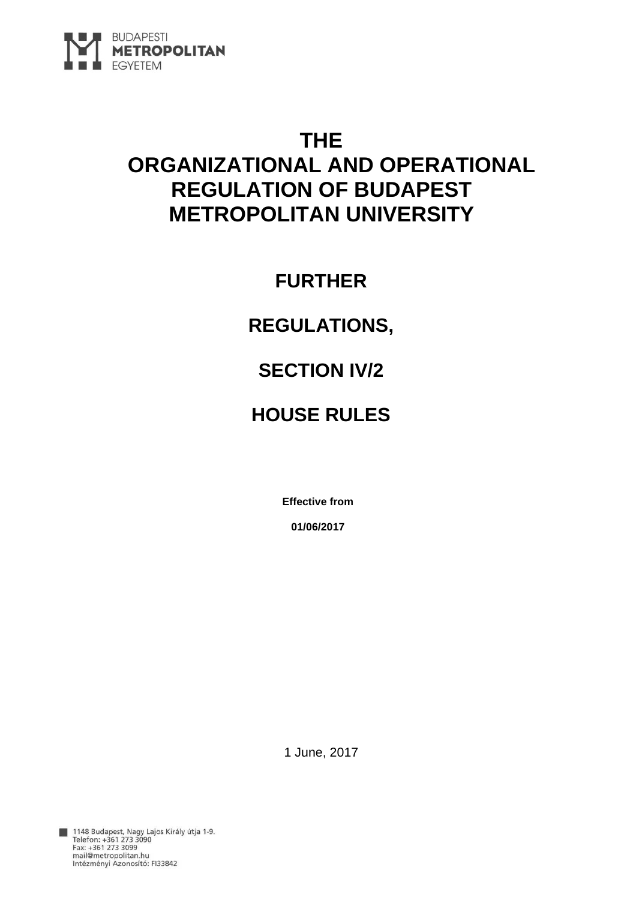BUDAPESTI
**METROPOLITAN**
EGYETEM

# THE ORGANIZATIONAL AND OPERATIONAL REGULATION OF BUDAPEST METROPOLITAN UNIVERSITY

## FURTHER

## REGULATIONS,

## SECTION IV/2

## HOUSE RULES

**Effective from**

**01/06/2017**

1 June, 2017

1148 Budapest, Nagy Lajos Király útja 1-9.
Telefon: +361 273 3090
Fax: +361 273 3099
mail@metropolitan.hu
Intézményi Azonosító: FI33842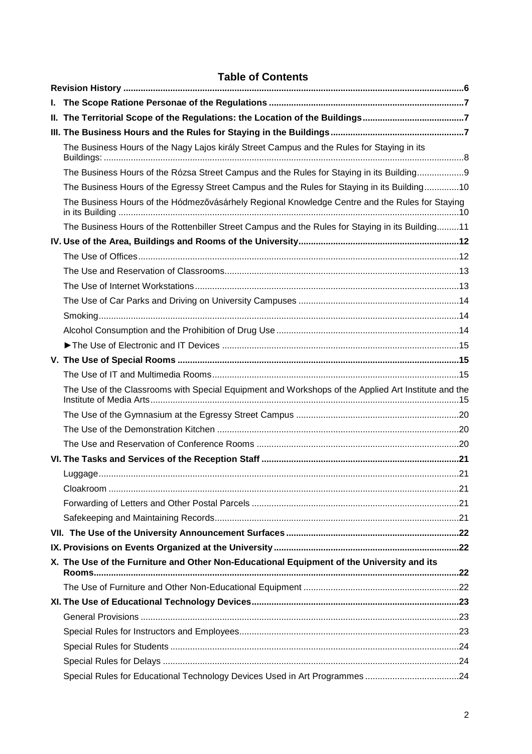# Table of Contents

**Revision History** .......... **6**

**I. The Scope Ratione Personae of the Regulations** .......... **7**

**II. The Territorial Scope of the Regulations: the Location of the Buildings** .......... **7**

**III. The Business Hours and the Rules for Staying in the Buildings** .......... **7**

- The Business Hours of the Nagy Lajos király Street Campus and the Rules for Staying in its Buildings: .......... 8
- The Business Hours of the Rózsa Street Campus and the Rules for Staying in its Building .......... 9
- The Business Hours of the Egressy Street Campus and the Rules for Staying in its Building .......... 10
- The Business Hours of the Hódmezővásárhely Regional Knowledge Centre and the Rules for Staying in its Building .......... 10
- The Business Hours of the Rottenbiller Street Campus and the Rules for Staying in its Building .......... 11

**IV. Use of the Area, Buildings and Rooms of the University** .......... **12**

- The Use of Offices .......... 12
- The Use and Reservation of Classrooms .......... 13
- The Use of Internet Workstations .......... 13
- The Use of Car Parks and Driving on University Campuses .......... 14
- Smoking .......... 14
- Alcohol Consumption and the Prohibition of Drug Use .......... 14
- ►The Use of Electronic and IT Devices .......... 15

**V. The Use of Special Rooms** .......... **15**

- The Use of IT and Multimedia Rooms .......... 15
- The Use of the Classrooms with Special Equipment and Workshops of the Applied Art Institute and the Institute of Media Arts .......... 15
- The Use of the Gymnasium at the Egressy Street Campus .......... 20
- The Use of the Demonstration Kitchen .......... 20
- The Use and Reservation of Conference Rooms .......... 20

**VI. The Tasks and Services of the Reception Staff** .......... **21**

- Luggage .......... 21
- Cloakroom .......... 21
- Forwarding of Letters and Other Postal Parcels .......... 21
- Safekeeping and Maintaining Records .......... 21

**VII. The Use of the University Announcement Surfaces** .......... **22**

**IX. Provisions on Events Organized at the University** .......... **22**

**X. The Use of the Furniture and Other Non-Educational Equipment of the University and its Rooms** .......... **22**

- The Use of Furniture and Other Non-Educational Equipment .......... 22

**XI. The Use of Educational Technology Devices** .......... **23**

- General Provisions .......... 23
- Special Rules for Instructors and Employees .......... 23
- Special Rules for Students .......... 24
- Special Rules for Delays .......... 24
- Special Rules for Educational Technology Devices Used in Art Programmes .......... 24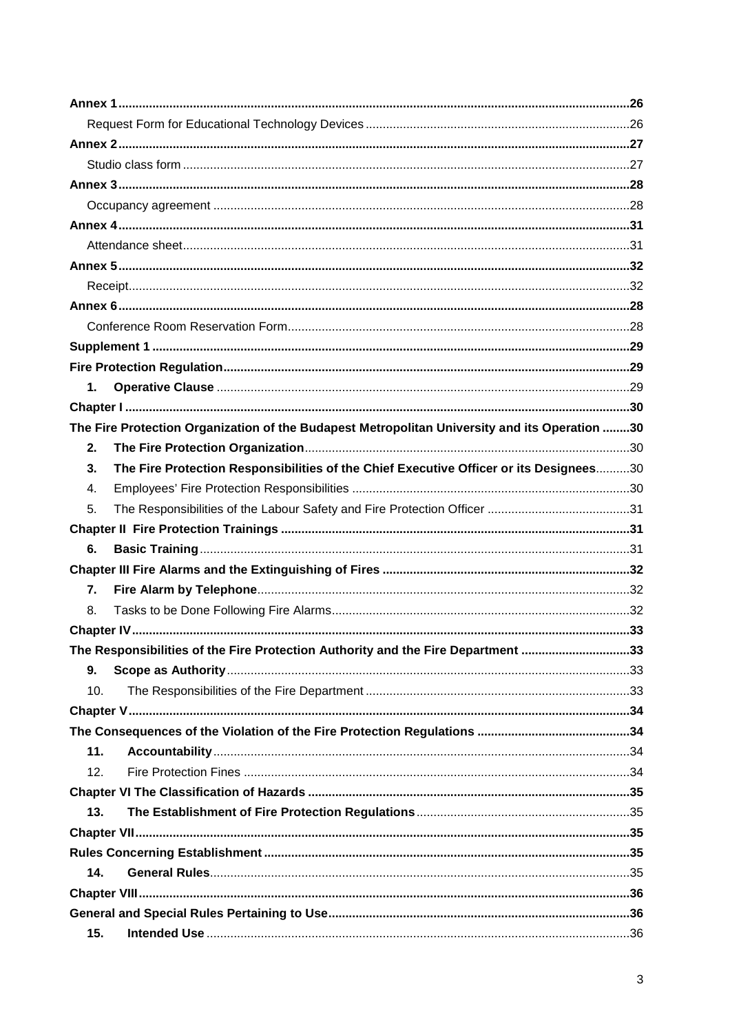**Annex 1** 26

Request Form for Educational Technology Devices 26

**Annex 2** 27

Studio class form 27

**Annex 3** 28

Occupancy agreement 28

**Annex 4** 31

Attendance sheet 31

**Annex 5** 32

Receipt 32

**Annex 6** 28

Conference Room Reservation Form 28

**Supplement 1** 29

**Fire Protection Regulation** 29

1. **Operative Clause** 29

**Chapter I** 30

**The Fire Protection Organization of the Budapest Metropolitan University and its Operation** 30

2. **The Fire Protection Organization** 30
3. **The Fire Protection Responsibilities of the Chief Executive Officer or its Designees** 30
4. Employees' Fire Protection Responsibilities 30
5. The Responsibilities of the Labour Safety and Fire Protection Officer 31

**Chapter II Fire Protection Trainings** 31

6. **Basic Training** 31

**Chapter III Fire Alarms and the Extinguishing of Fires** 32

7. **Fire Alarm by Telephone** 32
8. Tasks to be Done Following Fire Alarms 32

**Chapter IV** 33

**The Responsibilities of the Fire Protection Authority and the Fire Department** 33

9. **Scope as Authority** 33
10. The Responsibilities of the Fire Department 33

**Chapter V** 34

**The Consequences of the Violation of the Fire Protection Regulations** 34

11. **Accountability** 34
12. Fire Protection Fines 34

**Chapter VI The Classification of Hazards** 35

13. **The Establishment of Fire Protection Regulations** 35

**Chapter VII** 35

**Rules Concerning Establishment** 35

14. **General Rules** 35

**Chapter VIII** 36

**General and Special Rules Pertaining to Use** 36

15. **Intended Use** 36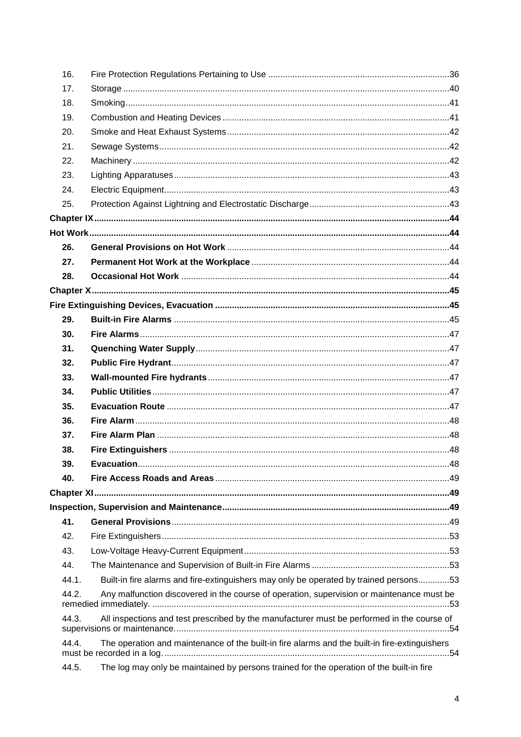| | | |
|---|---|---|
| 16. | Fire Protection Regulations Pertaining to Use | 36 |
| 17. | Storage | 40 |
| 18. | Smoking | 41 |
| 19. | Combustion and Heating Devices | 41 |
| 20. | Smoke and Heat Exhaust Systems | 42 |
| 21. | Sewage Systems | 42 |
| 22. | Machinery | 42 |
| 23. | Lighting Apparatuses | 43 |
| 24. | Electric Equipment | 43 |
| 25. | Protection Against Lightning and Electrostatic Discharge | 43 |
| **Chapter IX** | | **44** |
| **Hot Work** | | **44** |
| **26.** | **General Provisions on Hot Work** | 44 |
| **27.** | **Permanent Hot Work at the Workplace** | 44 |
| **28.** | **Occasional Hot Work** | 44 |
| **Chapter X** | | **45** |
| **Fire Extinguishing Devices, Evacuation** | | **45** |
| **29.** | **Built-in Fire Alarms** | 45 |
| **30.** | **Fire Alarms** | 47 |
| **31.** | **Quenching Water Supply** | 47 |
| **32.** | **Public Fire Hydrant** | 47 |
| **33.** | **Wall-mounted Fire hydrants** | 47 |
| **34.** | **Public Utilities** | 47 |
| **35.** | **Evacuation Route** | 47 |
| **36.** | **Fire Alarm** | 48 |
| **37.** | **Fire Alarm Plan** | 48 |
| **38.** | **Fire Extinguishers** | 48 |
| **39.** | **Evacuation** | 48 |
| **40.** | **Fire Access Roads and Areas** | 49 |
| **Chapter XI** | | **49** |
| **Inspection, Supervision and Maintenance** | | **49** |
| **41.** | **General Provisions** | 49 |
| 42. | Fire Extinguishers | 53 |
| 43. | Low-Voltage Heavy-Current Equipment | 53 |
| 44. | The Maintenance and Supervision of Built-in Fire Alarms | 53 |
| 44.1. | Built-in fire alarms and fire-extinguishers may only be operated by trained persons. | 53 |
| 44.2. | Any malfunction discovered in the course of operation, supervision or maintenance must be remedied immediately. | 53 |
| 44.3. | All inspections and test prescribed by the manufacturer must be performed in the course of supervisions or maintenance. | 54 |
| 44.4. | The operation and maintenance of the built-in fire alarms and the built-in fire-extinguishers must be recorded in a log. | 54 |
| 44.5. | The log may only be maintained by persons trained for the operation of the built-in fire | |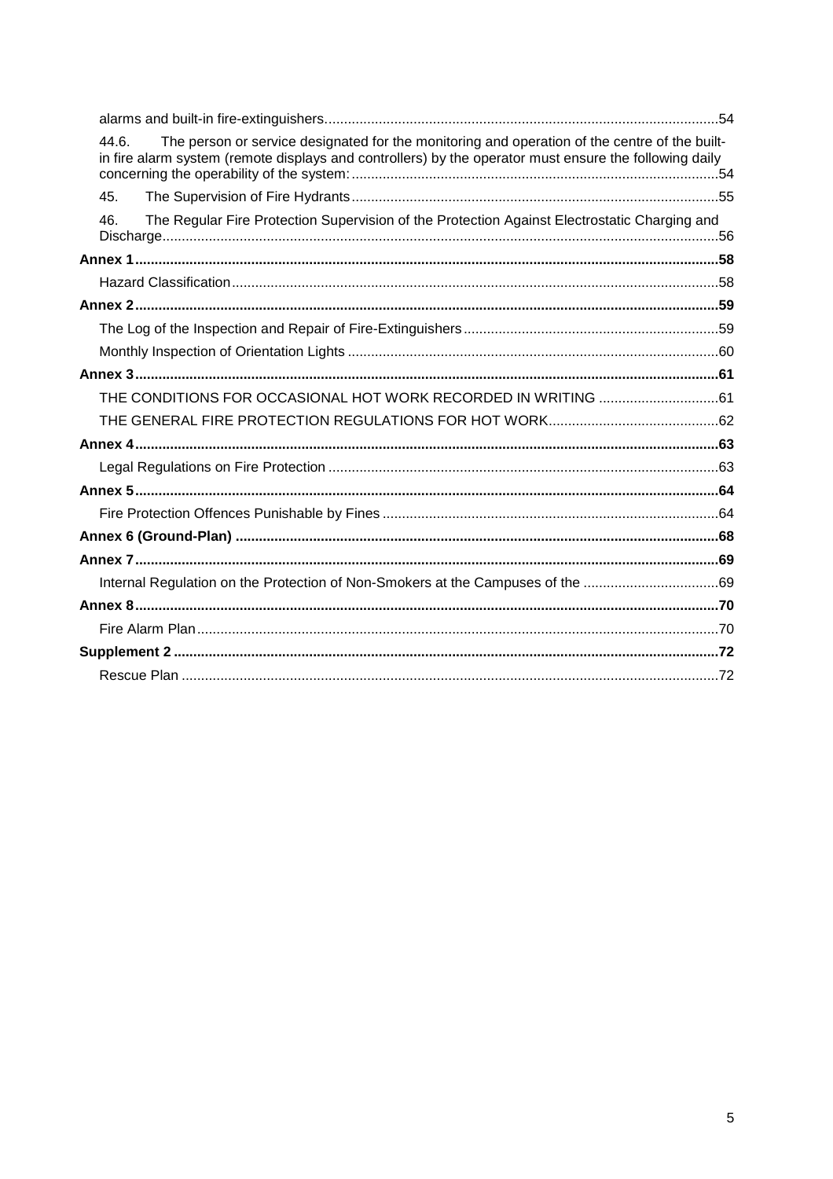alarms and built-in fire-extinguishers.....54

44.6. The person or service designated for the monitoring and operation of the centre of the built-in fire alarm system (remote displays and controllers) by the operator must ensure the following daily concerning the operability of the system:.....54

45. The Supervision of Fire Hydrants.....55

46. The Regular Fire Protection Supervision of the Protection Against Electrostatic Charging and Discharge.....56

**Annex 1.....58**

Hazard Classification.....58

**Annex 2.....59**

The Log of the Inspection and Repair of Fire-Extinguishers.....59

Monthly Inspection of Orientation Lights.....60

**Annex 3.....61**

THE CONDITIONS FOR OCCASIONAL HOT WORK RECORDED IN WRITING.....61

THE GENERAL FIRE PROTECTION REGULATIONS FOR HOT WORK.....62

**Annex 4.....63**

Legal Regulations on Fire Protection.....63

**Annex 5.....64**

Fire Protection Offences Punishable by Fines.....64

**Annex 6 (Ground-Plan).....68**

**Annex 7.....69**

Internal Regulation on the Protection of Non-Smokers at the Campuses of the.....69

**Annex 8.....70**

Fire Alarm Plan.....70

**Supplement 2.....72**

Rescue Plan.....72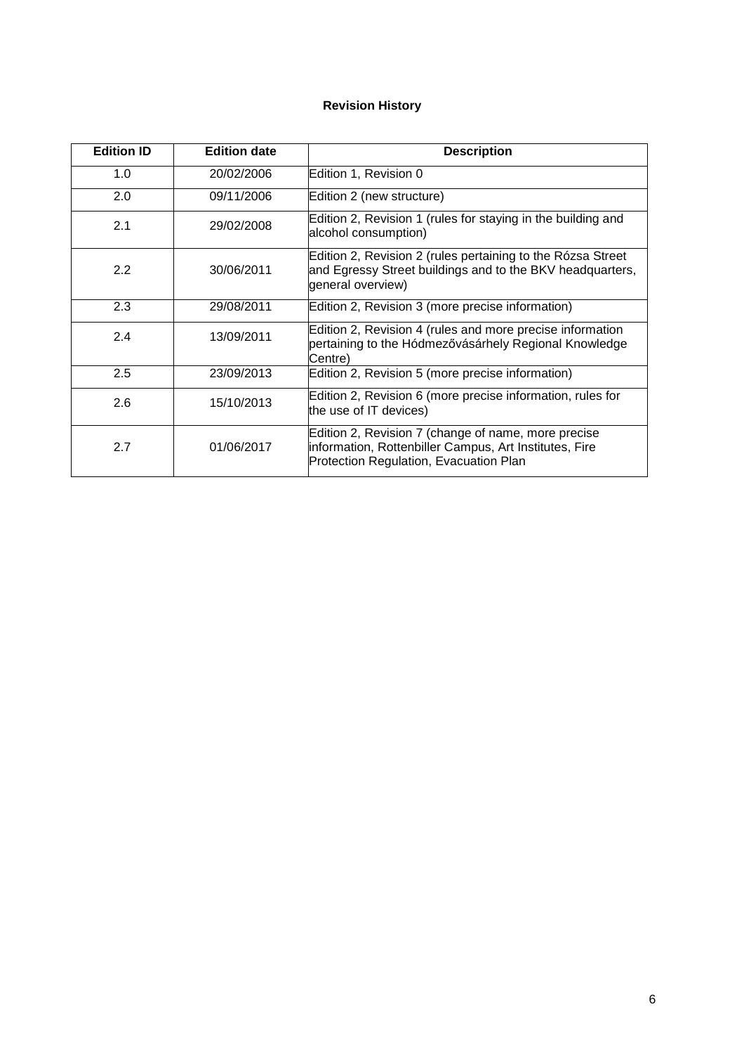**Revision History**

| Edition ID | Edition date | Description |
|---|---|---|
| 1.0 | 20/02/2006 | Edition 1, Revision 0 |
| 2.0 | 09/11/2006 | Edition 2 (new structure) |
| 2.1 | 29/02/2008 | Edition 2, Revision 1 (rules for staying in the building and alcohol consumption) |
| 2.2 | 30/06/2011 | Edition 2, Revision 2 (rules pertaining to the Rózsa Street and Egressy Street buildings and to the BKV headquarters, general overview) |
| 2.3 | 29/08/2011 | Edition 2, Revision 3 (more precise information) |
| 2.4 | 13/09/2011 | Edition 2, Revision 4 (rules and more precise information pertaining to the Hódmezővásárhely Regional Knowledge Centre) |
| 2.5 | 23/09/2013 | Edition 2, Revision 5 (more precise information) |
| 2.6 | 15/10/2013 | Edition 2, Revision 6 (more precise information, rules for the use of IT devices) |
| 2.7 | 01/06/2017 | Edition 2, Revision 7 (change of name, more precise information, Rottenbiller Campus, Art Institutes, Fire Protection Regulation, Evacuation Plan |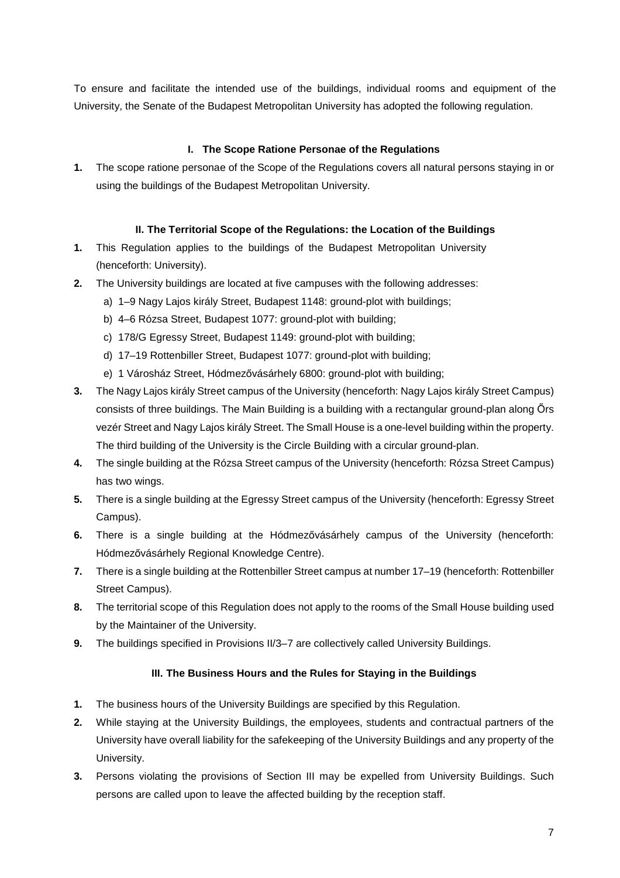To ensure and facilitate the intended use of the buildings, individual rooms and equipment of the University, the Senate of the Budapest Metropolitan University has adopted the following regulation.

## I. The Scope Ratione Personae of the Regulations

**1.** The scope ratione personae of the Scope of the Regulations covers all natural persons staying in or using the buildings of the Budapest Metropolitan University.

## II. The Territorial Scope of the Regulations: the Location of the Buildings

**1.** This Regulation applies to the buildings of the Budapest Metropolitan University (henceforth: University).

**2.** The University buildings are located at five campuses with the following addresses:

a) 1–9 Nagy Lajos király Street, Budapest 1148: ground-plot with buildings;

b) 4–6 Rózsa Street, Budapest 1077: ground-plot with building;

c) 178/G Egressy Street, Budapest 1149: ground-plot with building;

d) 17–19 Rottenbiller Street, Budapest 1077: ground-plot with building;

e) 1 Városház Street, Hódmezővásárhely 6800: ground-plot with building;

**3.** The Nagy Lajos király Street campus of the University (henceforth: Nagy Lajos király Street Campus) consists of three buildings. The Main Building is a building with a rectangular ground-plan along Őrs vezér Street and Nagy Lajos király Street. The Small House is a one-level building within the property. The third building of the University is the Circle Building with a circular ground-plan.

**4.** The single building at the Rózsa Street campus of the University (henceforth: Rózsa Street Campus) has two wings.

**5.** There is a single building at the Egressy Street campus of the University (henceforth: Egressy Street Campus).

**6.** There is a single building at the Hódmezővásárhely campus of the University (henceforth: Hódmezővásárhely Regional Knowledge Centre).

**7.** There is a single building at the Rottenbiller Street campus at number 17–19 (henceforth: Rottenbiller Street Campus).

**8.** The territorial scope of this Regulation does not apply to the rooms of the Small House building used by the Maintainer of the University.

**9.** The buildings specified in Provisions II/3–7 are collectively called University Buildings.

## III. The Business Hours and the Rules for Staying in the Buildings

**1.** The business hours of the University Buildings are specified by this Regulation.

**2.** While staying at the University Buildings, the employees, students and contractual partners of the University have overall liability for the safekeeping of the University Buildings and any property of the University.

**3.** Persons violating the provisions of Section III may be expelled from University Buildings. Such persons are called upon to leave the affected building by the reception staff.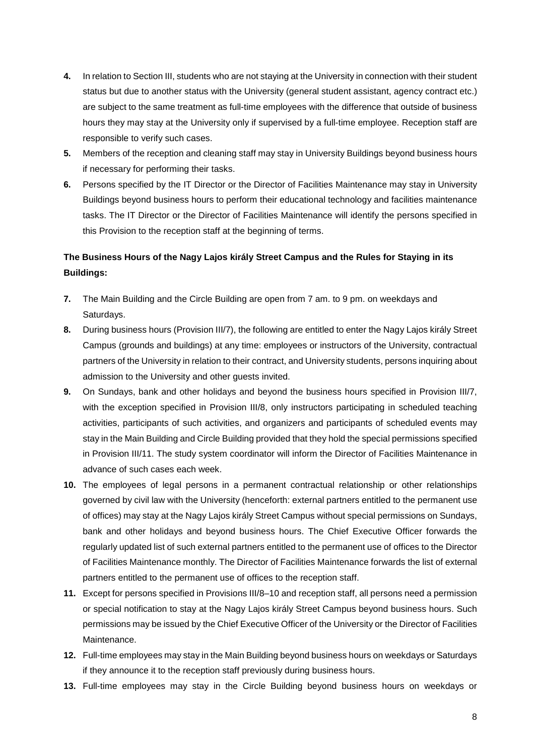**4.** In relation to Section III, students who are not staying at the University in connection with their student status but due to another status with the University (general student assistant, agency contract etc.) are subject to the same treatment as full-time employees with the difference that outside of business hours they may stay at the University only if supervised by a full-time employee. Reception staff are responsible to verify such cases.

**5.** Members of the reception and cleaning staff may stay in University Buildings beyond business hours if necessary for performing their tasks.

**6.** Persons specified by the IT Director or the Director of Facilities Maintenance may stay in University Buildings beyond business hours to perform their educational technology and facilities maintenance tasks. The IT Director or the Director of Facilities Maintenance will identify the persons specified in this Provision to the reception staff at the beginning of terms.

**The Business Hours of the Nagy Lajos király Street Campus and the Rules for Staying in its Buildings:**

**7.** The Main Building and the Circle Building are open from 7 am. to 9 pm. on weekdays and Saturdays.

**8.** During business hours (Provision III/7), the following are entitled to enter the Nagy Lajos király Street Campus (grounds and buildings) at any time: employees or instructors of the University, contractual partners of the University in relation to their contract, and University students, persons inquiring about admission to the University and other guests invited.

**9.** On Sundays, bank and other holidays and beyond the business hours specified in Provision III/7, with the exception specified in Provision III/8, only instructors participating in scheduled teaching activities, participants of such activities, and organizers and participants of scheduled events may stay in the Main Building and Circle Building provided that they hold the special permissions specified in Provision III/11. The study system coordinator will inform the Director of Facilities Maintenance in advance of such cases each week.

**10.** The employees of legal persons in a permanent contractual relationship or other relationships governed by civil law with the University (henceforth: external partners entitled to the permanent use of offices) may stay at the Nagy Lajos király Street Campus without special permissions on Sundays, bank and other holidays and beyond business hours. The Chief Executive Officer forwards the regularly updated list of such external partners entitled to the permanent use of offices to the Director of Facilities Maintenance monthly. The Director of Facilities Maintenance forwards the list of external partners entitled to the permanent use of offices to the reception staff.

**11.** Except for persons specified in Provisions III/8–10 and reception staff, all persons need a permission or special notification to stay at the Nagy Lajos király Street Campus beyond business hours. Such permissions may be issued by the Chief Executive Officer of the University or the Director of Facilities Maintenance.

**12.** Full-time employees may stay in the Main Building beyond business hours on weekdays or Saturdays if they announce it to the reception staff previously during business hours.

**13.** Full-time employees may stay in the Circle Building beyond business hours on weekdays or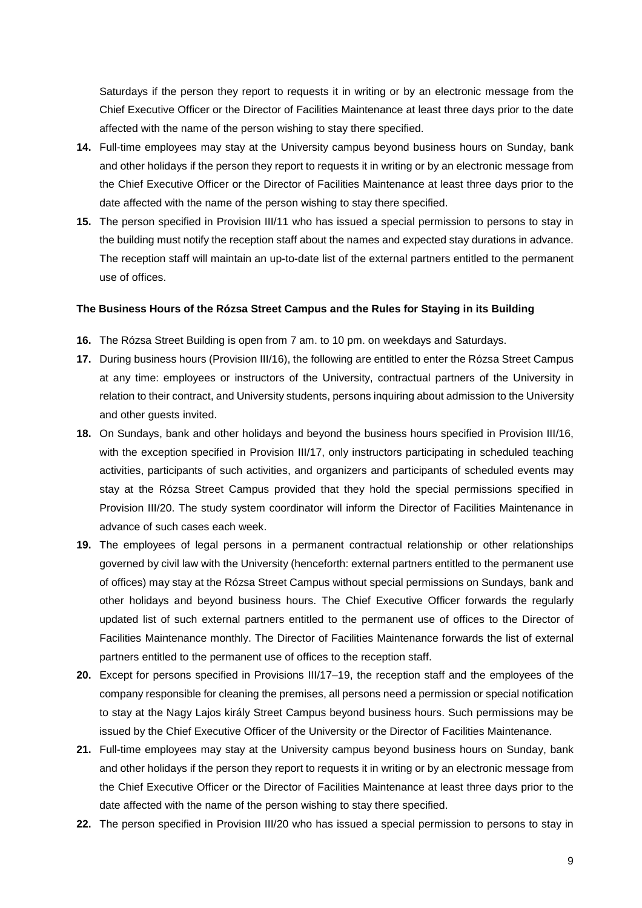Saturdays if the person they report to requests it in writing or by an electronic message from the Chief Executive Officer or the Director of Facilities Maintenance at least three days prior to the date affected with the name of the person wishing to stay there specified.

**14.** Full-time employees may stay at the University campus beyond business hours on Sunday, bank and other holidays if the person they report to requests it in writing or by an electronic message from the Chief Executive Officer or the Director of Facilities Maintenance at least three days prior to the date affected with the name of the person wishing to stay there specified.

**15.** The person specified in Provision III/11 who has issued a special permission to persons to stay in the building must notify the reception staff about the names and expected stay durations in advance. The reception staff will maintain an up-to-date list of the external partners entitled to the permanent use of offices.

**The Business Hours of the Rózsa Street Campus and the Rules for Staying in its Building**

**16.** The Rózsa Street Building is open from 7 am. to 10 pm. on weekdays and Saturdays.

**17.** During business hours (Provision III/16), the following are entitled to enter the Rózsa Street Campus at any time: employees or instructors of the University, contractual partners of the University in relation to their contract, and University students, persons inquiring about admission to the University and other guests invited.

**18.** On Sundays, bank and other holidays and beyond the business hours specified in Provision III/16, with the exception specified in Provision III/17, only instructors participating in scheduled teaching activities, participants of such activities, and organizers and participants of scheduled events may stay at the Rózsa Street Campus provided that they hold the special permissions specified in Provision III/20. The study system coordinator will inform the Director of Facilities Maintenance in advance of such cases each week.

**19.** The employees of legal persons in a permanent contractual relationship or other relationships governed by civil law with the University (henceforth: external partners entitled to the permanent use of offices) may stay at the Rózsa Street Campus without special permissions on Sundays, bank and other holidays and beyond business hours. The Chief Executive Officer forwards the regularly updated list of such external partners entitled to the permanent use of offices to the Director of Facilities Maintenance monthly. The Director of Facilities Maintenance forwards the list of external partners entitled to the permanent use of offices to the reception staff.

**20.** Except for persons specified in Provisions III/17–19, the reception staff and the employees of the company responsible for cleaning the premises, all persons need a permission or special notification to stay at the Nagy Lajos király Street Campus beyond business hours. Such permissions may be issued by the Chief Executive Officer of the University or the Director of Facilities Maintenance.

**21.** Full-time employees may stay at the University campus beyond business hours on Sunday, bank and other holidays if the person they report to requests it in writing or by an electronic message from the Chief Executive Officer or the Director of Facilities Maintenance at least three days prior to the date affected with the name of the person wishing to stay there specified.

**22.** The person specified in Provision III/20 who has issued a special permission to persons to stay in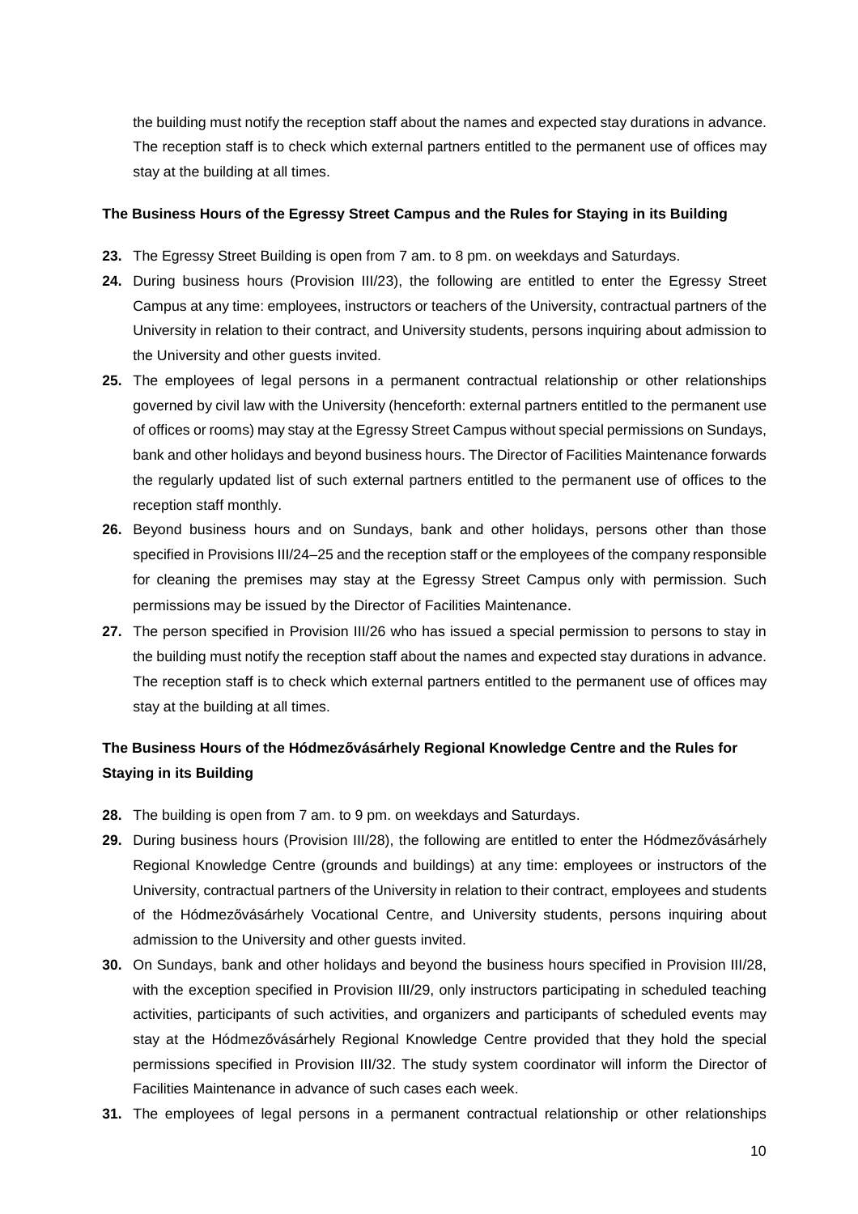the building must notify the reception staff about the names and expected stay durations in advance. The reception staff is to check which external partners entitled to the permanent use of offices may stay at the building at all times.

### The Business Hours of the Egressy Street Campus and the Rules for Staying in its Building

**23.** The Egressy Street Building is open from 7 am. to 8 pm. on weekdays and Saturdays.

**24.** During business hours (Provision III/23), the following are entitled to enter the Egressy Street Campus at any time: employees, instructors or teachers of the University, contractual partners of the University in relation to their contract, and University students, persons inquiring about admission to the University and other guests invited.

**25.** The employees of legal persons in a permanent contractual relationship or other relationships governed by civil law with the University (henceforth: external partners entitled to the permanent use of offices or rooms) may stay at the Egressy Street Campus without special permissions on Sundays, bank and other holidays and beyond business hours. The Director of Facilities Maintenance forwards the regularly updated list of such external partners entitled to the permanent use of offices to the reception staff monthly.

**26.** Beyond business hours and on Sundays, bank and other holidays, persons other than those specified in Provisions III/24–25 and the reception staff or the employees of the company responsible for cleaning the premises may stay at the Egressy Street Campus only with permission. Such permissions may be issued by the Director of Facilities Maintenance.

**27.** The person specified in Provision III/26 who has issued a special permission to persons to stay in the building must notify the reception staff about the names and expected stay durations in advance. The reception staff is to check which external partners entitled to the permanent use of offices may stay at the building at all times.

### The Business Hours of the Hódmezővásárhely Regional Knowledge Centre and the Rules for Staying in its Building

**28.** The building is open from 7 am. to 9 pm. on weekdays and Saturdays.

**29.** During business hours (Provision III/28), the following are entitled to enter the Hódmezővásárhely Regional Knowledge Centre (grounds and buildings) at any time: employees or instructors of the University, contractual partners of the University in relation to their contract, employees and students of the Hódmezővásárhely Vocational Centre, and University students, persons inquiring about admission to the University and other guests invited.

**30.** On Sundays, bank and other holidays and beyond the business hours specified in Provision III/28, with the exception specified in Provision III/29, only instructors participating in scheduled teaching activities, participants of such activities, and organizers and participants of scheduled events may stay at the Hódmezővásárhely Regional Knowledge Centre provided that they hold the special permissions specified in Provision III/32. The study system coordinator will inform the Director of Facilities Maintenance in advance of such cases each week.

**31.** The employees of legal persons in a permanent contractual relationship or other relationships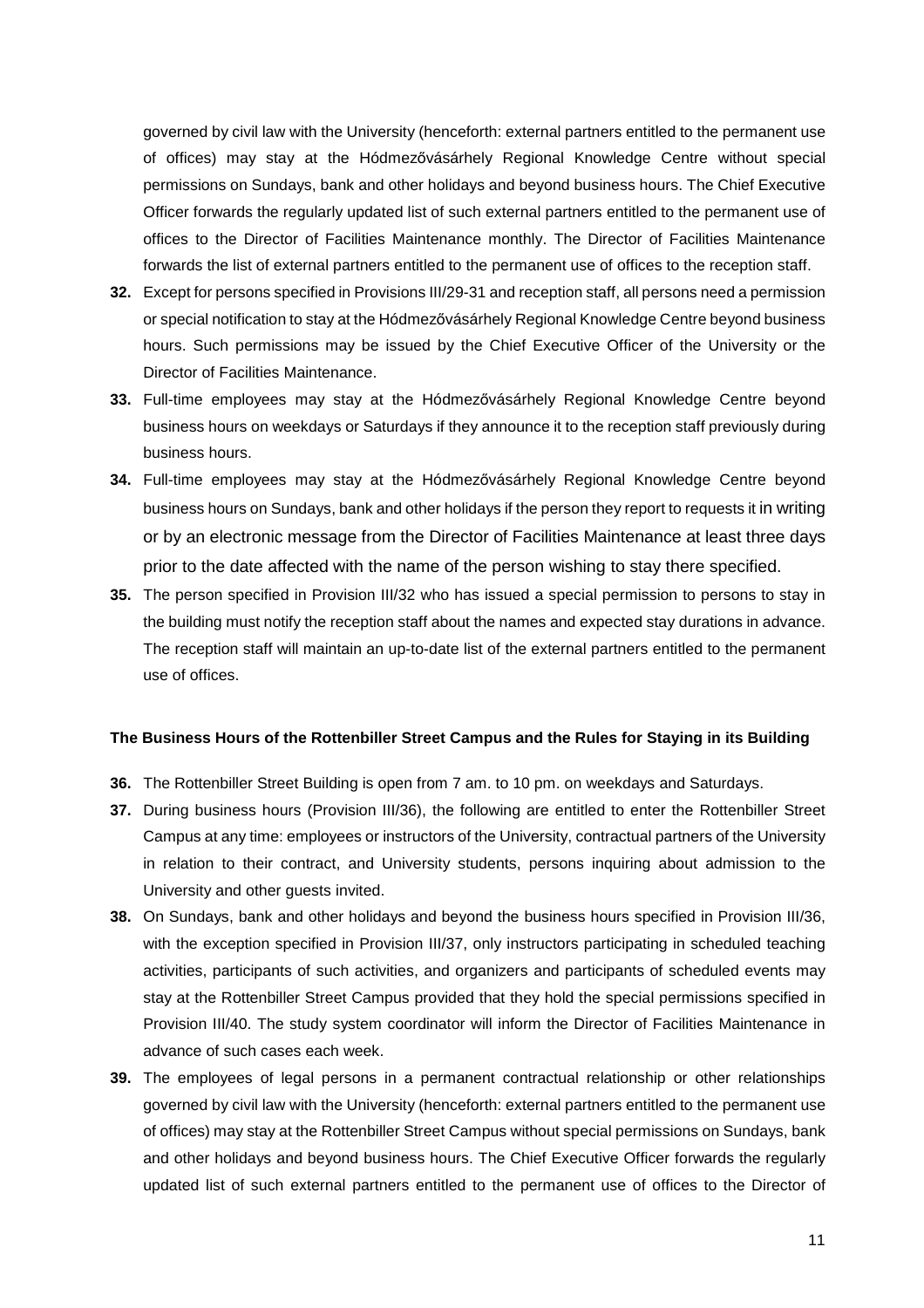governed by civil law with the University (henceforth: external partners entitled to the permanent use of offices) may stay at the Hódmezővásárhely Regional Knowledge Centre without special permissions on Sundays, bank and other holidays and beyond business hours. The Chief Executive Officer forwards the regularly updated list of such external partners entitled to the permanent use of offices to the Director of Facilities Maintenance monthly. The Director of Facilities Maintenance forwards the list of external partners entitled to the permanent use of offices to the reception staff.

**32.** Except for persons specified in Provisions III/29-31 and reception staff, all persons need a permission or special notification to stay at the Hódmezővásárhely Regional Knowledge Centre beyond business hours. Such permissions may be issued by the Chief Executive Officer of the University or the Director of Facilities Maintenance.

**33.** Full-time employees may stay at the Hódmezővásárhely Regional Knowledge Centre beyond business hours on weekdays or Saturdays if they announce it to the reception staff previously during business hours.

**34.** Full-time employees may stay at the Hódmezővásárhely Regional Knowledge Centre beyond business hours on Sundays, bank and other holidays if the person they report to requests it in writing or by an electronic message from the Director of Facilities Maintenance at least three days prior to the date affected with the name of the person wishing to stay there specified.

**35.** The person specified in Provision III/32 who has issued a special permission to persons to stay in the building must notify the reception staff about the names and expected stay durations in advance. The reception staff will maintain an up-to-date list of the external partners entitled to the permanent use of offices.

**The Business Hours of the Rottenbiller Street Campus and the Rules for Staying in its Building**

**36.** The Rottenbiller Street Building is open from 7 am. to 10 pm. on weekdays and Saturdays.

**37.** During business hours (Provision III/36), the following are entitled to enter the Rottenbiller Street Campus at any time: employees or instructors of the University, contractual partners of the University in relation to their contract, and University students, persons inquiring about admission to the University and other guests invited.

**38.** On Sundays, bank and other holidays and beyond the business hours specified in Provision III/36, with the exception specified in Provision III/37, only instructors participating in scheduled teaching activities, participants of such activities, and organizers and participants of scheduled events may stay at the Rottenbiller Street Campus provided that they hold the special permissions specified in Provision III/40. The study system coordinator will inform the Director of Facilities Maintenance in advance of such cases each week.

**39.** The employees of legal persons in a permanent contractual relationship or other relationships governed by civil law with the University (henceforth: external partners entitled to the permanent use of offices) may stay at the Rottenbiller Street Campus without special permissions on Sundays, bank and other holidays and beyond business hours. The Chief Executive Officer forwards the regularly updated list of such external partners entitled to the permanent use of offices to the Director of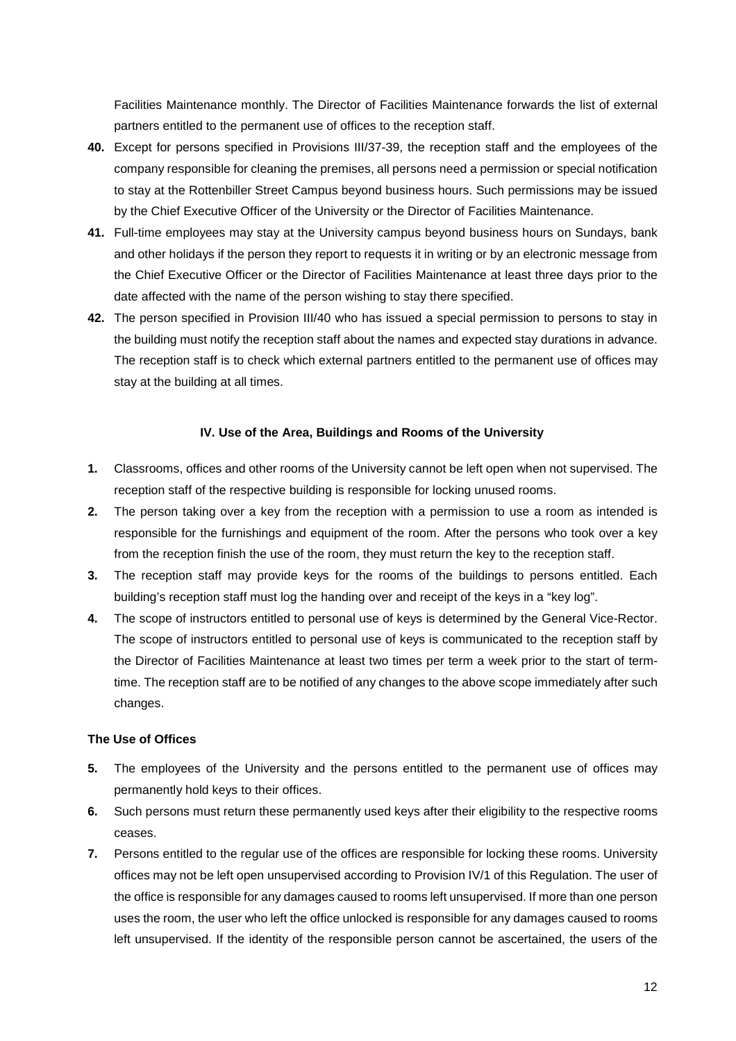Facilities Maintenance monthly. The Director of Facilities Maintenance forwards the list of external partners entitled to the permanent use of offices to the reception staff.

**40.** Except for persons specified in Provisions III/37-39, the reception staff and the employees of the company responsible for cleaning the premises, all persons need a permission or special notification to stay at the Rottenbiller Street Campus beyond business hours. Such permissions may be issued by the Chief Executive Officer of the University or the Director of Facilities Maintenance.

**41.** Full-time employees may stay at the University campus beyond business hours on Sundays, bank and other holidays if the person they report to requests it in writing or by an electronic message from the Chief Executive Officer or the Director of Facilities Maintenance at least three days prior to the date affected with the name of the person wishing to stay there specified.

**42.** The person specified in Provision III/40 who has issued a special permission to persons to stay in the building must notify the reception staff about the names and expected stay durations in advance. The reception staff is to check which external partners entitled to the permanent use of offices may stay at the building at all times.

### IV. Use of the Area, Buildings and Rooms of the University

**1.** Classrooms, offices and other rooms of the University cannot be left open when not supervised. The reception staff of the respective building is responsible for locking unused rooms.

**2.** The person taking over a key from the reception with a permission to use a room as intended is responsible for the furnishings and equipment of the room. After the persons who took over a key from the reception finish the use of the room, they must return the key to the reception staff.

**3.** The reception staff may provide keys for the rooms of the buildings to persons entitled. Each building's reception staff must log the handing over and receipt of the keys in a "key log".

**4.** The scope of instructors entitled to personal use of keys is determined by the General Vice-Rector. The scope of instructors entitled to personal use of keys is communicated to the reception staff by the Director of Facilities Maintenance at least two times per term a week prior to the start of term-time. The reception staff are to be notified of any changes to the above scope immediately after such changes.

#### The Use of Offices

**5.** The employees of the University and the persons entitled to the permanent use of offices may permanently hold keys to their offices.

**6.** Such persons must return these permanently used keys after their eligibility to the respective rooms ceases.

**7.** Persons entitled to the regular use of the offices are responsible for locking these rooms. University offices may not be left open unsupervised according to Provision IV/1 of this Regulation. The user of the office is responsible for any damages caused to rooms left unsupervised. If more than one person uses the room, the user who left the office unlocked is responsible for any damages caused to rooms left unsupervised. If the identity of the responsible person cannot be ascertained, the users of the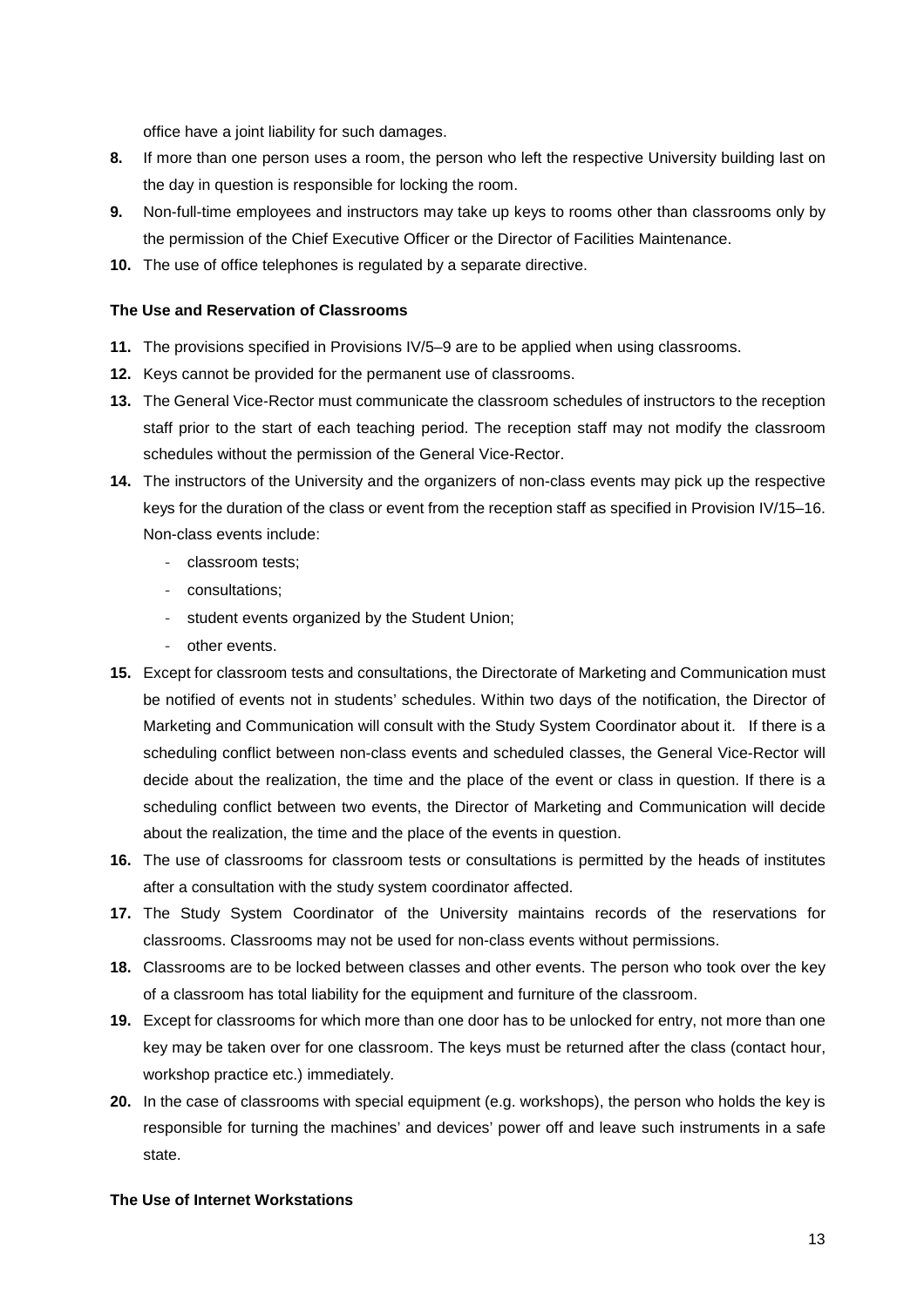office have a joint liability for such damages.

**8.** If more than one person uses a room, the person who left the respective University building last on the day in question is responsible for locking the room.

**9.** Non-full-time employees and instructors may take up keys to rooms other than classrooms only by the permission of the Chief Executive Officer or the Director of Facilities Maintenance.

**10.** The use of office telephones is regulated by a separate directive.

#### The Use and Reservation of Classrooms

**11.** The provisions specified in Provisions IV/5–9 are to be applied when using classrooms.

**12.** Keys cannot be provided for the permanent use of classrooms.

**13.** The General Vice-Rector must communicate the classroom schedules of instructors to the reception staff prior to the start of each teaching period. The reception staff may not modify the classroom schedules without the permission of the General Vice-Rector.

**14.** The instructors of the University and the organizers of non-class events may pick up the respective keys for the duration of the class or event from the reception staff as specified in Provision IV/15–16. Non-class events include:

- classroom tests;
- consultations;
- student events organized by the Student Union;
- other events.

**15.** Except for classroom tests and consultations, the Directorate of Marketing and Communication must be notified of events not in students' schedules. Within two days of the notification, the Director of Marketing and Communication will consult with the Study System Coordinator about it. If there is a scheduling conflict between non-class events and scheduled classes, the General Vice-Rector will decide about the realization, the time and the place of the event or class in question. If there is a scheduling conflict between two events, the Director of Marketing and Communication will decide about the realization, the time and the place of the events in question.

**16.** The use of classrooms for classroom tests or consultations is permitted by the heads of institutes after a consultation with the study system coordinator affected.

**17.** The Study System Coordinator of the University maintains records of the reservations for classrooms. Classrooms may not be used for non-class events without permissions.

**18.** Classrooms are to be locked between classes and other events. The person who took over the key of a classroom has total liability for the equipment and furniture of the classroom.

**19.** Except for classrooms for which more than one door has to be unlocked for entry, not more than one key may be taken over for one classroom. The keys must be returned after the class (contact hour, workshop practice etc.) immediately.

**20.** In the case of classrooms with special equipment (e.g. workshops), the person who holds the key is responsible for turning the machines' and devices' power off and leave such instruments in a safe state.

#### The Use of Internet Workstations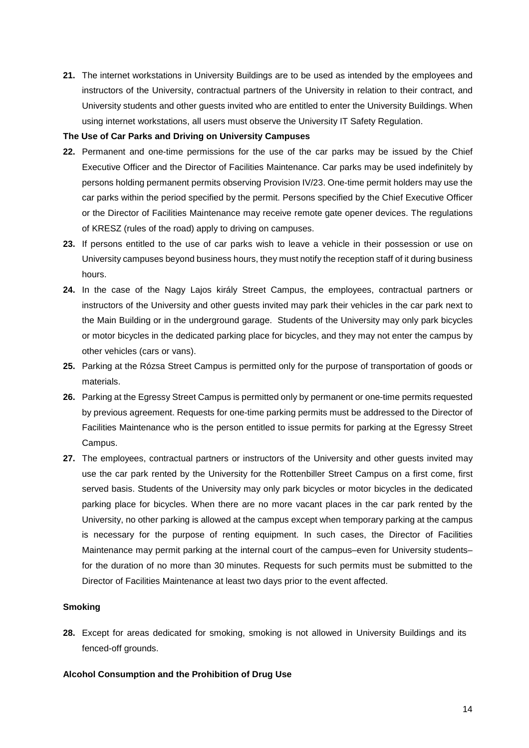**21.** The internet workstations in University Buildings are to be used as intended by the employees and instructors of the University, contractual partners of the University in relation to their contract, and University students and other guests invited who are entitled to enter the University Buildings. When using internet workstations, all users must observe the University IT Safety Regulation.

**The Use of Car Parks and Driving on University Campuses**

**22.** Permanent and one-time permissions for the use of the car parks may be issued by the Chief Executive Officer and the Director of Facilities Maintenance. Car parks may be used indefinitely by persons holding permanent permits observing Provision IV/23. One-time permit holders may use the car parks within the period specified by the permit. Persons specified by the Chief Executive Officer or the Director of Facilities Maintenance may receive remote gate opener devices. The regulations of KRESZ (rules of the road) apply to driving on campuses.

**23.** If persons entitled to the use of car parks wish to leave a vehicle in their possession or use on University campuses beyond business hours, they must notify the reception staff of it during business hours.

**24.** In the case of the Nagy Lajos király Street Campus, the employees, contractual partners or instructors of the University and other guests invited may park their vehicles in the car park next to the Main Building or in the underground garage. Students of the University may only park bicycles or motor bicycles in the dedicated parking place for bicycles, and they may not enter the campus by other vehicles (cars or vans).

**25.** Parking at the Rózsa Street Campus is permitted only for the purpose of transportation of goods or materials.

**26.** Parking at the Egressy Street Campus is permitted only by permanent or one-time permits requested by previous agreement. Requests for one-time parking permits must be addressed to the Director of Facilities Maintenance who is the person entitled to issue permits for parking at the Egressy Street Campus.

**27.** The employees, contractual partners or instructors of the University and other guests invited may use the car park rented by the University for the Rottenbiller Street Campus on a first come, first served basis. Students of the University may only park bicycles or motor bicycles in the dedicated parking place for bicycles. When there are no more vacant places in the car park rented by the University, no other parking is allowed at the campus except when temporary parking at the campus is necessary for the purpose of renting equipment. In such cases, the Director of Facilities Maintenance may permit parking at the internal court of the campus–even for University students–for the duration of no more than 30 minutes. Requests for such permits must be submitted to the Director of Facilities Maintenance at least two days prior to the event affected.

**Smoking**

**28.** Except for areas dedicated for smoking, smoking is not allowed in University Buildings and its fenced-off grounds.

**Alcohol Consumption and the Prohibition of Drug Use**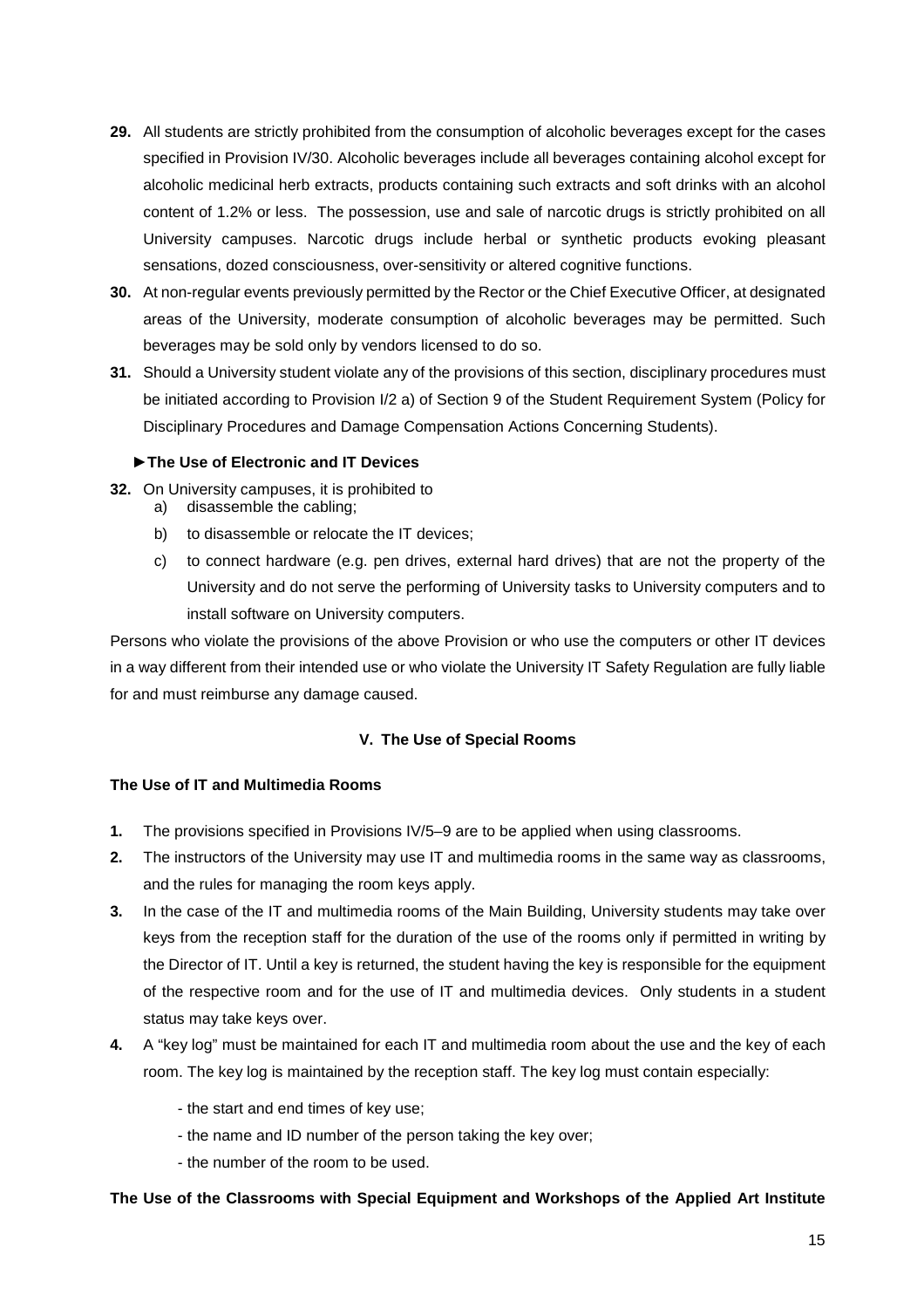**29.** All students are strictly prohibited from the consumption of alcoholic beverages except for the cases specified in Provision IV/30. Alcoholic beverages include all beverages containing alcohol except for alcoholic medicinal herb extracts, products containing such extracts and soft drinks with an alcohol content of 1.2% or less. The possession, use and sale of narcotic drugs is strictly prohibited on all University campuses. Narcotic drugs include herbal or synthetic products evoking pleasant sensations, dozed consciousness, over-sensitivity or altered cognitive functions.

**30.** At non-regular events previously permitted by the Rector or the Chief Executive Officer, at designated areas of the University, moderate consumption of alcoholic beverages may be permitted. Such beverages may be sold only by vendors licensed to do so.

**31.** Should a University student violate any of the provisions of this section, disciplinary procedures must be initiated according to Provision I/2 a) of Section 9 of the Student Requirement System (Policy for Disciplinary Procedures and Damage Compensation Actions Concerning Students).

**►The Use of Electronic and IT Devices**

**32.** On University campuses, it is prohibited to

a) disassemble the cabling;

b) to disassemble or relocate the IT devices;

c) to connect hardware (e.g. pen drives, external hard drives) that are not the property of the University and do not serve the performing of University tasks to University computers and to install software on University computers.

Persons who violate the provisions of the above Provision or who use the computers or other IT devices in a way different from their intended use or who violate the University IT Safety Regulation are fully liable for and must reimburse any damage caused.

## V. The Use of Special Rooms

### The Use of IT and Multimedia Rooms

**1.** The provisions specified in Provisions IV/5–9 are to be applied when using classrooms.

**2.** The instructors of the University may use IT and multimedia rooms in the same way as classrooms, and the rules for managing the room keys apply.

**3.** In the case of the IT and multimedia rooms of the Main Building, University students may take over keys from the reception staff for the duration of the use of the rooms only if permitted in writing by the Director of IT. Until a key is returned, the student having the key is responsible for the equipment of the respective room and for the use of IT and multimedia devices. Only students in a student status may take keys over.

**4.** A "key log" must be maintained for each IT and multimedia room about the use and the key of each room. The key log is maintained by the reception staff. The key log must contain especially:

- the start and end times of key use;
- the name and ID number of the person taking the key over;
- the number of the room to be used.

### The Use of the Classrooms with Special Equipment and Workshops of the Applied Art Institute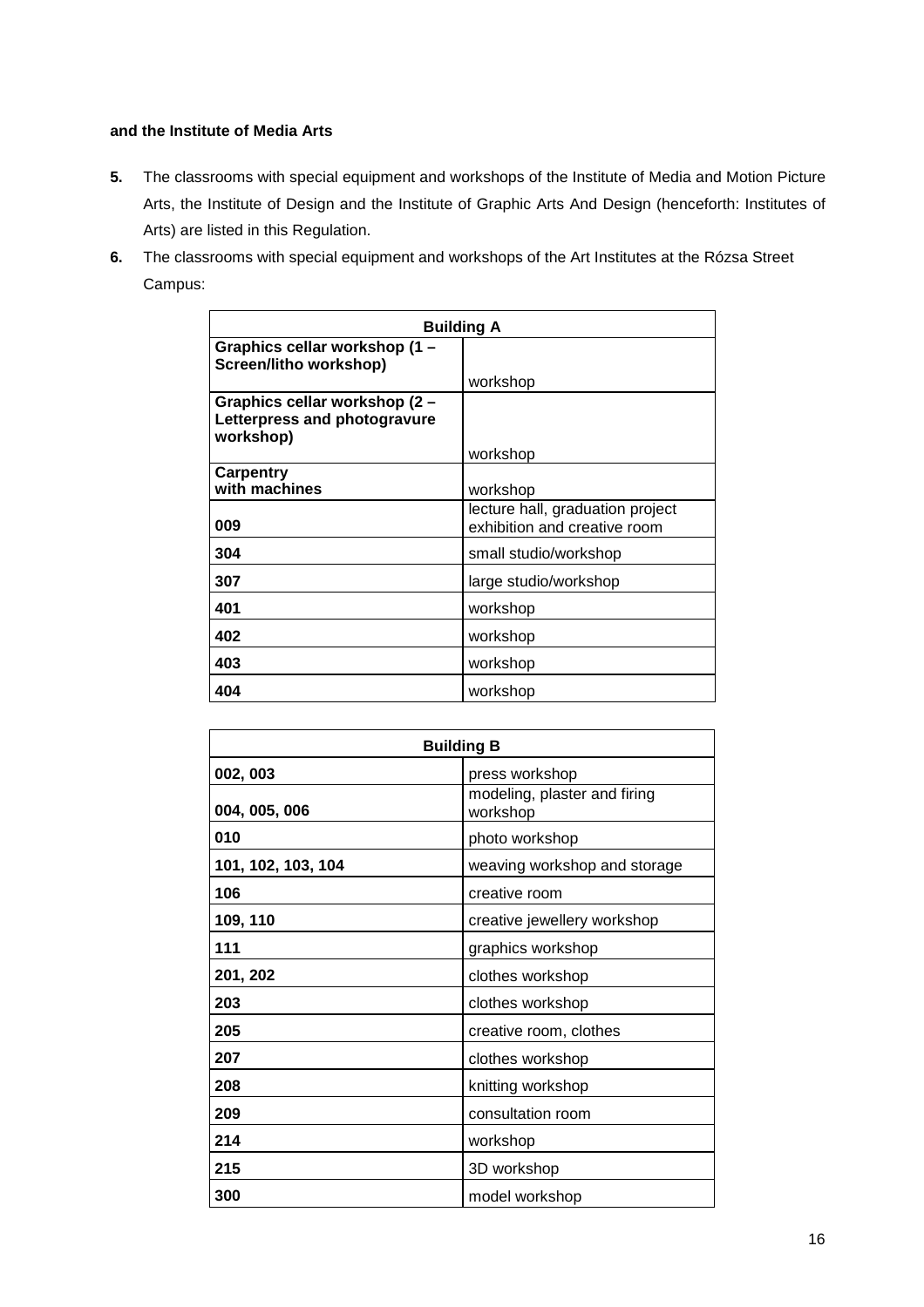**and the Institute of Media Arts**

**5.** The classrooms with special equipment and workshops of the Institute of Media and Motion Picture Arts, the Institute of Design and the Institute of Graphic Arts And Design (henceforth: Institutes of Arts) are listed in this Regulation.

**6.** The classrooms with special equipment and workshops of the Art Institutes at the Rózsa Street Campus:

| Building A | |
|---|---|
| **Graphics cellar workshop (1 – Screen/litho workshop)** | workshop |
| **Graphics cellar workshop (2 – Letterpress and photogravure workshop)** | workshop |
| **Carpentry with machines** | workshop |
| **009** | lecture hall, graduation project exhibition and creative room |
| **304** | small studio/workshop |
| **307** | large studio/workshop |
| **401** | workshop |
| **402** | workshop |
| **403** | workshop |
| **404** | workshop |

| Building B | |
|---|---|
| **002, 003** | press workshop |
| **004, 005, 006** | modeling, plaster and firing workshop |
| **010** | photo workshop |
| **101, 102, 103, 104** | weaving workshop and storage |
| **106** | creative room |
| **109, 110** | creative jewellery workshop |
| **111** | graphics workshop |
| **201, 202** | clothes workshop |
| **203** | clothes workshop |
| **205** | creative room, clothes |
| **207** | clothes workshop |
| **208** | knitting workshop |
| **209** | consultation room |
| **214** | workshop |
| **215** | 3D workshop |
| **300** | model workshop |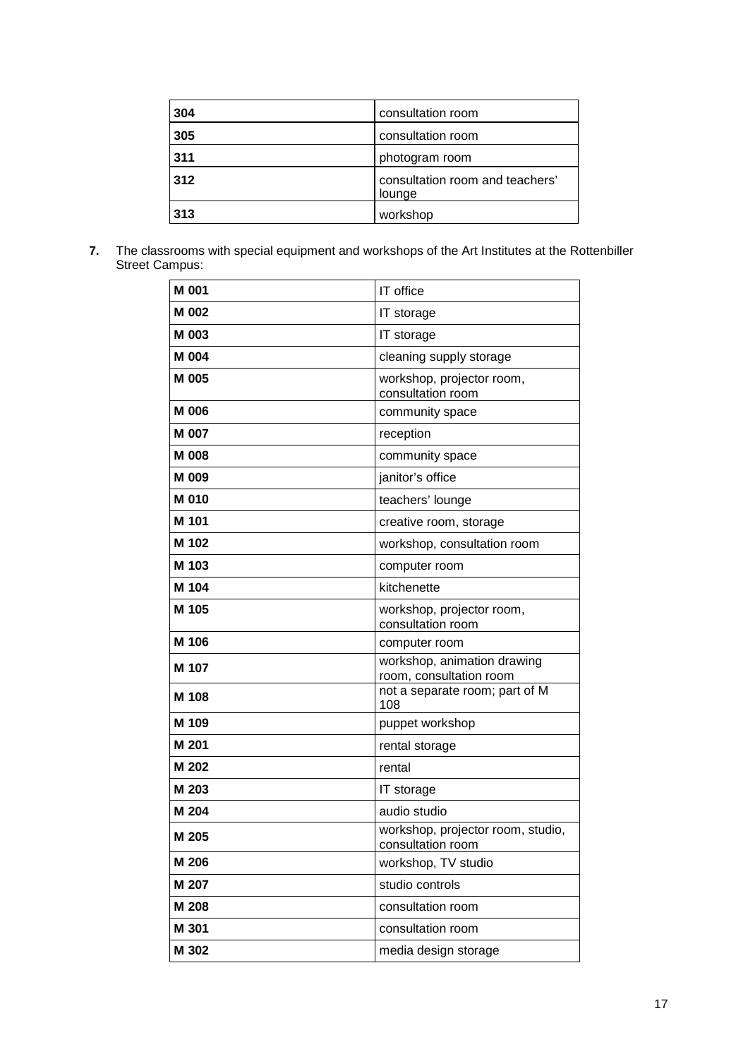| 304 | consultation room |
|---|---|
| 305 | consultation room |
| 311 | photogram room |
| 312 | consultation room and teachers' lounge |
| 313 | workshop |

7. The classrooms with special equipment and workshops of the Art Institutes at the Rottenbiller Street Campus:

| M 001 | IT office |
|---|---|
| M 002 | IT storage |
| M 003 | IT storage |
| M 004 | cleaning supply storage |
| M 005 | workshop, projector room, consultation room |
| M 006 | community space |
| M 007 | reception |
| M 008 | community space |
| M 009 | janitor's office |
| M 010 | teachers' lounge |
| M 101 | creative room, storage |
| M 102 | workshop, consultation room |
| M 103 | computer room |
| M 104 | kitchenette |
| M 105 | workshop, projector room, consultation room |
| M 106 | computer room |
| M 107 | workshop, animation drawing room, consultation room |
| M 108 | not a separate room; part of M 108 |
| M 109 | puppet workshop |
| M 201 | rental storage |
| M 202 | rental |
| M 203 | IT storage |
| M 204 | audio studio |
| M 205 | workshop, projector room, studio, consultation room |
| M 206 | workshop, TV studio |
| M 207 | studio controls |
| M 208 | consultation room |
| M 301 | consultation room |
| M 302 | media design storage |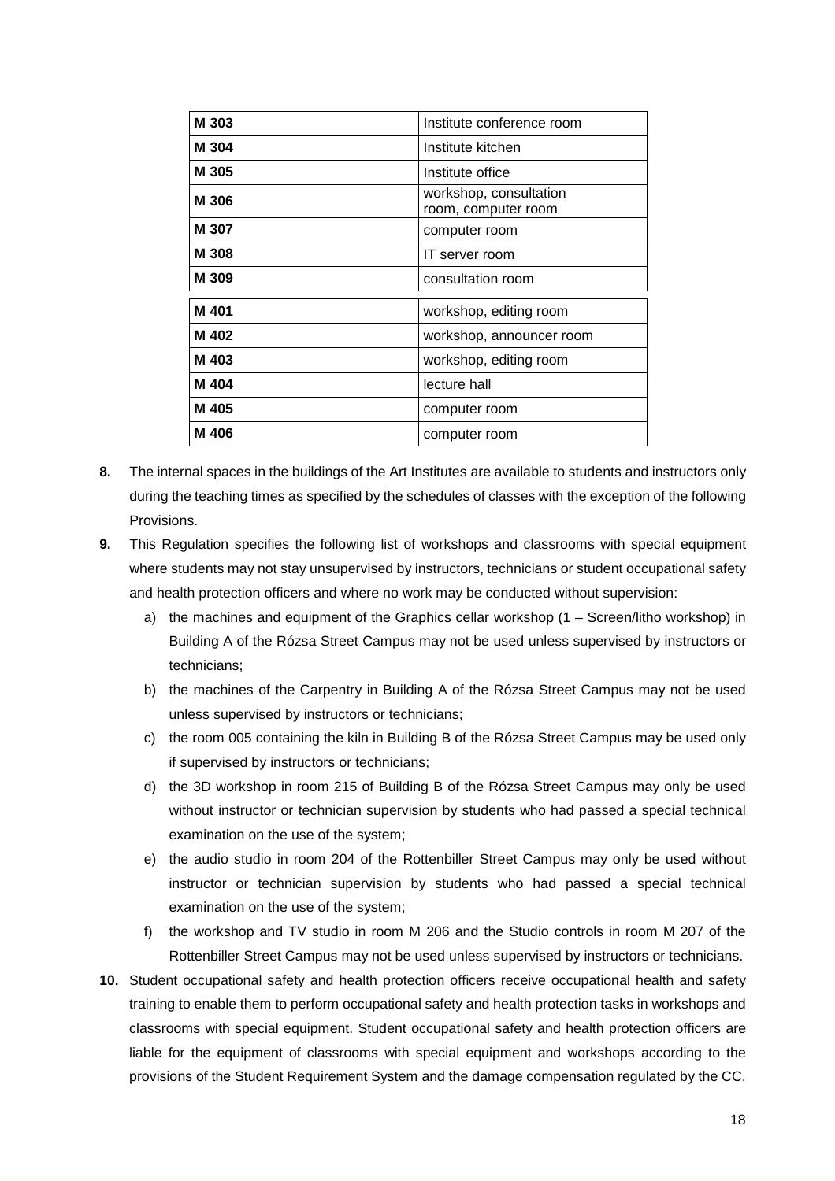| | |
|---|---|
| **M 303** | Institute conference room |
| **M 304** | Institute kitchen |
| **M 305** | Institute office |
| **M 306** | workshop, consultation room, computer room |
| **M 307** | computer room |
| **M 308** | IT server room |
| **M 309** | consultation room |
| **M 401** | workshop, editing room |
| **M 402** | workshop, announcer room |
| **M 403** | workshop, editing room |
| **M 404** | lecture hall |
| **M 405** | computer room |
| **M 406** | computer room |

**8.** The internal spaces in the buildings of the Art Institutes are available to students and instructors only during the teaching times as specified by the schedules of classes with the exception of the following Provisions.

**9.** This Regulation specifies the following list of workshops and classrooms with special equipment where students may not stay unsupervised by instructors, technicians or student occupational safety and health protection officers and where no work may be conducted without supervision:

a) the machines and equipment of the Graphics cellar workshop (1 – Screen/litho workshop) in Building A of the Rózsa Street Campus may not be used unless supervised by instructors or technicians;

b) the machines of the Carpentry in Building A of the Rózsa Street Campus may not be used unless supervised by instructors or technicians;

c) the room 005 containing the kiln in Building B of the Rózsa Street Campus may be used only if supervised by instructors or technicians;

d) the 3D workshop in room 215 of Building B of the Rózsa Street Campus may only be used without instructor or technician supervision by students who had passed a special technical examination on the use of the system;

e) the audio studio in room 204 of the Rottenbiller Street Campus may only be used without instructor or technician supervision by students who had passed a special technical examination on the use of the system;

f) the workshop and TV studio in room M 206 and the Studio controls in room M 207 of the Rottenbiller Street Campus may not be used unless supervised by instructors or technicians.

**10.** Student occupational safety and health protection officers receive occupational health and safety training to enable them to perform occupational safety and health protection tasks in workshops and classrooms with special equipment. Student occupational safety and health protection officers are liable for the equipment of classrooms with special equipment and workshops according to the provisions of the Student Requirement System and the damage compensation regulated by the CC.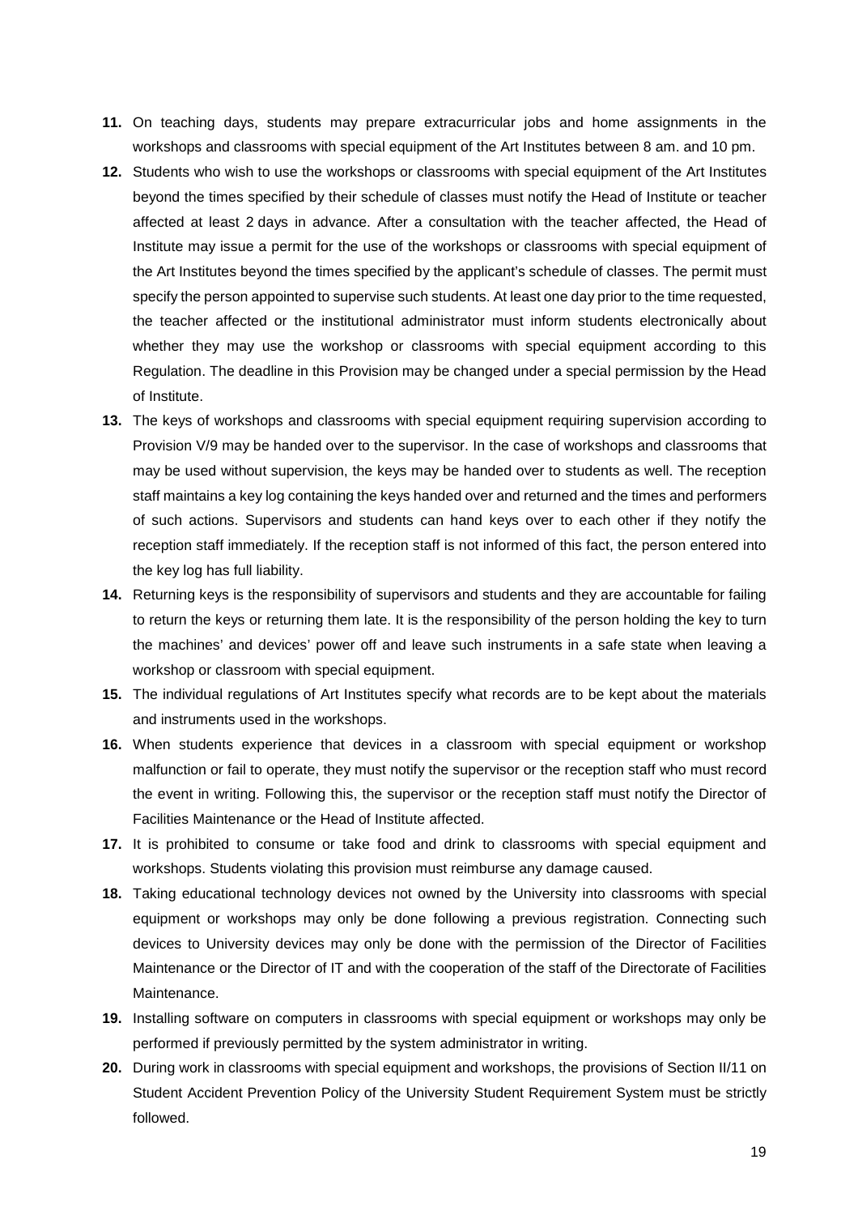**11.** On teaching days, students may prepare extracurricular jobs and home assignments in the workshops and classrooms with special equipment of the Art Institutes between 8 am. and 10 pm.

**12.** Students who wish to use the workshops or classrooms with special equipment of the Art Institutes beyond the times specified by their schedule of classes must notify the Head of Institute or teacher affected at least 2 days in advance. After a consultation with the teacher affected, the Head of Institute may issue a permit for the use of the workshops or classrooms with special equipment of the Art Institutes beyond the times specified by the applicant's schedule of classes. The permit must specify the person appointed to supervise such students. At least one day prior to the time requested, the teacher affected or the institutional administrator must inform students electronically about whether they may use the workshop or classrooms with special equipment according to this Regulation. The deadline in this Provision may be changed under a special permission by the Head of Institute.

**13.** The keys of workshops and classrooms with special equipment requiring supervision according to Provision V/9 may be handed over to the supervisor. In the case of workshops and classrooms that may be used without supervision, the keys may be handed over to students as well. The reception staff maintains a key log containing the keys handed over and returned and the times and performers of such actions. Supervisors and students can hand keys over to each other if they notify the reception staff immediately. If the reception staff is not informed of this fact, the person entered into the key log has full liability.

**14.** Returning keys is the responsibility of supervisors and students and they are accountable for failing to return the keys or returning them late. It is the responsibility of the person holding the key to turn the machines' and devices' power off and leave such instruments in a safe state when leaving a workshop or classroom with special equipment.

**15.** The individual regulations of Art Institutes specify what records are to be kept about the materials and instruments used in the workshops.

**16.** When students experience that devices in a classroom with special equipment or workshop malfunction or fail to operate, they must notify the supervisor or the reception staff who must record the event in writing. Following this, the supervisor or the reception staff must notify the Director of Facilities Maintenance or the Head of Institute affected.

**17.** It is prohibited to consume or take food and drink to classrooms with special equipment and workshops. Students violating this provision must reimburse any damage caused.

**18.** Taking educational technology devices not owned by the University into classrooms with special equipment or workshops may only be done following a previous registration. Connecting such devices to University devices may only be done with the permission of the Director of Facilities Maintenance or the Director of IT and with the cooperation of the staff of the Directorate of Facilities Maintenance.

**19.** Installing software on computers in classrooms with special equipment or workshops may only be performed if previously permitted by the system administrator in writing.

**20.** During work in classrooms with special equipment and workshops, the provisions of Section II/11 on Student Accident Prevention Policy of the University Student Requirement System must be strictly followed.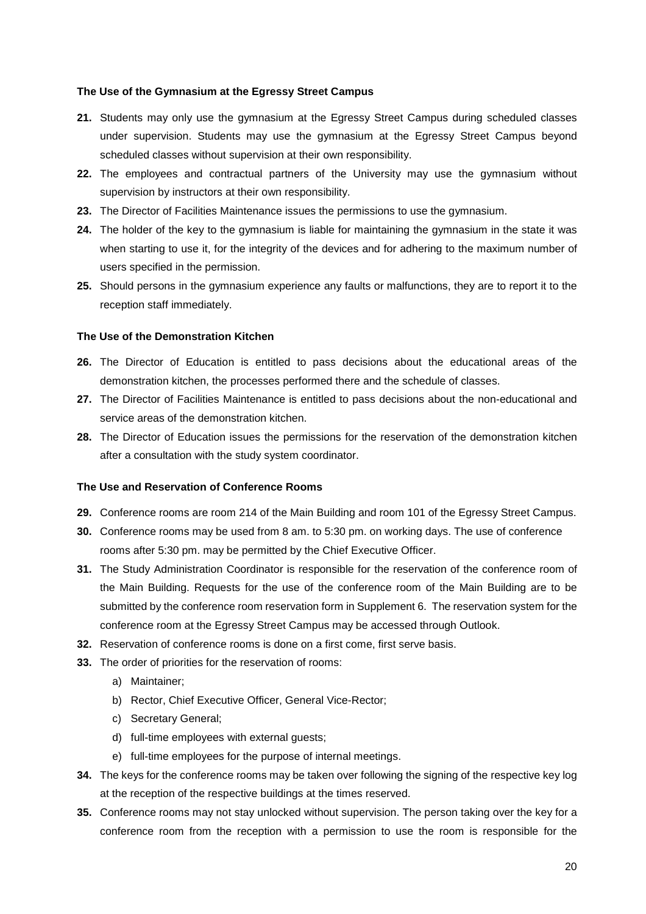**The Use of the Gymnasium at the Egressy Street Campus**

**21.** Students may only use the gymnasium at the Egressy Street Campus during scheduled classes under supervision. Students may use the gymnasium at the Egressy Street Campus beyond scheduled classes without supervision at their own responsibility.

**22.** The employees and contractual partners of the University may use the gymnasium without supervision by instructors at their own responsibility.

**23.** The Director of Facilities Maintenance issues the permissions to use the gymnasium.

**24.** The holder of the key to the gymnasium is liable for maintaining the gymnasium in the state it was when starting to use it, for the integrity of the devices and for adhering to the maximum number of users specified in the permission.

**25.** Should persons in the gymnasium experience any faults or malfunctions, they are to report it to the reception staff immediately.

**The Use of the Demonstration Kitchen**

**26.** The Director of Education is entitled to pass decisions about the educational areas of the demonstration kitchen, the processes performed there and the schedule of classes.

**27.** The Director of Facilities Maintenance is entitled to pass decisions about the non-educational and service areas of the demonstration kitchen.

**28.** The Director of Education issues the permissions for the reservation of the demonstration kitchen after a consultation with the study system coordinator.

**The Use and Reservation of Conference Rooms**

**29.** Conference rooms are room 214 of the Main Building and room 101 of the Egressy Street Campus.

**30.** Conference rooms may be used from 8 am. to 5:30 pm. on working days. The use of conference rooms after 5:30 pm. may be permitted by the Chief Executive Officer.

**31.** The Study Administration Coordinator is responsible for the reservation of the conference room of the Main Building. Requests for the use of the conference room of the Main Building are to be submitted by the conference room reservation form in Supplement 6. The reservation system for the conference room at the Egressy Street Campus may be accessed through Outlook.

**32.** Reservation of conference rooms is done on a first come, first serve basis.

**33.** The order of priorities for the reservation of rooms:

a) Maintainer;

b) Rector, Chief Executive Officer, General Vice-Rector;

c) Secretary General;

d) full-time employees with external guests;

e) full-time employees for the purpose of internal meetings.

**34.** The keys for the conference rooms may be taken over following the signing of the respective key log at the reception of the respective buildings at the times reserved.

**35.** Conference rooms may not stay unlocked without supervision. The person taking over the key for a conference room from the reception with a permission to use the room is responsible for the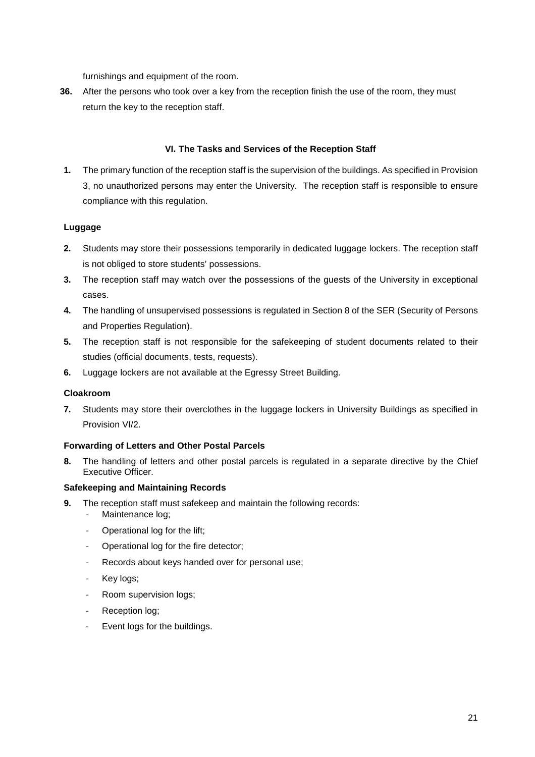furnishings and equipment of the room.

**36.** After the persons who took over a key from the reception finish the use of the room, they must return the key to the reception staff.

### VI. The Tasks and Services of the Reception Staff

**1.** The primary function of the reception staff is the supervision of the buildings. As specified in Provision 3, no unauthorized persons may enter the University. The reception staff is responsible to ensure compliance with this regulation.

#### Luggage

**2.** Students may store their possessions temporarily in dedicated luggage lockers. The reception staff is not obliged to store students' possessions.

**3.** The reception staff may watch over the possessions of the guests of the University in exceptional cases.

**4.** The handling of unsupervised possessions is regulated in Section 8 of the SER (Security of Persons and Properties Regulation).

**5.** The reception staff is not responsible for the safekeeping of student documents related to their studies (official documents, tests, requests).

**6.** Luggage lockers are not available at the Egressy Street Building.

#### Cloakroom

**7.** Students may store their overclothes in the luggage lockers in University Buildings as specified in Provision VI/2.

#### Forwarding of Letters and Other Postal Parcels

**8.** The handling of letters and other postal parcels is regulated in a separate directive by the Chief Executive Officer.

#### Safekeeping and Maintaining Records

**9.** The reception staff must safekeep and maintain the following records:
- Maintenance log;
- Operational log for the lift;
- Operational log for the fire detector;
- Records about keys handed over for personal use;
- Key logs;
- Room supervision logs;
- Reception log;
- Event logs for the buildings.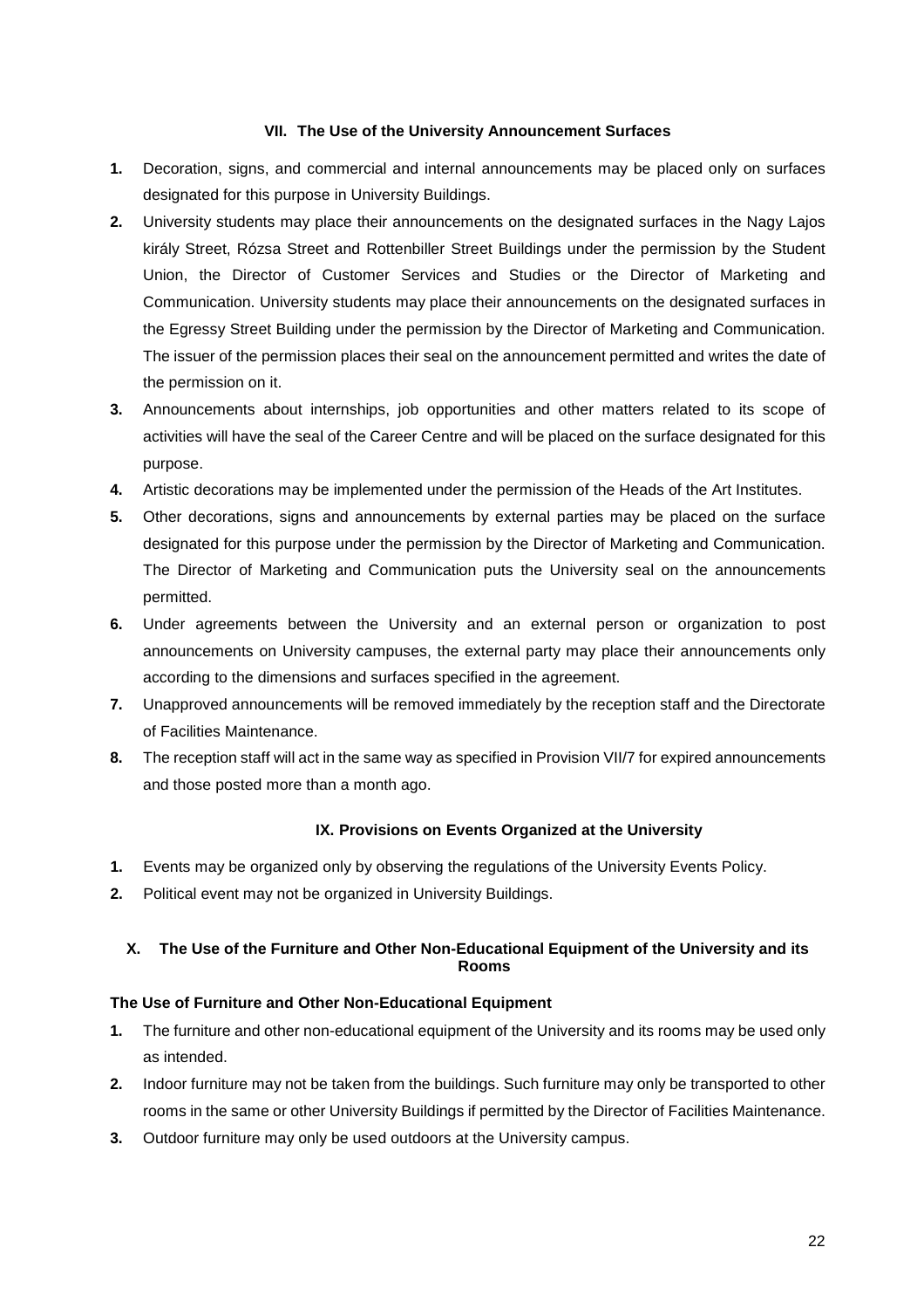## VII. The Use of the University Announcement Surfaces

1. Decoration, signs, and commercial and internal announcements may be placed only on surfaces designated for this purpose in University Buildings.
2. University students may place their announcements on the designated surfaces in the Nagy Lajos király Street, Rózsa Street and Rottenbiller Street Buildings under the permission by the Student Union, the Director of Customer Services and Studies or the Director of Marketing and Communication. University students may place their announcements on the designated surfaces in the Egressy Street Building under the permission by the Director of Marketing and Communication. The issuer of the permission places their seal on the announcement permitted and writes the date of the permission on it.
3. Announcements about internships, job opportunities and other matters related to its scope of activities will have the seal of the Career Centre and will be placed on the surface designated for this purpose.
4. Artistic decorations may be implemented under the permission of the Heads of the Art Institutes.
5. Other decorations, signs and announcements by external parties may be placed on the surface designated for this purpose under the permission by the Director of Marketing and Communication. The Director of Marketing and Communication puts the University seal on the announcements permitted.
6. Under agreements between the University and an external person or organization to post announcements on University campuses, the external party may place their announcements only according to the dimensions and surfaces specified in the agreement.
7. Unapproved announcements will be removed immediately by the reception staff and the Directorate of Facilities Maintenance.
8. The reception staff will act in the same way as specified in Provision VII/7 for expired announcements and those posted more than a month ago.

## IX. Provisions on Events Organized at the University

1. Events may be organized only by observing the regulations of the University Events Policy.
2. Political event may not be organized in University Buildings.

## X. The Use of the Furniture and Other Non-Educational Equipment of the University and its Rooms

### The Use of Furniture and Other Non-Educational Equipment

1. The furniture and other non-educational equipment of the University and its rooms may be used only as intended.
2. Indoor furniture may not be taken from the buildings. Such furniture may only be transported to other rooms in the same or other University Buildings if permitted by the Director of Facilities Maintenance.
3. Outdoor furniture may only be used outdoors at the University campus.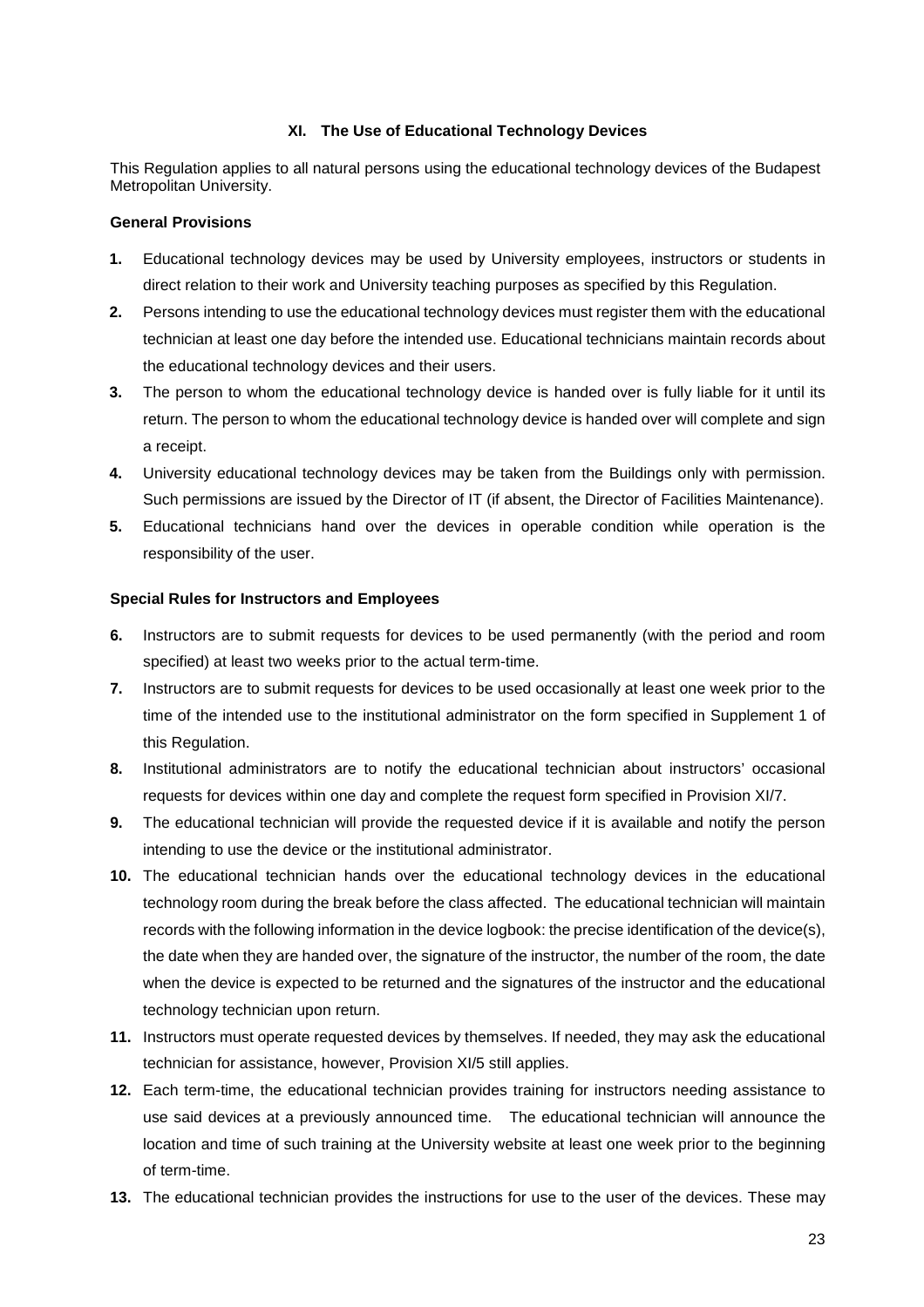## XI. The Use of Educational Technology Devices

This Regulation applies to all natural persons using the educational technology devices of the Budapest Metropolitan University.

### General Provisions

**1.** Educational technology devices may be used by University employees, instructors or students in direct relation to their work and University teaching purposes as specified by this Regulation.

**2.** Persons intending to use the educational technology devices must register them with the educational technician at least one day before the intended use. Educational technicians maintain records about the educational technology devices and their users.

**3.** The person to whom the educational technology device is handed over is fully liable for it until its return. The person to whom the educational technology device is handed over will complete and sign a receipt.

**4.** University educational technology devices may be taken from the Buildings only with permission. Such permissions are issued by the Director of IT (if absent, the Director of Facilities Maintenance).

**5.** Educational technicians hand over the devices in operable condition while operation is the responsibility of the user.

### Special Rules for Instructors and Employees

**6.** Instructors are to submit requests for devices to be used permanently (with the period and room specified) at least two weeks prior to the actual term-time.

**7.** Instructors are to submit requests for devices to be used occasionally at least one week prior to the time of the intended use to the institutional administrator on the form specified in Supplement 1 of this Regulation.

**8.** Institutional administrators are to notify the educational technician about instructors' occasional requests for devices within one day and complete the request form specified in Provision XI/7.

**9.** The educational technician will provide the requested device if it is available and notify the person intending to use the device or the institutional administrator.

**10.** The educational technician hands over the educational technology devices in the educational technology room during the break before the class affected. The educational technician will maintain records with the following information in the device logbook: the precise identification of the device(s), the date when they are handed over, the signature of the instructor, the number of the room, the date when the device is expected to be returned and the signatures of the instructor and the educational technology technician upon return.

**11.** Instructors must operate requested devices by themselves. If needed, they may ask the educational technician for assistance, however, Provision XI/5 still applies.

**12.** Each term-time, the educational technician provides training for instructors needing assistance to use said devices at a previously announced time. The educational technician will announce the location and time of such training at the University website at least one week prior to the beginning of term-time.

**13.** The educational technician provides the instructions for use to the user of the devices. These may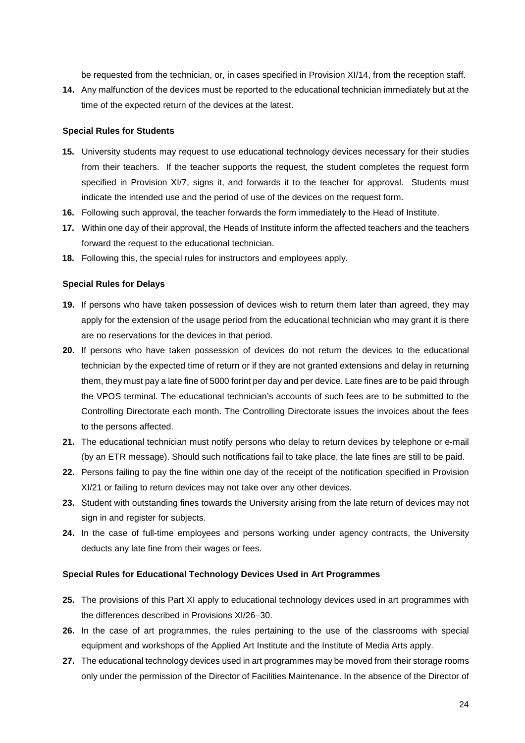be requested from the technician, or, in cases specified in Provision XI/14, from the reception staff.

**14.** Any malfunction of the devices must be reported to the educational technician immediately but at the time of the expected return of the devices at the latest.

**Special Rules for Students**

**15.** University students may request to use educational technology devices necessary for their studies from their teachers. If the teacher supports the request, the student completes the request form specified in Provision XI/7, signs it, and forwards it to the teacher for approval. Students must indicate the intended use and the period of use of the devices on the request form.

**16.** Following such approval, the teacher forwards the form immediately to the Head of Institute.

**17.** Within one day of their approval, the Heads of Institute inform the affected teachers and the teachers forward the request to the educational technician.

**18.** Following this, the special rules for instructors and employees apply.

**Special Rules for Delays**

**19.** If persons who have taken possession of devices wish to return them later than agreed, they may apply for the extension of the usage period from the educational technician who may grant it is there are no reservations for the devices in that period.

**20.** If persons who have taken possession of devices do not return the devices to the educational technician by the expected time of return or if they are not granted extensions and delay in returning them, they must pay a late fine of 5000 forint per day and per device. Late fines are to be paid through the VPOS terminal. The educational technician's accounts of such fees are to be submitted to the Controlling Directorate each month. The Controlling Directorate issues the invoices about the fees to the persons affected.

**21.** The educational technician must notify persons who delay to return devices by telephone or e-mail (by an ETR message). Should such notifications fail to take place, the late fines are still to be paid.

**22.** Persons failing to pay the fine within one day of the receipt of the notification specified in Provision XI/21 or failing to return devices may not take over any other devices.

**23.** Student with outstanding fines towards the University arising from the late return of devices may not sign in and register for subjects.

**24.** In the case of full-time employees and persons working under agency contracts, the University deducts any late fine from their wages or fees.

**Special Rules for Educational Technology Devices Used in Art Programmes**

**25.** The provisions of this Part XI apply to educational technology devices used in art programmes with the differences described in Provisions XI/26–30.

**26.** In the case of art programmes, the rules pertaining to the use of the classrooms with special equipment and workshops of the Applied Art Institute and the Institute of Media Arts apply.

**27.** The educational technology devices used in art programmes may be moved from their storage rooms only under the permission of the Director of Facilities Maintenance. In the absence of the Director of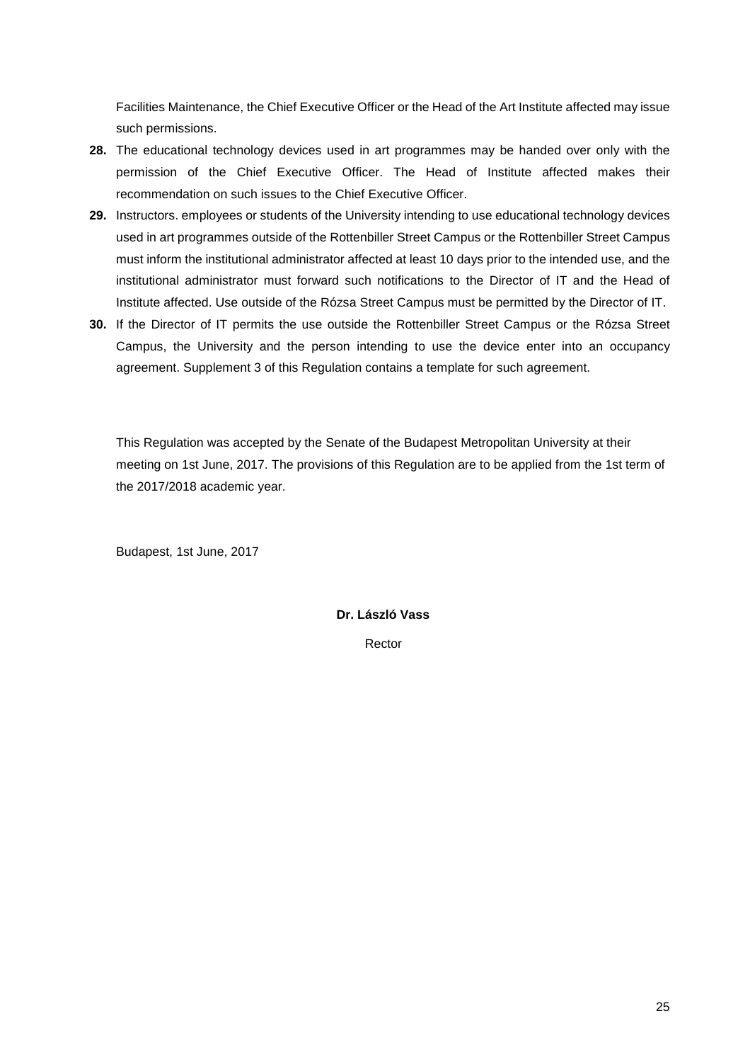Facilities Maintenance, the Chief Executive Officer or the Head of the Art Institute affected may issue such permissions.

**28.** The educational technology devices used in art programmes may be handed over only with the permission of the Chief Executive Officer. The Head of Institute affected makes their recommendation on such issues to the Chief Executive Officer.

**29.** Instructors. employees or students of the University intending to use educational technology devices used in art programmes outside of the Rottenbiller Street Campus or the Rottenbiller Street Campus must inform the institutional administrator affected at least 10 days prior to the intended use, and the institutional administrator must forward such notifications to the Director of IT and the Head of Institute affected. Use outside of the Rózsa Street Campus must be permitted by the Director of IT.

**30.** If the Director of IT permits the use outside the Rottenbiller Street Campus or the Rózsa Street Campus, the University and the person intending to use the device enter into an occupancy agreement. Supplement 3 of this Regulation contains a template for such agreement.

This Regulation was accepted by the Senate of the Budapest Metropolitan University at their meeting on 1st June, 2017. The provisions of this Regulation are to be applied from the 1st term of the 2017/2018 academic year.

Budapest, 1st June, 2017

**Dr. László Vass**

Rector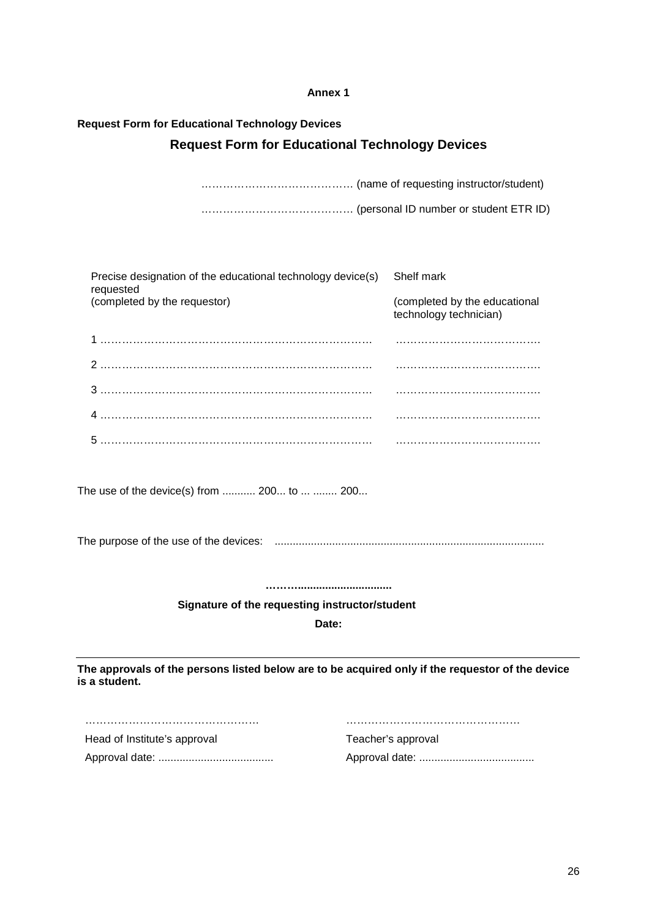**Annex 1**

**Request Form for Educational Technology Devices**

## Request Form for Educational Technology Devices

………………………………….. (name of requesting instructor/student)

………………………………….. (personal ID number or student ETR ID)

| Precise designation of the educational technology device(s) requested (completed by the requestor) | Shelf mark (completed by the educational technology technician) |
|---|---|
| 1 ……………………………………………………………… | …………………………………. |
| 2 ……………………………………………………………… | …………………………………. |
| 3 ……………………………………………………………… | …………………………………. |
| 4 ……………………………………………………………… | …………………………………. |
| 5 ……………………………………………………………… | …………………………………. |

The use of the device(s) from ........... 200... to ... ........ 200...

The purpose of the use of the devices: ........................................................................................

**……….................................**

**Signature of the requesting instructor/student**

**Date:**

---

**The approvals of the persons listed below are to be acquired only if the requestor of the device is a student.**

| …………………………………………. | …………………………………………. |
|---|---|
| Head of Institute's approval | Teacher's approval |
| Approval date: ...................................... | Approval date: ...................................... |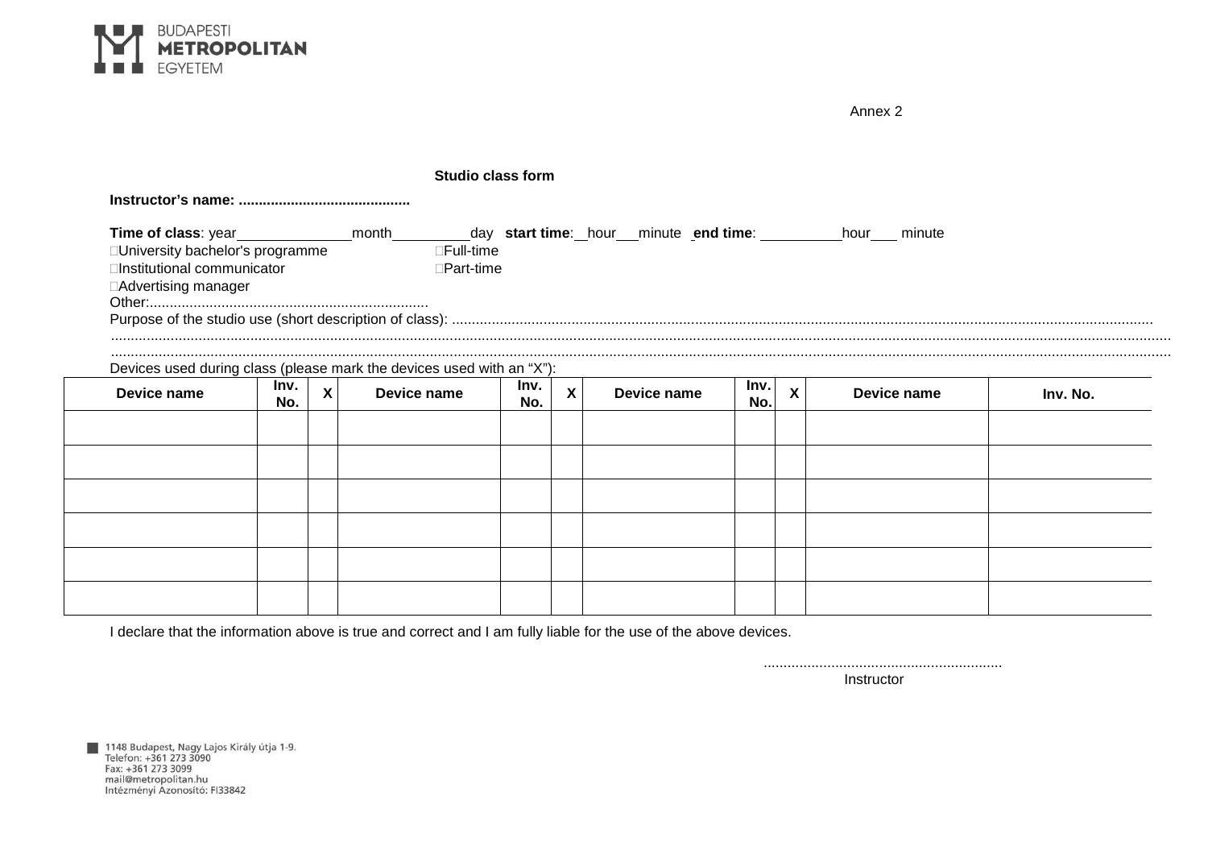Annex 2

**Studio class form**

**Instructor's name: ..........................................**

**Time of class**: year______________month_________day **start time**:__hour___minute **end time**: __________hour___ minute

- University bachelor's programme
- Institutional communicator
- Advertising manager

- Full-time
- Part-time

Other:......................................................................

Purpose of the studio use (short description of class): ........................................................................................................................................................................
..............................................................................................................................................................................................................................................
..............................................................................................................................................................................................................................................

Devices used during class (please mark the devices used with an "X"):

| Device name | Inv. No. | X | Device name | Inv. No. | X | Device name | Inv. No. | X | Device name | Inv. No. |
|---|---|---|---|---|---|---|---|---|---|---|
| | | | | | | | | | | |
| | | | | | | | | | | |
| | | | | | | | | | | |
| | | | | | | | | | | |
| | | | | | | | | | | |
| | | | | | | | | | | |

I declare that the information above is true and correct and I am fully liable for the use of the above devices.

............................................................
Instructor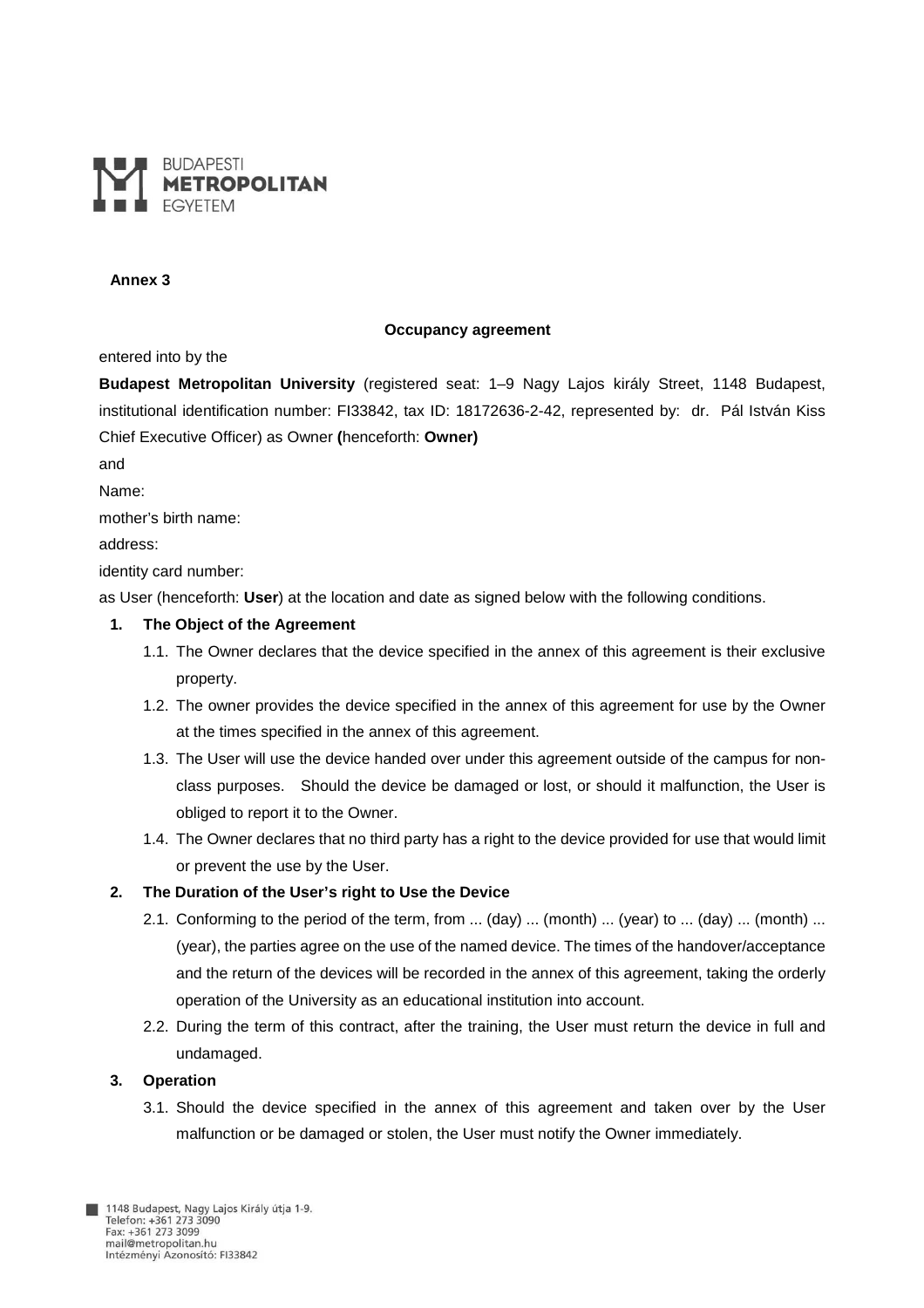**Annex 3**

**Occupancy agreement**

entered into by the

**Budapest Metropolitan University** (registered seat: 1–9 Nagy Lajos király Street, 1148 Budapest, institutional identification number: FI33842, tax ID: 18172636-2-42, represented by: dr. Pál István Kiss Chief Executive Officer) as Owner **(**henceforth: **Owner)**

and

Name:

mother's birth name:

address:

identity card number:

as User (henceforth: **User**) at the location and date as signed below with the following conditions.

1. **The Object of the Agreement**
   1.1. The Owner declares that the device specified in the annex of this agreement is their exclusive property.
   1.2. The owner provides the device specified in the annex of this agreement for use by the Owner at the times specified in the annex of this agreement.
   1.3. The User will use the device handed over under this agreement outside of the campus for non-class purposes. Should the device be damaged or lost, or should it malfunction, the User is obliged to report it to the Owner.
   1.4. The Owner declares that no third party has a right to the device provided for use that would limit or prevent the use by the User.
2. **The Duration of the User's right to Use the Device**
   2.1. Conforming to the period of the term, from ... (day) ... (month) ... (year) to ... (day) ... (month) ... (year), the parties agree on the use of the named device. The times of the handover/acceptance and the return of the devices will be recorded in the annex of this agreement, taking the orderly operation of the University as an educational institution into account.
   2.2. During the term of this contract, after the training, the User must return the device in full and undamaged.
3. **Operation**
   3.1. Should the device specified in the annex of this agreement and taken over by the User malfunction or be damaged or stolen, the User must notify the Owner immediately.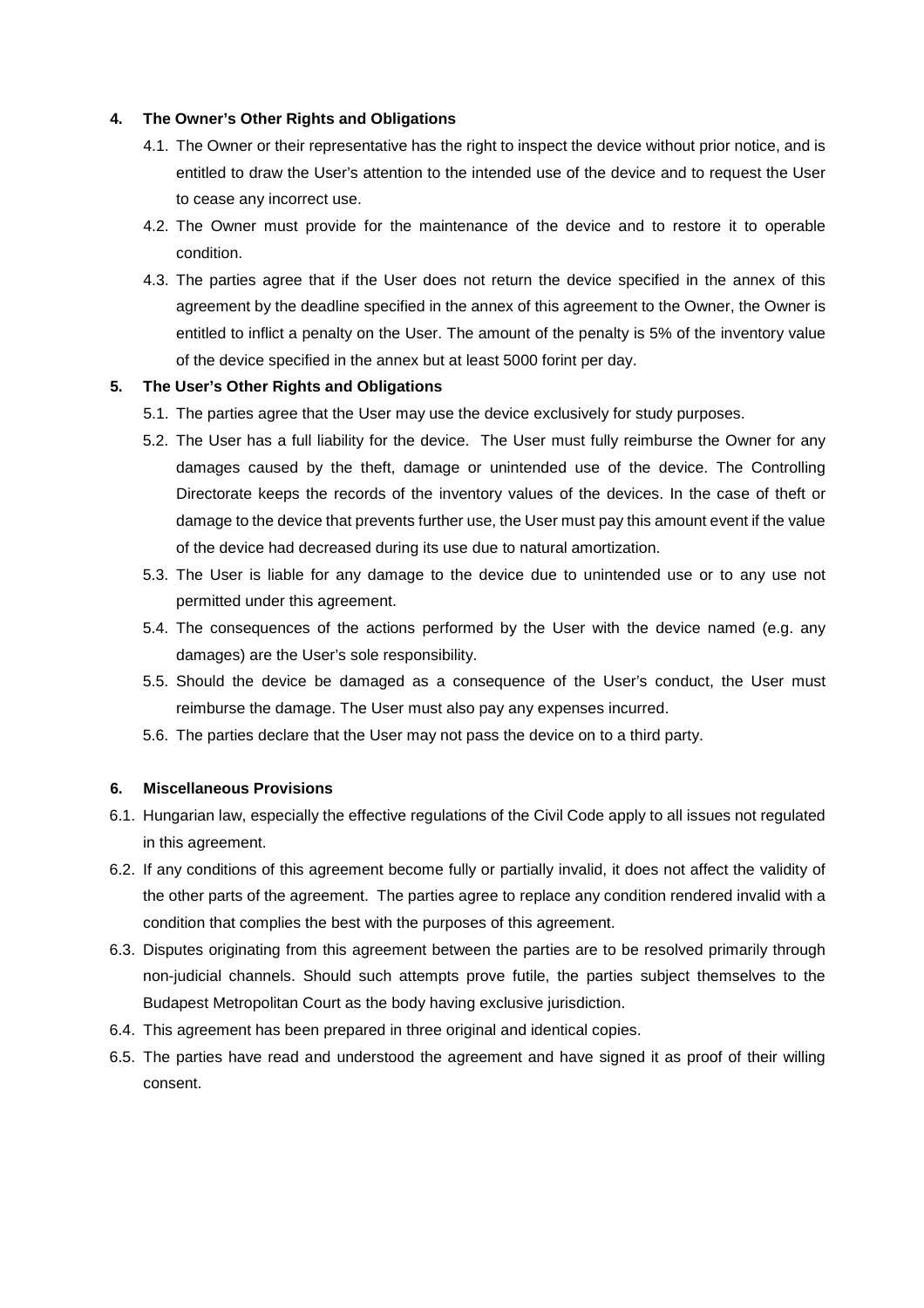**4. The Owner's Other Rights and Obligations**

4.1. The Owner or their representative has the right to inspect the device without prior notice, and is entitled to draw the User's attention to the intended use of the device and to request the User to cease any incorrect use.

4.2. The Owner must provide for the maintenance of the device and to restore it to operable condition.

4.3. The parties agree that if the User does not return the device specified in the annex of this agreement by the deadline specified in the annex of this agreement to the Owner, the Owner is entitled to inflict a penalty on the User. The amount of the penalty is 5% of the inventory value of the device specified in the annex but at least 5000 forint per day.

**5. The User's Other Rights and Obligations**

5.1. The parties agree that the User may use the device exclusively for study purposes.

5.2. The User has a full liability for the device. The User must fully reimburse the Owner for any damages caused by the theft, damage or unintended use of the device. The Controlling Directorate keeps the records of the inventory values of the devices. In the case of theft or damage to the device that prevents further use, the User must pay this amount event if the value of the device had decreased during its use due to natural amortization.

5.3. The User is liable for any damage to the device due to unintended use or to any use not permitted under this agreement.

5.4. The consequences of the actions performed by the User with the device named (e.g. any damages) are the User's sole responsibility.

5.5. Should the device be damaged as a consequence of the User's conduct, the User must reimburse the damage. The User must also pay any expenses incurred.

5.6. The parties declare that the User may not pass the device on to a third party.

**6. Miscellaneous Provisions**

6.1. Hungarian law, especially the effective regulations of the Civil Code apply to all issues not regulated in this agreement.

6.2. If any conditions of this agreement become fully or partially invalid, it does not affect the validity of the other parts of the agreement. The parties agree to replace any condition rendered invalid with a condition that complies the best with the purposes of this agreement.

6.3. Disputes originating from this agreement between the parties are to be resolved primarily through non-judicial channels. Should such attempts prove futile, the parties subject themselves to the Budapest Metropolitan Court as the body having exclusive jurisdiction.

6.4. This agreement has been prepared in three original and identical copies.

6.5. The parties have read and understood the agreement and have signed it as proof of their willing consent.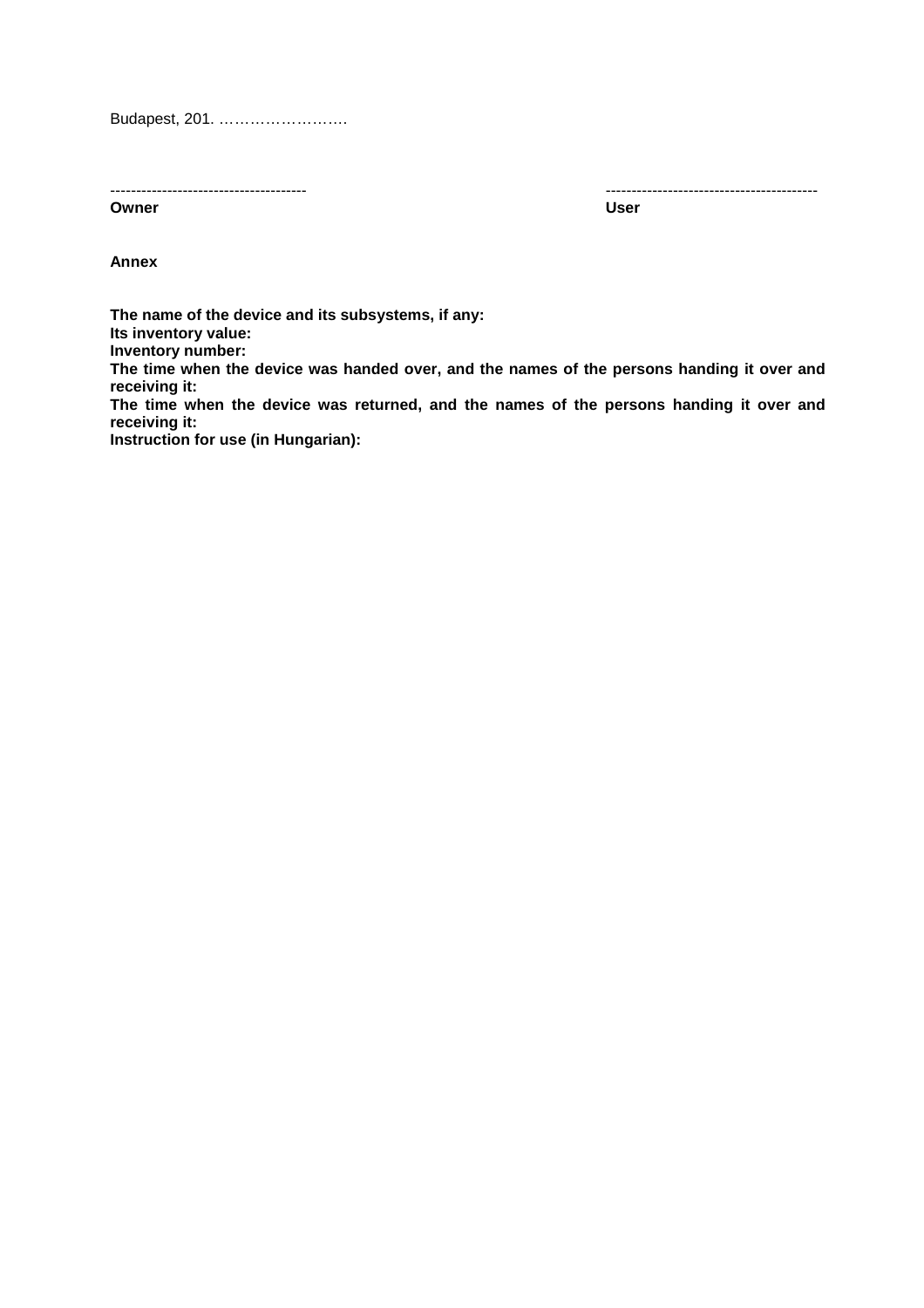Budapest, 201. …………………….

| -------------------------------------- | ----------------------------------------- |
| --- | --- |
| **Owner** | **User** |

**Annex**

**The name of the device and its subsystems, if any:**
**Its inventory value:**
**Inventory number:**
**The time when the device was handed over, and the names of the persons handing it over and receiving it:**
**The time when the device was returned, and the names of the persons handing it over and receiving it:**
**Instruction for use (in Hungarian):**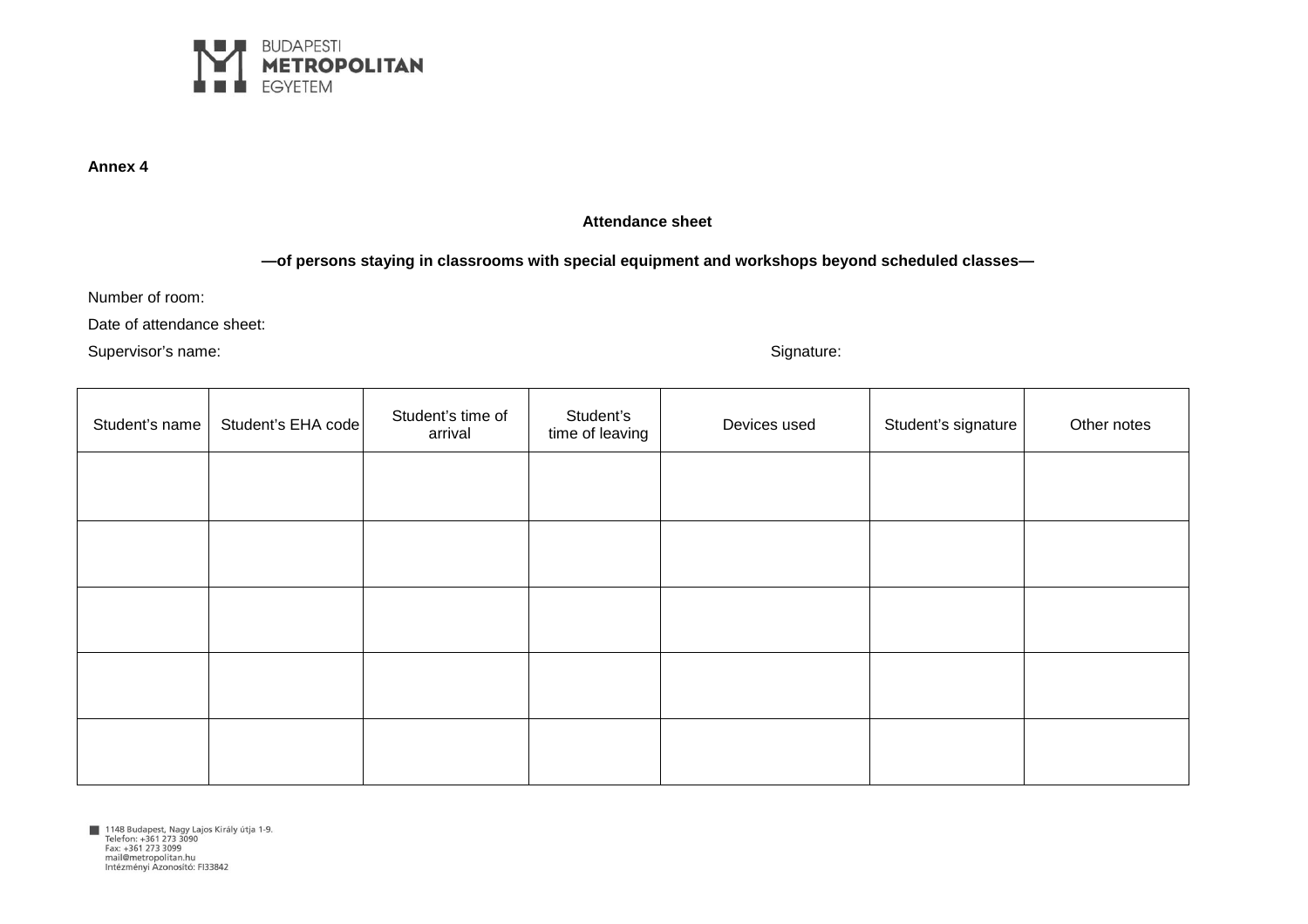**Annex 4**

**Attendance sheet**

**—of persons staying in classrooms with special equipment and workshops beyond scheduled classes—**

Number of room:

Date of attendance sheet:

Supervisor's name: Signature:

| Student's name | Student's EHA code | Student's time of arrival | Student's time of leaving | Devices used | Student's signature | Other notes |
|---|---|---|---|---|---|---|
| | | | | | | |
| | | | | | | |
| | | | | | | |
| | | | | | | |
| | | | | | | |

1148 Budapest, Nagy Lajos Király útja 1-9.
Telefon: +361 273 3090
Fax: +361 273 3099
mail@metropolitan.hu
Intézményi Azonosító: FI33842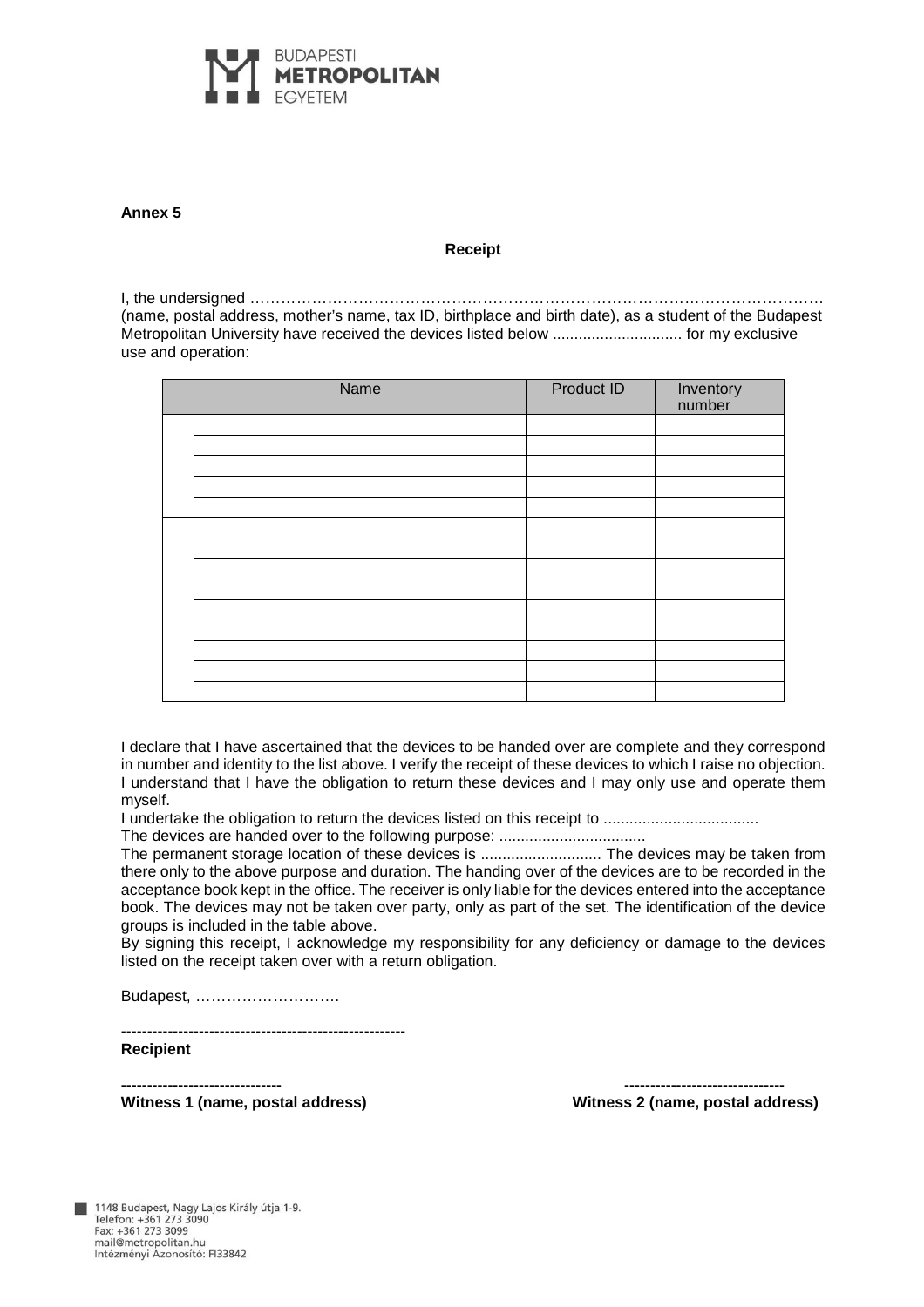**Annex 5**

**Receipt**

I, the undersigned …………………………………………………………………………………………… (name, postal address, mother's name, tax ID, birthplace and birth date), as a student of the Budapest Metropolitan University have received the devices listed below .............................. for my exclusive use and operation:

| | Name | Product ID | Inventory number |
|---|---|---|---|
| | | | |
| | | | |
| | | | |
| | | | |
| | | | |
| | | | |
| | | | |
| | | | |
| | | | |
| | | | |
| | | | |
| | | | |
| | | | |
| | | | |

I declare that I have ascertained that the devices to be handed over are complete and they correspond in number and identity to the list above. I verify the receipt of these devices to which I raise no objection. I understand that I have the obligation to return these devices and I may only use and operate them myself.
I undertake the obligation to return the devices listed on this receipt to ....................................
The devices are handed over to the following purpose: ..................................
The permanent storage location of these devices is ............................ The devices may be taken from there only to the above purpose and duration. The handing over of the devices are to be recorded in the acceptance book kept in the office. The receiver is only liable for the devices entered into the acceptance book. The devices may not be taken over party, only as part of the set. The identification of the device groups is included in the table above.
By signing this receipt, I acknowledge my responsibility for any deficiency or damage to the devices listed on the receipt taken over with a return obligation.

Budapest, ……………………….

-------------------------------------------------------
**Recipient**

**-------------------------------** **-------------------------------**
**Witness 1 (name, postal address)** **Witness 2 (name, postal address)**

1148 Budapest, Nagy Lajos Király útja 1-9.
Telefon: +361 273 3090
Fax: +361 273 3099
mail@metropolitan.hu
Intézményi Azonosító: FI33842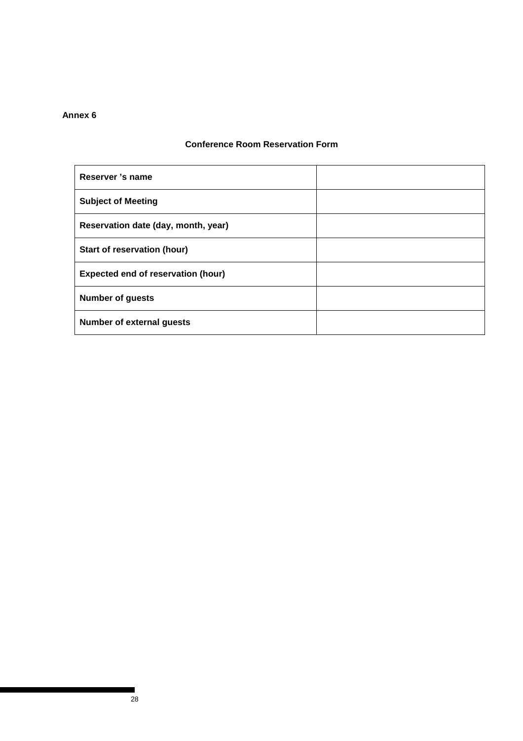**Annex 6**

**Conference Room Reservation Form**

| | |
|---|---|
| **Reserver ’s name** | |
| **Subject of Meeting** | |
| **Reservation date (day, month, year)** | |
| **Start of reservation (hour)** | |
| **Expected end of reservation (hour)** | |
| **Number of guests** | |
| **Number of external guests** | |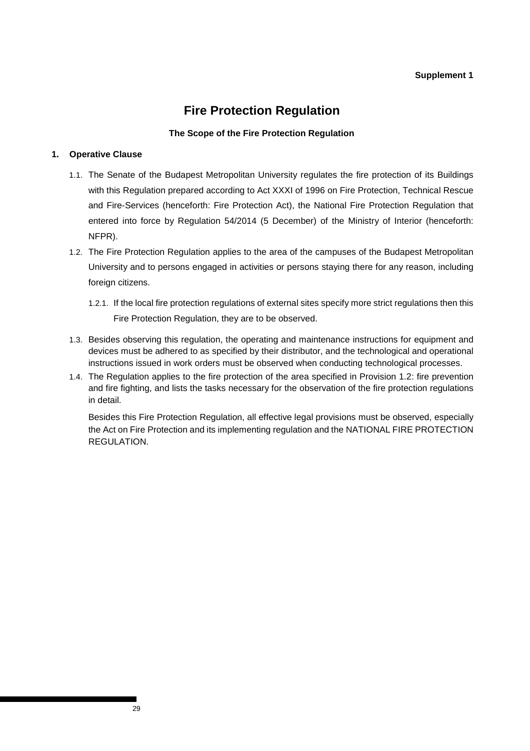**Supplement 1**

# Fire Protection Regulation

**The Scope of the Fire Protection Regulation**

## 1. Operative Clause

1.1. The Senate of the Budapest Metropolitan University regulates the fire protection of its Buildings with this Regulation prepared according to Act XXXI of 1996 on Fire Protection, Technical Rescue and Fire-Services (henceforth: Fire Protection Act), the National Fire Protection Regulation that entered into force by Regulation 54/2014 (5 December) of the Ministry of Interior (henceforth: NFPR).

1.2. The Fire Protection Regulation applies to the area of the campuses of the Budapest Metropolitan University and to persons engaged in activities or persons staying there for any reason, including foreign citizens.

1.2.1. If the local fire protection regulations of external sites specify more strict regulations then this Fire Protection Regulation, they are to be observed.

1.3. Besides observing this regulation, the operating and maintenance instructions for equipment and devices must be adhered to as specified by their distributor, and the technological and operational instructions issued in work orders must be observed when conducting technological processes.

1.4. The Regulation applies to the fire protection of the area specified in Provision 1.2: fire prevention and fire fighting, and lists the tasks necessary for the observation of the fire protection regulations in detail.

Besides this Fire Protection Regulation, all effective legal provisions must be observed, especially the Act on Fire Protection and its implementing regulation and the NATIONAL FIRE PROTECTION REGULATION.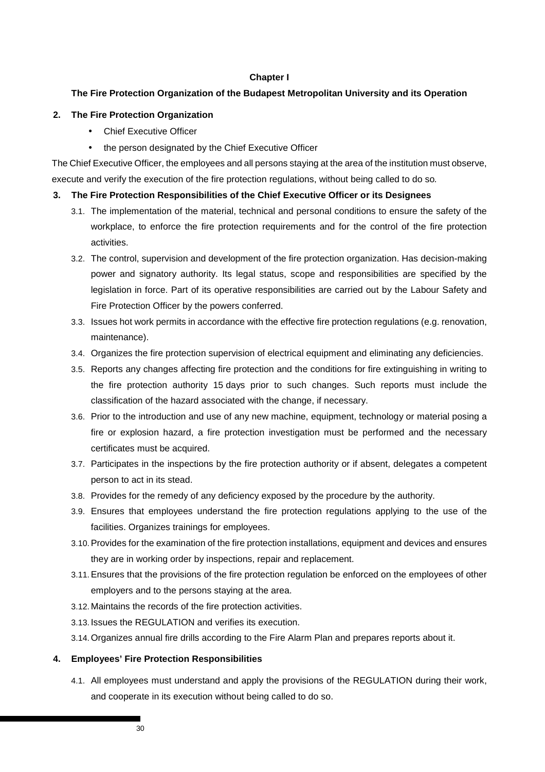## Chapter I

### The Fire Protection Organization of the Budapest Metropolitan University and its Operation

**2. The Fire Protection Organization**

- Chief Executive Officer
- the person designated by the Chief Executive Officer

The Chief Executive Officer, the employees and all persons staying at the area of the institution must observe, execute and verify the execution of the fire protection regulations, without being called to do so.

**3. The Fire Protection Responsibilities of the Chief Executive Officer or its Designees**

3.1. The implementation of the material, technical and personal conditions to ensure the safety of the workplace, to enforce the fire protection requirements and for the control of the fire protection activities.

3.2. The control, supervision and development of the fire protection organization. Has decision-making power and signatory authority. Its legal status, scope and responsibilities are specified by the legislation in force. Part of its operative responsibilities are carried out by the Labour Safety and Fire Protection Officer by the powers conferred.

3.3. Issues hot work permits in accordance with the effective fire protection regulations (e.g. renovation, maintenance).

3.4. Organizes the fire protection supervision of electrical equipment and eliminating any deficiencies.

3.5. Reports any changes affecting fire protection and the conditions for fire extinguishing in writing to the fire protection authority 15 days prior to such changes. Such reports must include the classification of the hazard associated with the change, if necessary.

3.6. Prior to the introduction and use of any new machine, equipment, technology or material posing a fire or explosion hazard, a fire protection investigation must be performed and the necessary certificates must be acquired.

3.7. Participates in the inspections by the fire protection authority or if absent, delegates a competent person to act in its stead.

3.8. Provides for the remedy of any deficiency exposed by the procedure by the authority.

3.9. Ensures that employees understand the fire protection regulations applying to the use of the facilities. Organizes trainings for employees.

3.10. Provides for the examination of the fire protection installations, equipment and devices and ensures they are in working order by inspections, repair and replacement.

3.11. Ensures that the provisions of the fire protection regulation be enforced on the employees of other employers and to the persons staying at the area.

3.12. Maintains the records of the fire protection activities.

3.13. Issues the REGULATION and verifies its execution.

3.14. Organizes annual fire drills according to the Fire Alarm Plan and prepares reports about it.

**4. Employees' Fire Protection Responsibilities**

4.1. All employees must understand and apply the provisions of the REGULATION during their work, and cooperate in its execution without being called to do so.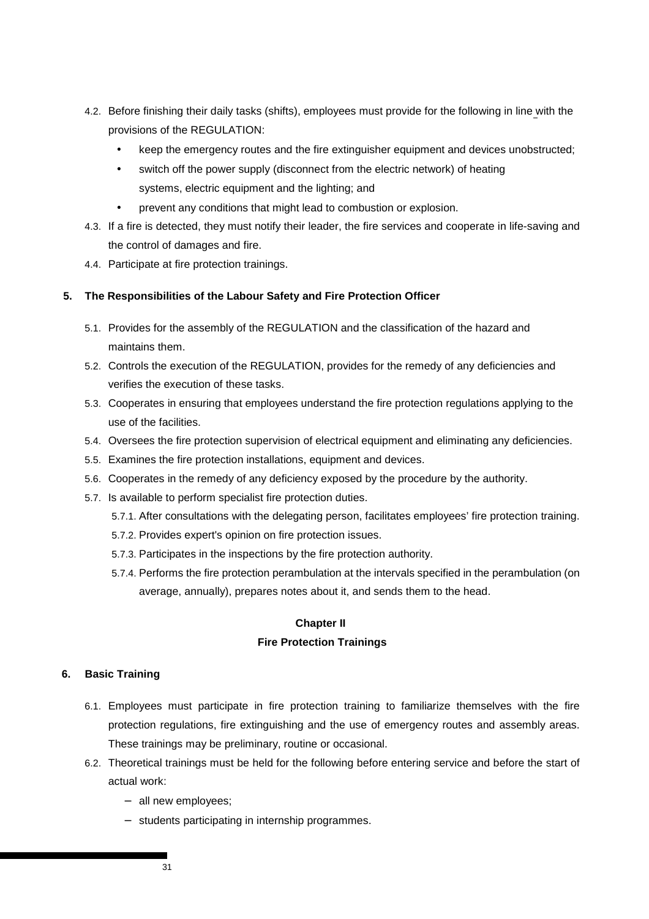4.2. Before finishing their daily tasks (shifts), employees must provide for the following in line with the provisions of the REGULATION:

- keep the emergency routes and the fire extinguisher equipment and devices unobstructed;
- switch off the power supply (disconnect from the electric network) of heating systems, electric equipment and the lighting; and
- prevent any conditions that might lead to combustion or explosion.

4.3. If a fire is detected, they must notify their leader, the fire services and cooperate in life-saving and the control of damages and fire.

4.4. Participate at fire protection trainings.

### 5. The Responsibilities of the Labour Safety and Fire Protection Officer

5.1. Provides for the assembly of the REGULATION and the classification of the hazard and maintains them.

5.2. Controls the execution of the REGULATION, provides for the remedy of any deficiencies and verifies the execution of these tasks.

5.3. Cooperates in ensuring that employees understand the fire protection regulations applying to the use of the facilities.

5.4. Oversees the fire protection supervision of electrical equipment and eliminating any deficiencies.

5.5. Examines the fire protection installations, equipment and devices.

5.6. Cooperates in the remedy of any deficiency exposed by the procedure by the authority.

5.7. Is available to perform specialist fire protection duties.

5.7.1. After consultations with the delegating person, facilitates employees' fire protection training.

5.7.2. Provides expert's opinion on fire protection issues.

5.7.3. Participates in the inspections by the fire protection authority.

5.7.4. Performs the fire protection perambulation at the intervals specified in the perambulation (on average, annually), prepares notes about it, and sends them to the head.

## Chapter II

## Fire Protection Trainings

### 6. Basic Training

6.1. Employees must participate in fire protection training to familiarize themselves with the fire protection regulations, fire extinguishing and the use of emergency routes and assembly areas. These trainings may be preliminary, routine or occasional.

6.2. Theoretical trainings must be held for the following before entering service and before the start of actual work:

- all new employees;
- students participating in internship programmes.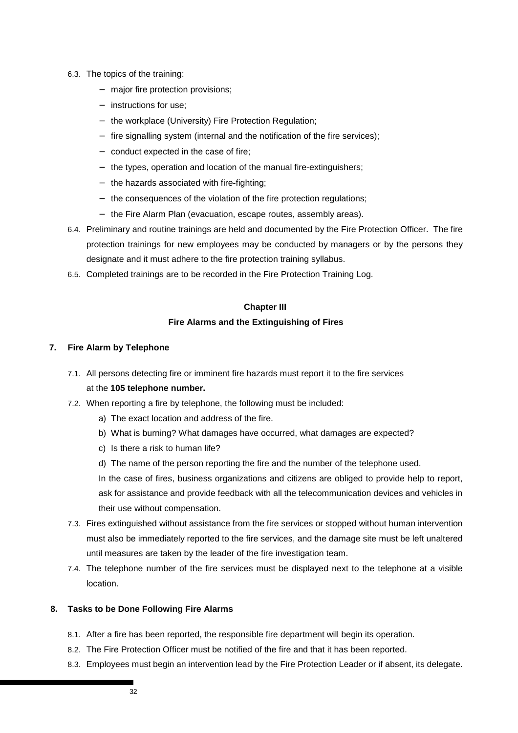6.3. The topics of the training:

- major fire protection provisions;
- instructions for use;
- the workplace (University) Fire Protection Regulation;
- fire signalling system (internal and the notification of the fire services);
- conduct expected in the case of fire;
- the types, operation and location of the manual fire-extinguishers;
- the hazards associated with fire-fighting;
- the consequences of the violation of the fire protection regulations;
- the Fire Alarm Plan (evacuation, escape routes, assembly areas).

6.4. Preliminary and routine trainings are held and documented by the Fire Protection Officer. The fire protection trainings for new employees may be conducted by managers or by the persons they designate and it must adhere to the fire protection training syllabus.

6.5. Completed trainings are to be recorded in the Fire Protection Training Log.

## Chapter III

## Fire Alarms and the Extinguishing of Fires

### 7. Fire Alarm by Telephone

7.1. All persons detecting fire or imminent fire hazards must report it to the fire services at the **105 telephone number.**

7.2. When reporting a fire by telephone, the following must be included:

a) The exact location and address of the fire.

b) What is burning? What damages have occurred, what damages are expected?

c) Is there a risk to human life?

d) The name of the person reporting the fire and the number of the telephone used.

In the case of fires, business organizations and citizens are obliged to provide help to report, ask for assistance and provide feedback with all the telecommunication devices and vehicles in their use without compensation.

7.3. Fires extinguished without assistance from the fire services or stopped without human intervention must also be immediately reported to the fire services, and the damage site must be left unaltered until measures are taken by the leader of the fire investigation team.

7.4. The telephone number of the fire services must be displayed next to the telephone at a visible location.

### 8. Tasks to be Done Following Fire Alarms

8.1. After a fire has been reported, the responsible fire department will begin its operation.

8.2. The Fire Protection Officer must be notified of the fire and that it has been reported.

8.3. Employees must begin an intervention lead by the Fire Protection Leader or if absent, its delegate.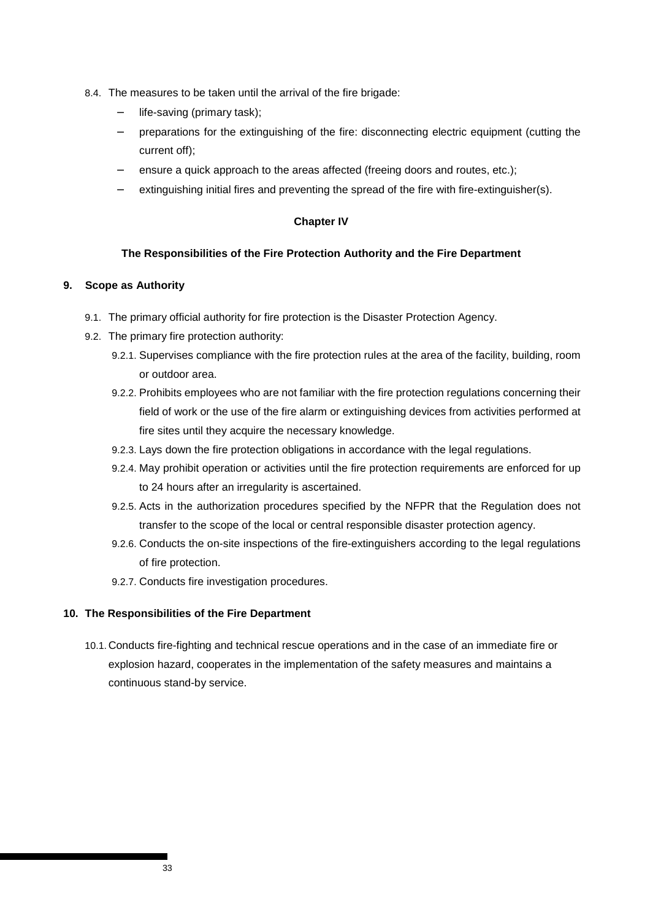8.4. The measures to be taken until the arrival of the fire brigade:

- life-saving (primary task);
- preparations for the extinguishing of the fire: disconnecting electric equipment (cutting the current off);
- ensure a quick approach to the areas affected (freeing doors and routes, etc.);
- extinguishing initial fires and preventing the spread of the fire with fire-extinguisher(s).

## Chapter IV

### The Responsibilities of the Fire Protection Authority and the Fire Department

**9. Scope as Authority**

9.1. The primary official authority for fire protection is the Disaster Protection Agency.

9.2. The primary fire protection authority:

9.2.1. Supervises compliance with the fire protection rules at the area of the facility, building, room or outdoor area.

9.2.2. Prohibits employees who are not familiar with the fire protection regulations concerning their field of work or the use of the fire alarm or extinguishing devices from activities performed at fire sites until they acquire the necessary knowledge.

9.2.3. Lays down the fire protection obligations in accordance with the legal regulations.

9.2.4. May prohibit operation or activities until the fire protection requirements are enforced for up to 24 hours after an irregularity is ascertained.

9.2.5. Acts in the authorization procedures specified by the NFPR that the Regulation does not transfer to the scope of the local or central responsible disaster protection agency.

9.2.6. Conducts the on-site inspections of the fire-extinguishers according to the legal regulations of fire protection.

9.2.7. Conducts fire investigation procedures.

**10. The Responsibilities of the Fire Department**

10.1. Conducts fire-fighting and technical rescue operations and in the case of an immediate fire or explosion hazard, cooperates in the implementation of the safety measures and maintains a continuous stand-by service.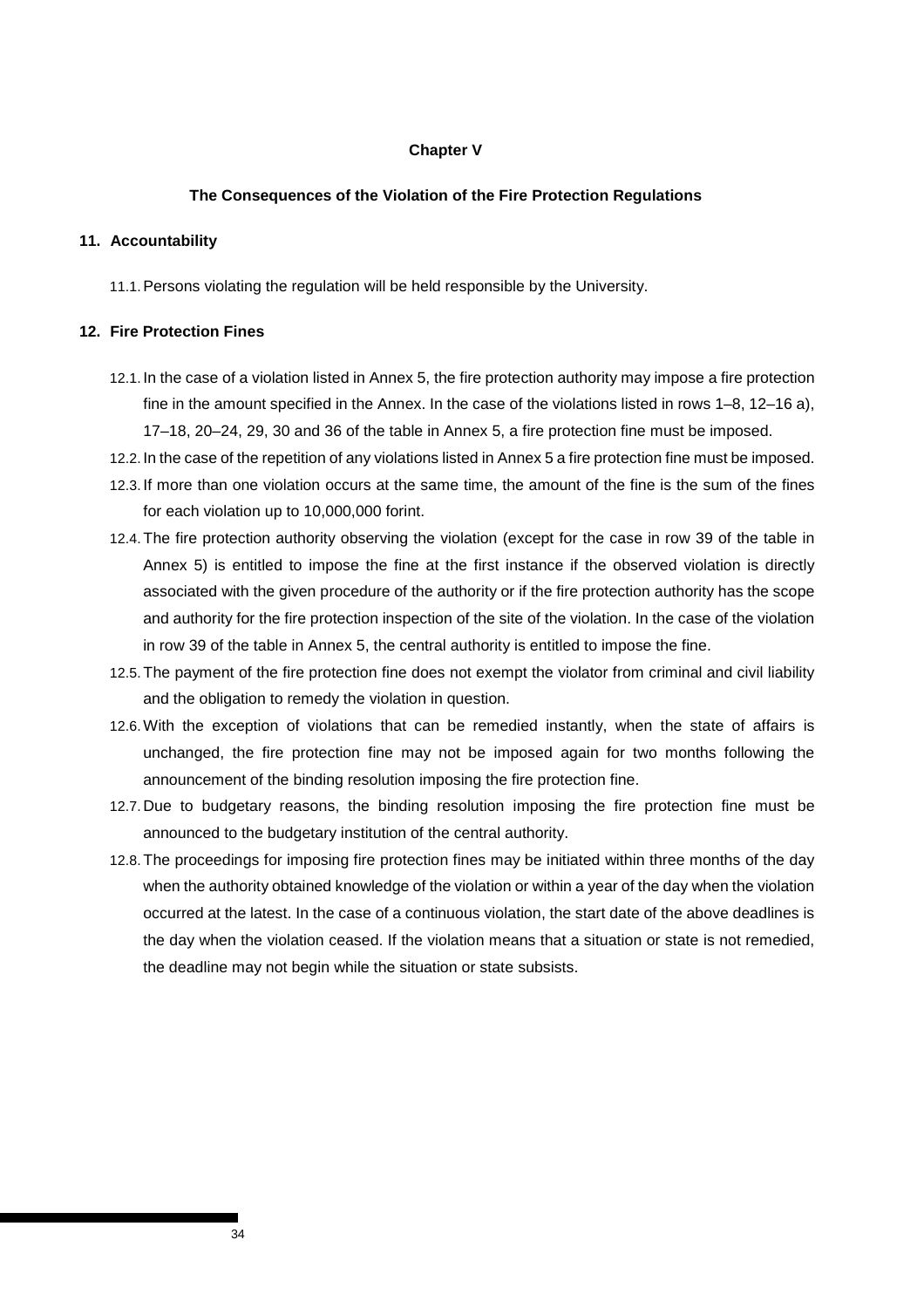**Chapter V**

**The Consequences of the Violation of the Fire Protection Regulations**

**11. Accountability**

11.1. Persons violating the regulation will be held responsible by the University.

**12. Fire Protection Fines**

12.1. In the case of a violation listed in Annex 5, the fire protection authority may impose a fire protection fine in the amount specified in the Annex. In the case of the violations listed in rows 1–8, 12–16 a), 17–18, 20–24, 29, 30 and 36 of the table in Annex 5, a fire protection fine must be imposed.

12.2. In the case of the repetition of any violations listed in Annex 5 a fire protection fine must be imposed.

12.3. If more than one violation occurs at the same time, the amount of the fine is the sum of the fines for each violation up to 10,000,000 forint.

12.4. The fire protection authority observing the violation (except for the case in row 39 of the table in Annex 5) is entitled to impose the fine at the first instance if the observed violation is directly associated with the given procedure of the authority or if the fire protection authority has the scope and authority for the fire protection inspection of the site of the violation. In the case of the violation in row 39 of the table in Annex 5, the central authority is entitled to impose the fine.

12.5. The payment of the fire protection fine does not exempt the violator from criminal and civil liability and the obligation to remedy the violation in question.

12.6. With the exception of violations that can be remedied instantly, when the state of affairs is unchanged, the fire protection fine may not be imposed again for two months following the announcement of the binding resolution imposing the fire protection fine.

12.7. Due to budgetary reasons, the binding resolution imposing the fire protection fine must be announced to the budgetary institution of the central authority.

12.8. The proceedings for imposing fire protection fines may be initiated within three months of the day when the authority obtained knowledge of the violation or within a year of the day when the violation occurred at the latest. In the case of a continuous violation, the start date of the above deadlines is the day when the violation ceased. If the violation means that a situation or state is not remedied, the deadline may not begin while the situation or state subsists.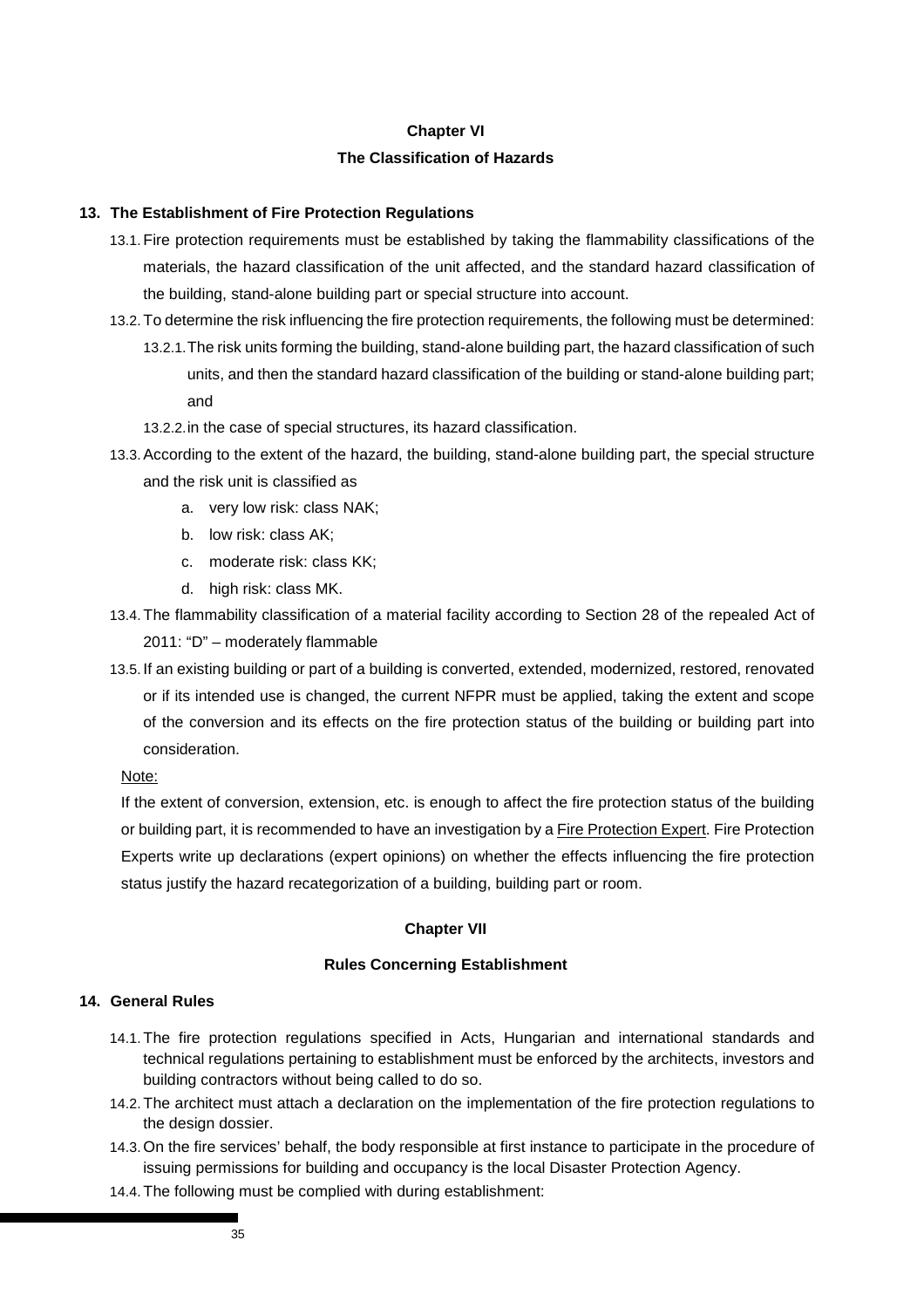## Chapter VI

## The Classification of Hazards

### 13. The Establishment of Fire Protection Regulations

13.1. Fire protection requirements must be established by taking the flammability classifications of the materials, the hazard classification of the unit affected, and the standard hazard classification of the building, stand-alone building part or special structure into account.

13.2. To determine the risk influencing the fire protection requirements, the following must be determined:

13.2.1. The risk units forming the building, stand-alone building part, the hazard classification of such units, and then the standard hazard classification of the building or stand-alone building part; and

13.2.2. in the case of special structures, its hazard classification.

13.3. According to the extent of the hazard, the building, stand-alone building part, the special structure and the risk unit is classified as

a. very low risk: class NAK;
b. low risk: class AK;
c. moderate risk: class KK;
d. high risk: class MK.

13.4. The flammability classification of a material facility according to Section 28 of the repealed Act of 2011: “D” – moderately flammable

13.5. If an existing building or part of a building is converted, extended, modernized, restored, renovated or if its intended use is changed, the current NFPR must be applied, taking the extent and scope of the conversion and its effects on the fire protection status of the building or building part into consideration.

Note:

If the extent of conversion, extension, etc. is enough to affect the fire protection status of the building or building part, it is recommended to have an investigation by a Fire Protection Expert. Fire Protection Experts write up declarations (expert opinions) on whether the effects influencing the fire protection status justify the hazard recategorization of a building, building part or room.

## Chapter VII

## Rules Concerning Establishment

### 14. General Rules

14.1. The fire protection regulations specified in Acts, Hungarian and international standards and technical regulations pertaining to establishment must be enforced by the architects, investors and building contractors without being called to do so.

14.2. The architect must attach a declaration on the implementation of the fire protection regulations to the design dossier.

14.3. On the fire services’ behalf, the body responsible at first instance to participate in the procedure of issuing permissions for building and occupancy is the local Disaster Protection Agency.

14.4. The following must be complied with during establishment: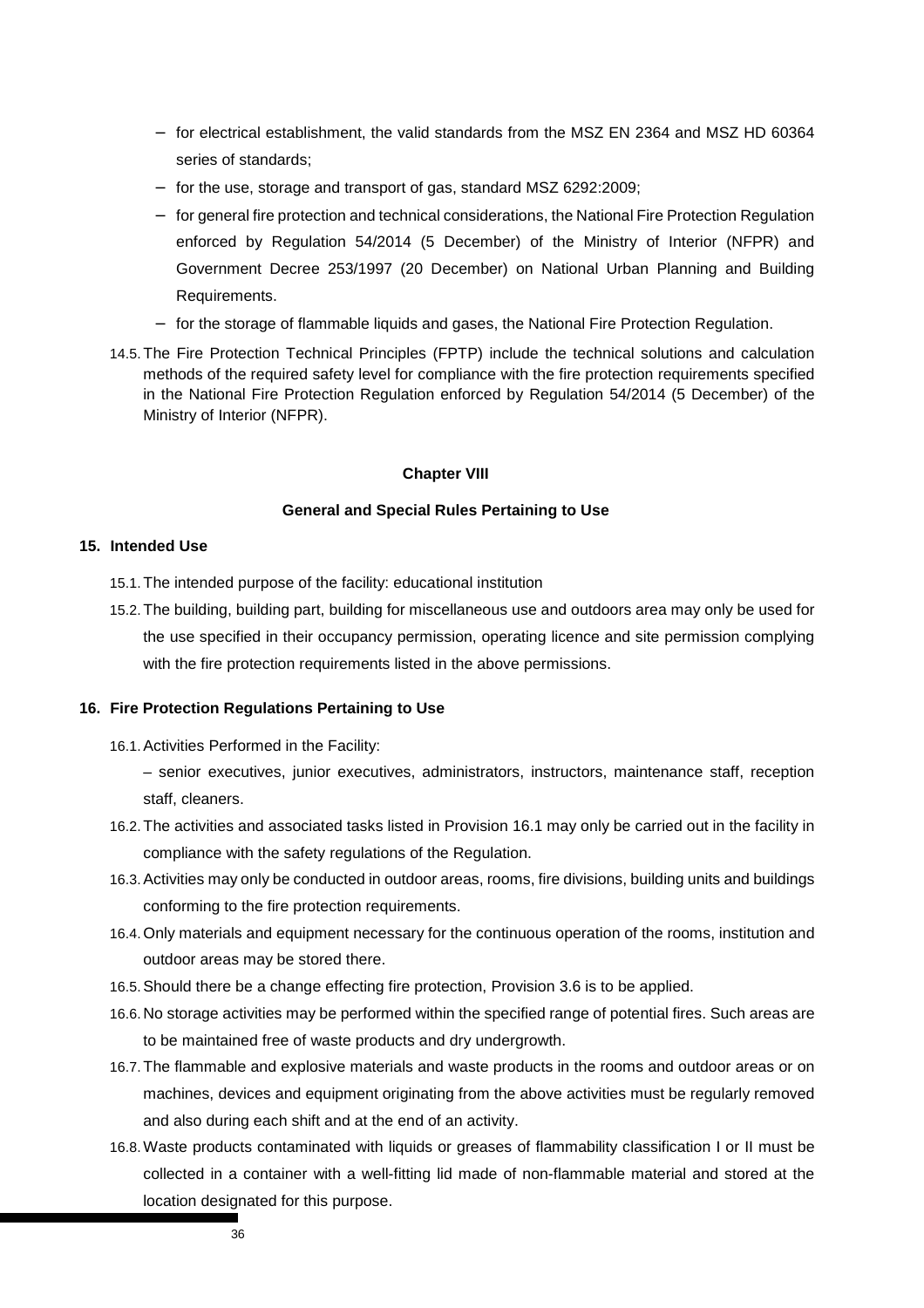- for electrical establishment, the valid standards from the MSZ EN 2364 and MSZ HD 60364 series of standards;
- for the use, storage and transport of gas, standard MSZ 6292:2009;
- for general fire protection and technical considerations, the National Fire Protection Regulation enforced by Regulation 54/2014 (5 December) of the Ministry of Interior (NFPR) and Government Decree 253/1997 (20 December) on National Urban Planning and Building Requirements.
- for the storage of flammable liquids and gases, the National Fire Protection Regulation.

14.5. The Fire Protection Technical Principles (FPTP) include the technical solutions and calculation methods of the required safety level for compliance with the fire protection requirements specified in the National Fire Protection Regulation enforced by Regulation 54/2014 (5 December) of the Ministry of Interior (NFPR).

## Chapter VIII

## General and Special Rules Pertaining to Use

### 15. Intended Use

15.1. The intended purpose of the facility: educational institution

15.2. The building, building part, building for miscellaneous use and outdoors area may only be used for the use specified in their occupancy permission, operating licence and site permission complying with the fire protection requirements listed in the above permissions.

### 16. Fire Protection Regulations Pertaining to Use

16.1. Activities Performed in the Facility:

– senior executives, junior executives, administrators, instructors, maintenance staff, reception staff, cleaners.

16.2. The activities and associated tasks listed in Provision 16.1 may only be carried out in the facility in compliance with the safety regulations of the Regulation.

16.3. Activities may only be conducted in outdoor areas, rooms, fire divisions, building units and buildings conforming to the fire protection requirements.

16.4. Only materials and equipment necessary for the continuous operation of the rooms, institution and outdoor areas may be stored there.

16.5. Should there be a change effecting fire protection, Provision 3.6 is to be applied.

16.6. No storage activities may be performed within the specified range of potential fires. Such areas are to be maintained free of waste products and dry undergrowth.

16.7. The flammable and explosive materials and waste products in the rooms and outdoor areas or on machines, devices and equipment originating from the above activities must be regularly removed and also during each shift and at the end of an activity.

16.8. Waste products contaminated with liquids or greases of flammability classification I or II must be collected in a container with a well-fitting lid made of non-flammable material and stored at the location designated for this purpose.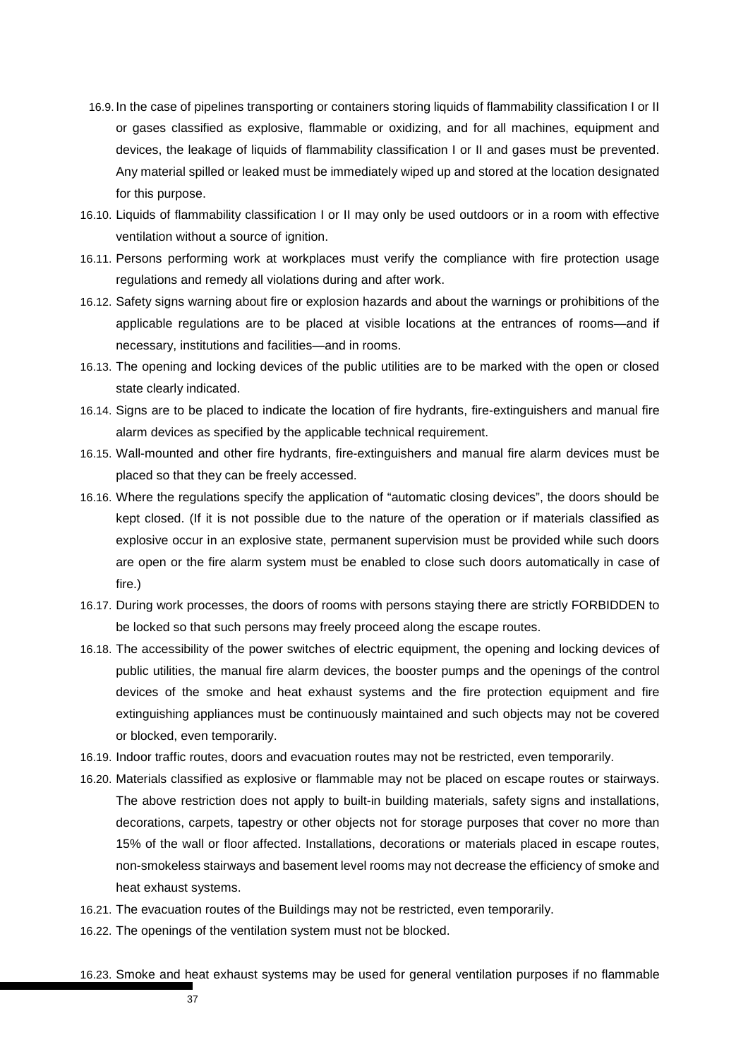16.9. In the case of pipelines transporting or containers storing liquids of flammability classification I or II or gases classified as explosive, flammable or oxidizing, and for all machines, equipment and devices, the leakage of liquids of flammability classification I or II and gases must be prevented. Any material spilled or leaked must be immediately wiped up and stored at the location designated for this purpose.

16.10. Liquids of flammability classification I or II may only be used outdoors or in a room with effective ventilation without a source of ignition.

16.11. Persons performing work at workplaces must verify the compliance with fire protection usage regulations and remedy all violations during and after work.

16.12. Safety signs warning about fire or explosion hazards and about the warnings or prohibitions of the applicable regulations are to be placed at visible locations at the entrances of rooms—and if necessary, institutions and facilities—and in rooms.

16.13. The opening and locking devices of the public utilities are to be marked with the open or closed state clearly indicated.

16.14. Signs are to be placed to indicate the location of fire hydrants, fire-extinguishers and manual fire alarm devices as specified by the applicable technical requirement.

16.15. Wall-mounted and other fire hydrants, fire-extinguishers and manual fire alarm devices must be placed so that they can be freely accessed.

16.16. Where the regulations specify the application of "automatic closing devices", the doors should be kept closed. (If it is not possible due to the nature of the operation or if materials classified as explosive occur in an explosive state, permanent supervision must be provided while such doors are open or the fire alarm system must be enabled to close such doors automatically in case of fire.)

16.17. During work processes, the doors of rooms with persons staying there are strictly FORBIDDEN to be locked so that such persons may freely proceed along the escape routes.

16.18. The accessibility of the power switches of electric equipment, the opening and locking devices of public utilities, the manual fire alarm devices, the booster pumps and the openings of the control devices of the smoke and heat exhaust systems and the fire protection equipment and fire extinguishing appliances must be continuously maintained and such objects may not be covered or blocked, even temporarily.

16.19. Indoor traffic routes, doors and evacuation routes may not be restricted, even temporarily.

16.20. Materials classified as explosive or flammable may not be placed on escape routes or stairways. The above restriction does not apply to built-in building materials, safety signs and installations, decorations, carpets, tapestry or other objects not for storage purposes that cover no more than 15% of the wall or floor affected. Installations, decorations or materials placed in escape routes, non-smokeless stairways and basement level rooms may not decrease the efficiency of smoke and heat exhaust systems.

16.21. The evacuation routes of the Buildings may not be restricted, even temporarily.

16.22. The openings of the ventilation system must not be blocked.

16.23. Smoke and heat exhaust systems may be used for general ventilation purposes if no flammable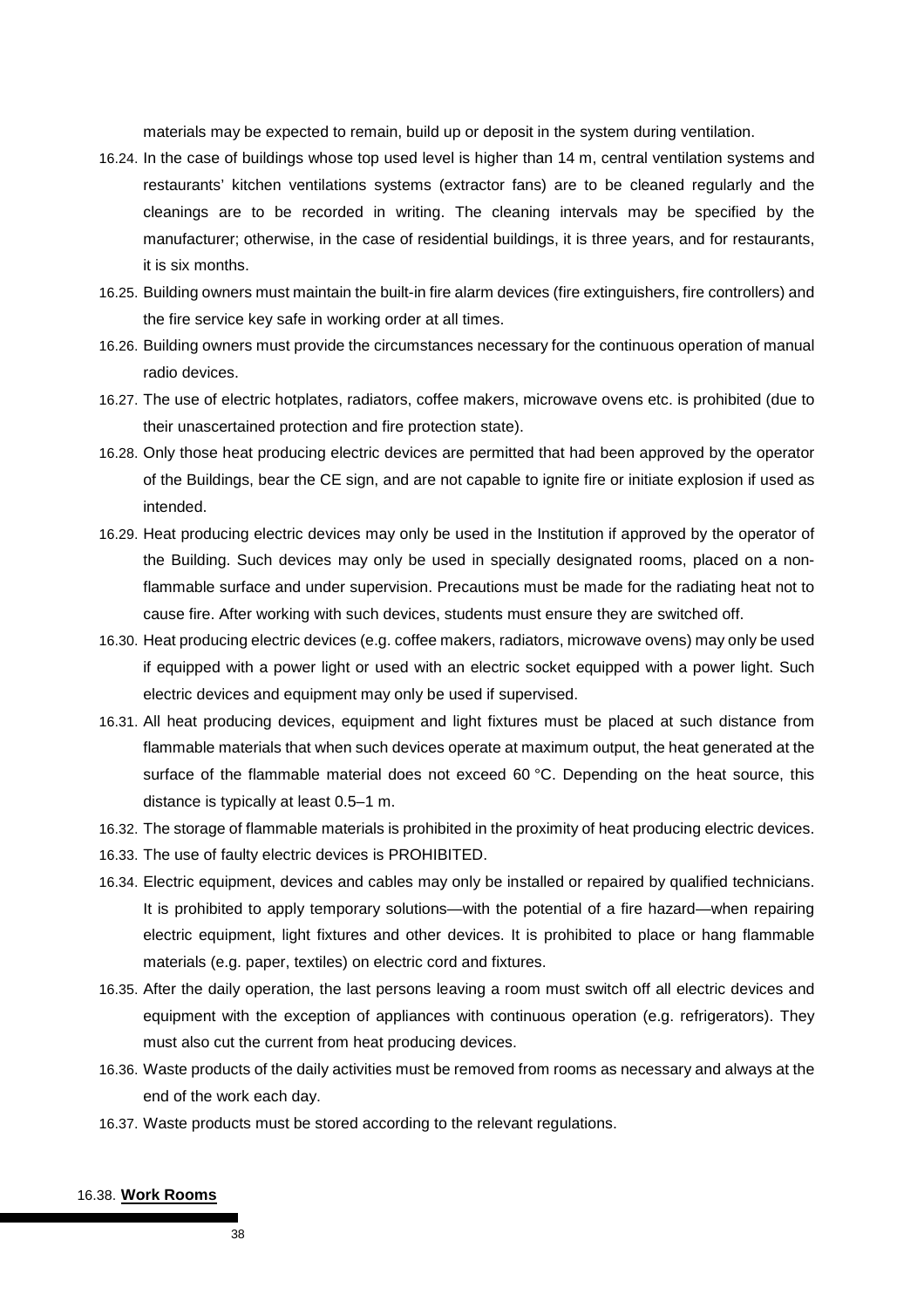materials may be expected to remain, build up or deposit in the system during ventilation.

16.24. In the case of buildings whose top used level is higher than 14 m, central ventilation systems and restaurants' kitchen ventilations systems (extractor fans) are to be cleaned regularly and the cleanings are to be recorded in writing. The cleaning intervals may be specified by the manufacturer; otherwise, in the case of residential buildings, it is three years, and for restaurants, it is six months.

16.25. Building owners must maintain the built-in fire alarm devices (fire extinguishers, fire controllers) and the fire service key safe in working order at all times.

16.26. Building owners must provide the circumstances necessary for the continuous operation of manual radio devices.

16.27. The use of electric hotplates, radiators, coffee makers, microwave ovens etc. is prohibited (due to their unascertained protection and fire protection state).

16.28. Only those heat producing electric devices are permitted that had been approved by the operator of the Buildings, bear the CE sign, and are not capable to ignite fire or initiate explosion if used as intended.

16.29. Heat producing electric devices may only be used in the Institution if approved by the operator of the Building. Such devices may only be used in specially designated rooms, placed on a non-flammable surface and under supervision. Precautions must be made for the radiating heat not to cause fire. After working with such devices, students must ensure they are switched off.

16.30. Heat producing electric devices (e.g. coffee makers, radiators, microwave ovens) may only be used if equipped with a power light or used with an electric socket equipped with a power light. Such electric devices and equipment may only be used if supervised.

16.31. All heat producing devices, equipment and light fixtures must be placed at such distance from flammable materials that when such devices operate at maximum output, the heat generated at the surface of the flammable material does not exceed 60 °C. Depending on the heat source, this distance is typically at least 0.5–1 m.

16.32. The storage of flammable materials is prohibited in the proximity of heat producing electric devices.

16.33. The use of faulty electric devices is PROHIBITED.

16.34. Electric equipment, devices and cables may only be installed or repaired by qualified technicians. It is prohibited to apply temporary solutions—with the potential of a fire hazard—when repairing electric equipment, light fixtures and other devices. It is prohibited to place or hang flammable materials (e.g. paper, textiles) on electric cord and fixtures.

16.35. After the daily operation, the last persons leaving a room must switch off all electric devices and equipment with the exception of appliances with continuous operation (e.g. refrigerators). They must also cut the current from heat producing devices.

16.36. Waste products of the daily activities must be removed from rooms as necessary and always at the end of the work each day.

16.37. Waste products must be stored according to the relevant regulations.

16.38. **Work Rooms**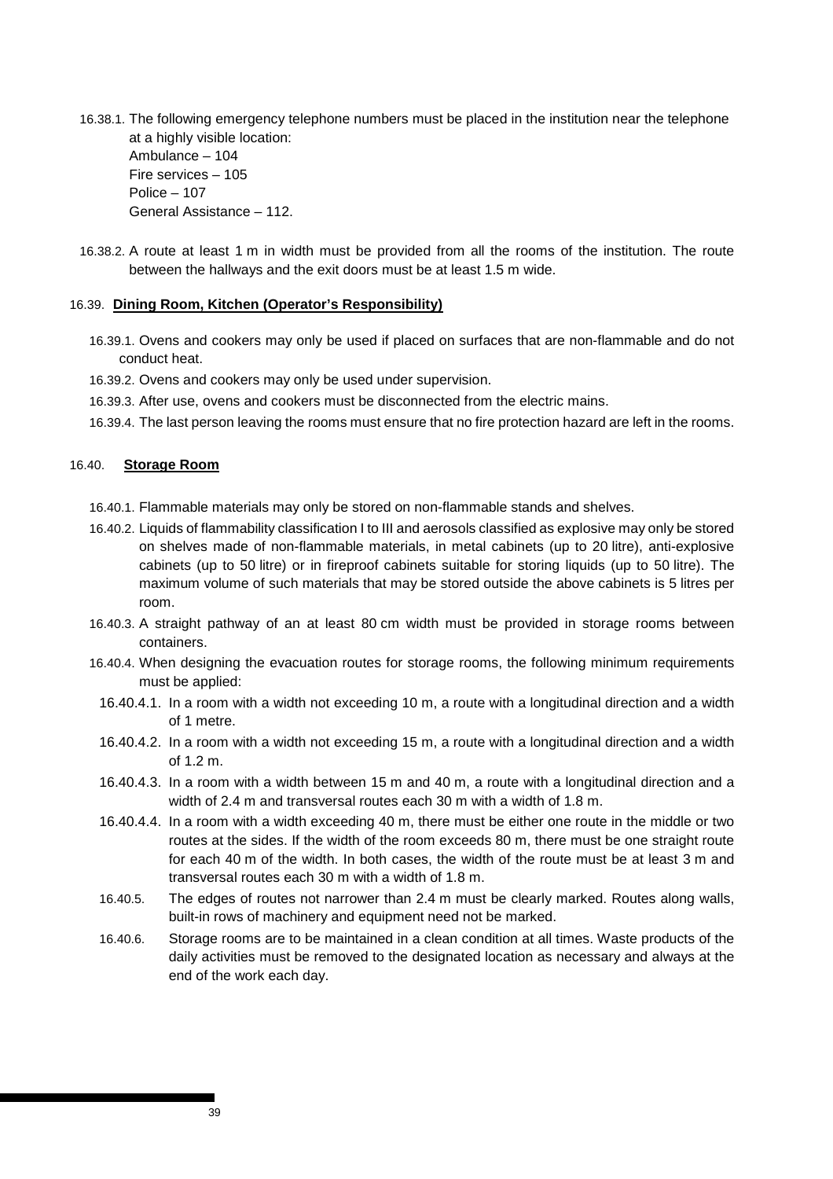16.38.1. The following emergency telephone numbers must be placed in the institution near the telephone at a highly visible location:
Ambulance – 104
Fire services – 105
Police – 107
General Assistance – 112.

16.38.2. A route at least 1 m in width must be provided from all the rooms of the institution. The route between the hallways and the exit doors must be at least 1.5 m wide.

### 16.39. **Dining Room, Kitchen (Operator's Responsibility)**

16.39.1. Ovens and cookers may only be used if placed on surfaces that are non-flammable and do not conduct heat.

16.39.2. Ovens and cookers may only be used under supervision.

16.39.3. After use, ovens and cookers must be disconnected from the electric mains.

16.39.4. The last person leaving the rooms must ensure that no fire protection hazard are left in the rooms.

### 16.40. **Storage Room**

16.40.1. Flammable materials may only be stored on non-flammable stands and shelves.

16.40.2. Liquids of flammability classification I to III and aerosols classified as explosive may only be stored on shelves made of non-flammable materials, in metal cabinets (up to 20 litre), anti-explosive cabinets (up to 50 litre) or in fireproof cabinets suitable for storing liquids (up to 50 litre). The maximum volume of such materials that may be stored outside the above cabinets is 5 litres per room.

16.40.3. A straight pathway of an at least 80 cm width must be provided in storage rooms between containers.

16.40.4. When designing the evacuation routes for storage rooms, the following minimum requirements must be applied:

16.40.4.1. In a room with a width not exceeding 10 m, a route with a longitudinal direction and a width of 1 metre.

16.40.4.2. In a room with a width not exceeding 15 m, a route with a longitudinal direction and a width of 1.2 m.

16.40.4.3. In a room with a width between 15 m and 40 m, a route with a longitudinal direction and a width of 2.4 m and transversal routes each 30 m with a width of 1.8 m.

16.40.4.4. In a room with a width exceeding 40 m, there must be either one route in the middle or two routes at the sides. If the width of the room exceeds 80 m, there must be one straight route for each 40 m of the width. In both cases, the width of the route must be at least 3 m and transversal routes each 30 m with a width of 1.8 m.

16.40.5. The edges of routes not narrower than 2.4 m must be clearly marked. Routes along walls, built-in rows of machinery and equipment need not be marked.

16.40.6. Storage rooms are to be maintained in a clean condition at all times. Waste products of the daily activities must be removed to the designated location as necessary and always at the end of the work each day.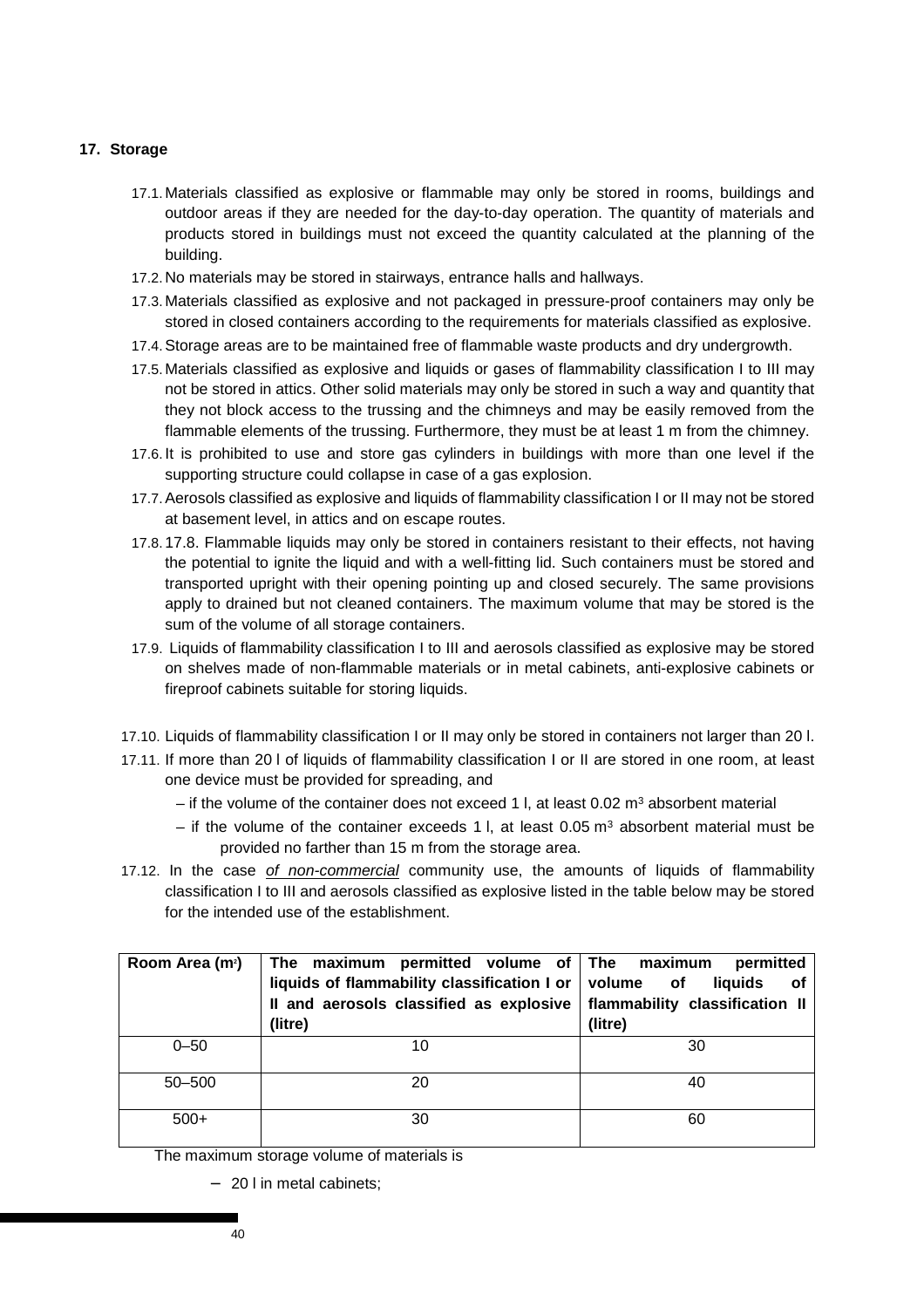## 17. Storage

17.1. Materials classified as explosive or flammable may only be stored in rooms, buildings and outdoor areas if they are needed for the day-to-day operation. The quantity of materials and products stored in buildings must not exceed the quantity calculated at the planning of the building.

17.2. No materials may be stored in stairways, entrance halls and hallways.

17.3. Materials classified as explosive and not packaged in pressure-proof containers may only be stored in closed containers according to the requirements for materials classified as explosive.

17.4. Storage areas are to be maintained free of flammable waste products and dry undergrowth.

17.5. Materials classified as explosive and liquids or gases of flammability classification I to III may not be stored in attics. Other solid materials may only be stored in such a way and quantity that they not block access to the trussing and the chimneys and may be easily removed from the flammable elements of the trussing. Furthermore, they must be at least 1 m from the chimney.

17.6. It is prohibited to use and store gas cylinders in buildings with more than one level if the supporting structure could collapse in case of a gas explosion.

17.7. Aerosols classified as explosive and liquids of flammability classification I or II may not be stored at basement level, in attics and on escape routes.

17.8. 17.8. Flammable liquids may only be stored in containers resistant to their effects, not having the potential to ignite the liquid and with a well-fitting lid. Such containers must be stored and transported upright with their opening pointing up and closed securely. The same provisions apply to drained but not cleaned containers. The maximum volume that may be stored is the sum of the volume of all storage containers.

17.9. Liquids of flammability classification I to III and aerosols classified as explosive may be stored on shelves made of non-flammable materials or in metal cabinets, anti-explosive cabinets or fireproof cabinets suitable for storing liquids.

17.10. Liquids of flammability classification I or II may only be stored in containers not larger than 20 l.

17.11. If more than 20 l of liquids of flammability classification I or II are stored in one room, at least one device must be provided for spreading, and

- if the volume of the container does not exceed 1 l, at least 0.02 $m^3$ absorbent material
- if the volume of the container exceeds 1 l, at least 0.05 $m^3$ absorbent material must be provided no farther than 15 m from the storage area.

17.12. In the case *of non-commercial* community use, the amounts of liquids of flammability classification I to III and aerosols classified as explosive listed in the table below may be stored for the intended use of the establishment.

| Room Area ($m^2$) | The maximum permitted volume of liquids of flammability classification I or II and aerosols classified as explosive (litre) | The maximum permitted volume of liquids of flammability classification II (litre) |
|---|---|---|
| 0–50 | 10 | 30 |
| 50–500 | 20 | 40 |
| 500+ | 30 | 60 |

The maximum storage volume of materials is

- 20 l in metal cabinets;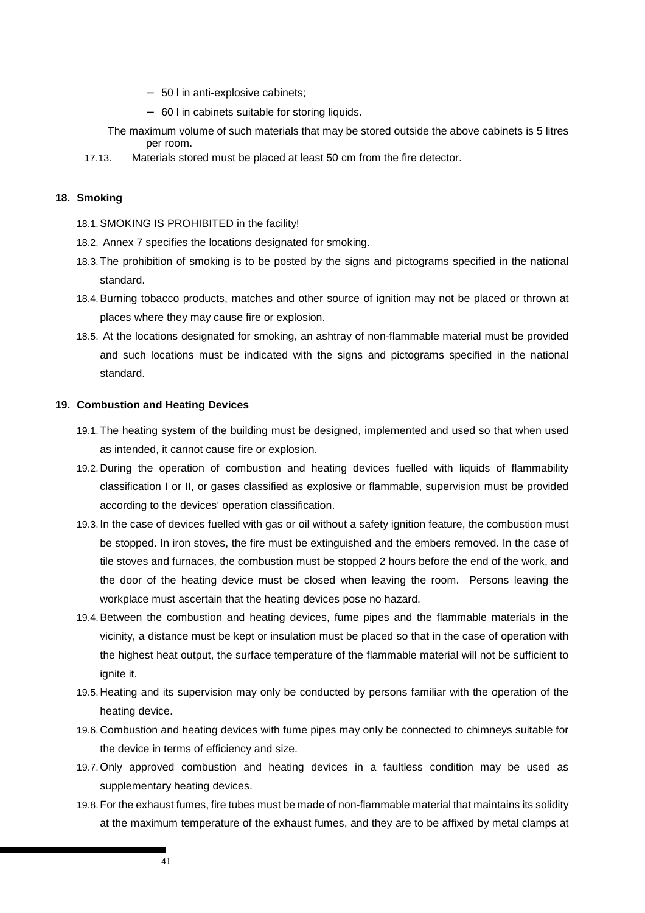- 50 l in anti-explosive cabinets;
- 60 l in cabinets suitable for storing liquids.

The maximum volume of such materials that may be stored outside the above cabinets is 5 litres per room.

17.13. Materials stored must be placed at least 50 cm from the fire detector.

## 18. Smoking

18.1. SMOKING IS PROHIBITED in the facility!

18.2. Annex 7 specifies the locations designated for smoking.

18.3. The prohibition of smoking is to be posted by the signs and pictograms specified in the national standard.

18.4. Burning tobacco products, matches and other source of ignition may not be placed or thrown at places where they may cause fire or explosion.

18.5. At the locations designated for smoking, an ashtray of non-flammable material must be provided and such locations must be indicated with the signs and pictograms specified in the national standard.

## 19. Combustion and Heating Devices

19.1. The heating system of the building must be designed, implemented and used so that when used as intended, it cannot cause fire or explosion.

19.2. During the operation of combustion and heating devices fuelled with liquids of flammability classification I or II, or gases classified as explosive or flammable, supervision must be provided according to the devices' operation classification.

19.3. In the case of devices fuelled with gas or oil without a safety ignition feature, the combustion must be stopped. In iron stoves, the fire must be extinguished and the embers removed. In the case of tile stoves and furnaces, the combustion must be stopped 2 hours before the end of the work, and the door of the heating device must be closed when leaving the room. Persons leaving the workplace must ascertain that the heating devices pose no hazard.

19.4. Between the combustion and heating devices, fume pipes and the flammable materials in the vicinity, a distance must be kept or insulation must be placed so that in the case of operation with the highest heat output, the surface temperature of the flammable material will not be sufficient to ignite it.

19.5. Heating and its supervision may only be conducted by persons familiar with the operation of the heating device.

19.6. Combustion and heating devices with fume pipes may only be connected to chimneys suitable for the device in terms of efficiency and size.

19.7. Only approved combustion and heating devices in a faultless condition may be used as supplementary heating devices.

19.8. For the exhaust fumes, fire tubes must be made of non-flammable material that maintains its solidity at the maximum temperature of the exhaust fumes, and they are to be affixed by metal clamps at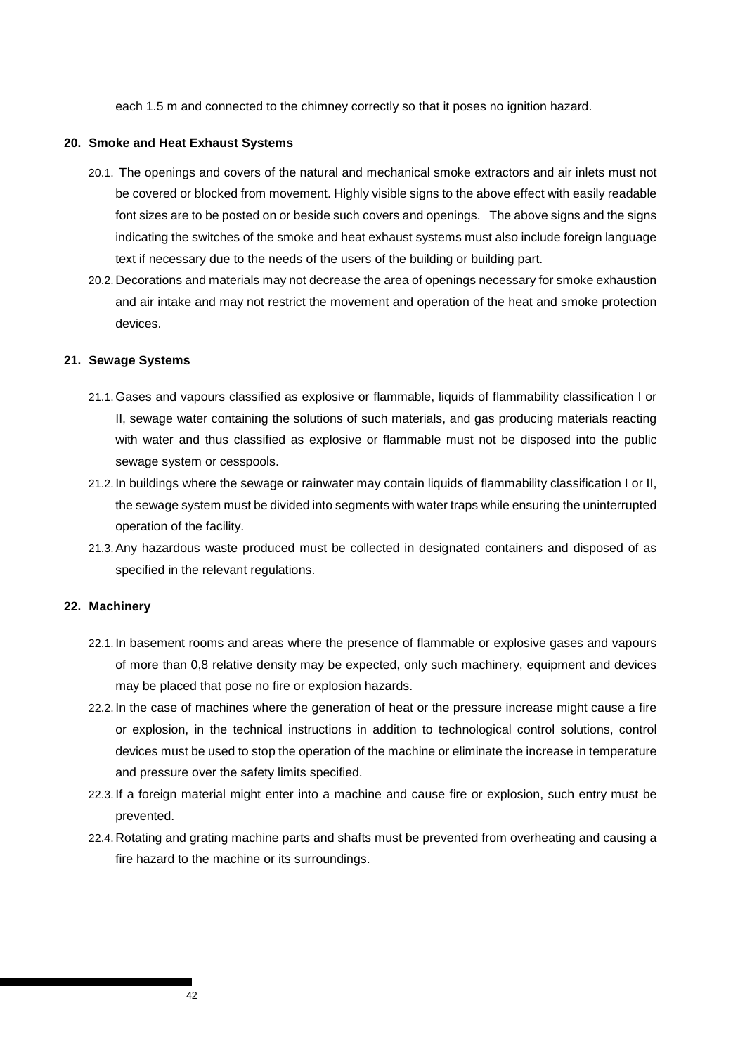each 1.5 m and connected to the chimney correctly so that it poses no ignition hazard.

## 20. Smoke and Heat Exhaust Systems

20.1. The openings and covers of the natural and mechanical smoke extractors and air inlets must not be covered or blocked from movement. Highly visible signs to the above effect with easily readable font sizes are to be posted on or beside such covers and openings. The above signs and the signs indicating the switches of the smoke and heat exhaust systems must also include foreign language text if necessary due to the needs of the users of the building or building part.

20.2. Decorations and materials may not decrease the area of openings necessary for smoke exhaustion and air intake and may not restrict the movement and operation of the heat and smoke protection devices.

## 21. Sewage Systems

21.1. Gases and vapours classified as explosive or flammable, liquids of flammability classification I or II, sewage water containing the solutions of such materials, and gas producing materials reacting with water and thus classified as explosive or flammable must not be disposed into the public sewage system or cesspools.

21.2. In buildings where the sewage or rainwater may contain liquids of flammability classification I or II, the sewage system must be divided into segments with water traps while ensuring the uninterrupted operation of the facility.

21.3. Any hazardous waste produced must be collected in designated containers and disposed of as specified in the relevant regulations.

## 22. Machinery

22.1. In basement rooms and areas where the presence of flammable or explosive gases and vapours of more than 0,8 relative density may be expected, only such machinery, equipment and devices may be placed that pose no fire or explosion hazards.

22.2. In the case of machines where the generation of heat or the pressure increase might cause a fire or explosion, in the technical instructions in addition to technological control solutions, control devices must be used to stop the operation of the machine or eliminate the increase in temperature and pressure over the safety limits specified.

22.3. If a foreign material might enter into a machine and cause fire or explosion, such entry must be prevented.

22.4. Rotating and grating machine parts and shafts must be prevented from overheating and causing a fire hazard to the machine or its surroundings.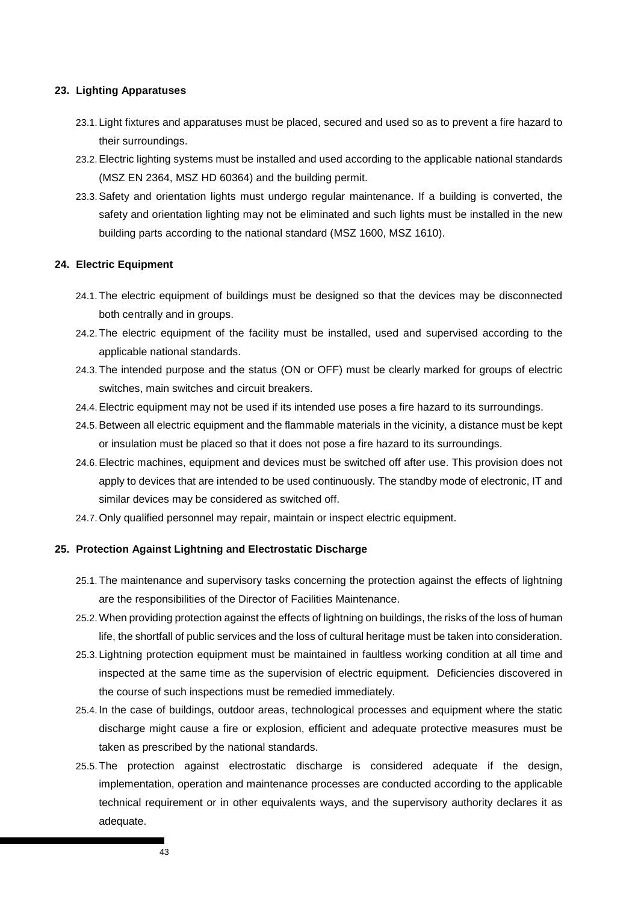## 23. Lighting Apparatuses

23.1. Light fixtures and apparatuses must be placed, secured and used so as to prevent a fire hazard to their surroundings.

23.2. Electric lighting systems must be installed and used according to the applicable national standards (MSZ EN 2364, MSZ HD 60364) and the building permit.

23.3. Safety and orientation lights must undergo regular maintenance. If a building is converted, the safety and orientation lighting may not be eliminated and such lights must be installed in the new building parts according to the national standard (MSZ 1600, MSZ 1610).

## 24. Electric Equipment

24.1. The electric equipment of buildings must be designed so that the devices may be disconnected both centrally and in groups.

24.2. The electric equipment of the facility must be installed, used and supervised according to the applicable national standards.

24.3. The intended purpose and the status (ON or OFF) must be clearly marked for groups of electric switches, main switches and circuit breakers.

24.4. Electric equipment may not be used if its intended use poses a fire hazard to its surroundings.

24.5. Between all electric equipment and the flammable materials in the vicinity, a distance must be kept or insulation must be placed so that it does not pose a fire hazard to its surroundings.

24.6. Electric machines, equipment and devices must be switched off after use. This provision does not apply to devices that are intended to be used continuously. The standby mode of electronic, IT and similar devices may be considered as switched off.

24.7. Only qualified personnel may repair, maintain or inspect electric equipment.

## 25. Protection Against Lightning and Electrostatic Discharge

25.1. The maintenance and supervisory tasks concerning the protection against the effects of lightning are the responsibilities of the Director of Facilities Maintenance.

25.2. When providing protection against the effects of lightning on buildings, the risks of the loss of human life, the shortfall of public services and the loss of cultural heritage must be taken into consideration.

25.3. Lightning protection equipment must be maintained in faultless working condition at all time and inspected at the same time as the supervision of electric equipment. Deficiencies discovered in the course of such inspections must be remedied immediately.

25.4. In the case of buildings, outdoor areas, technological processes and equipment where the static discharge might cause a fire or explosion, efficient and adequate protective measures must be taken as prescribed by the national standards.

25.5. The protection against electrostatic discharge is considered adequate if the design, implementation, operation and maintenance processes are conducted according to the applicable technical requirement or in other equivalents ways, and the supervisory authority declares it as adequate.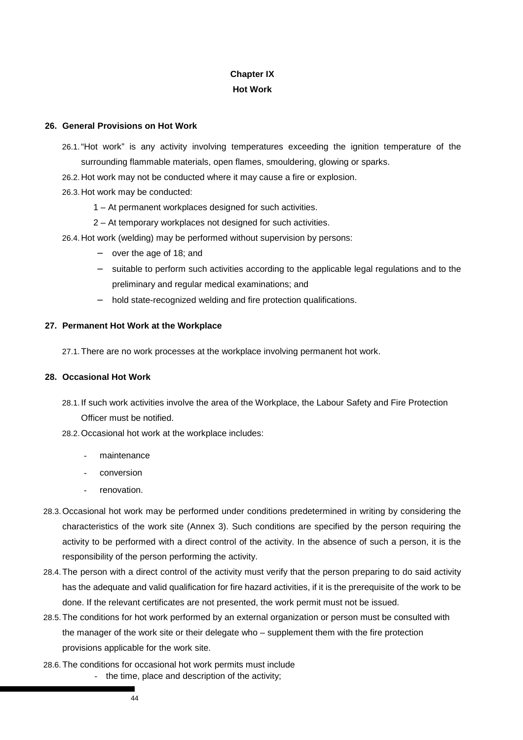# Chapter IX

## Hot Work

### 26. General Provisions on Hot Work

26.1. "Hot work" is any activity involving temperatures exceeding the ignition temperature of the surrounding flammable materials, open flames, smouldering, glowing or sparks.

26.2. Hot work may not be conducted where it may cause a fire or explosion.

26.3. Hot work may be conducted:

1 – At permanent workplaces designed for such activities.

2 – At temporary workplaces not designed for such activities.

26.4. Hot work (welding) may be performed without supervision by persons:

- over the age of 18; and
- suitable to perform such activities according to the applicable legal regulations and to the preliminary and regular medical examinations; and
- hold state-recognized welding and fire protection qualifications.

### 27. Permanent Hot Work at the Workplace

27.1. There are no work processes at the workplace involving permanent hot work.

### 28. Occasional Hot Work

28.1. If such work activities involve the area of the Workplace, the Labour Safety and Fire Protection Officer must be notified.

28.2. Occasional hot work at the workplace includes:

- maintenance
- conversion
- renovation.

28.3. Occasional hot work may be performed under conditions predetermined in writing by considering the characteristics of the work site (Annex 3). Such conditions are specified by the person requiring the activity to be performed with a direct control of the activity. In the absence of such a person, it is the responsibility of the person performing the activity.

28.4. The person with a direct control of the activity must verify that the person preparing to do said activity has the adequate and valid qualification for fire hazard activities, if it is the prerequisite of the work to be done. If the relevant certificates are not presented, the work permit must not be issued.

28.5. The conditions for hot work performed by an external organization or person must be consulted with the manager of the work site or their delegate who – supplement them with the fire protection provisions applicable for the work site.

28.6. The conditions for occasional hot work permits must include

- the time, place and description of the activity;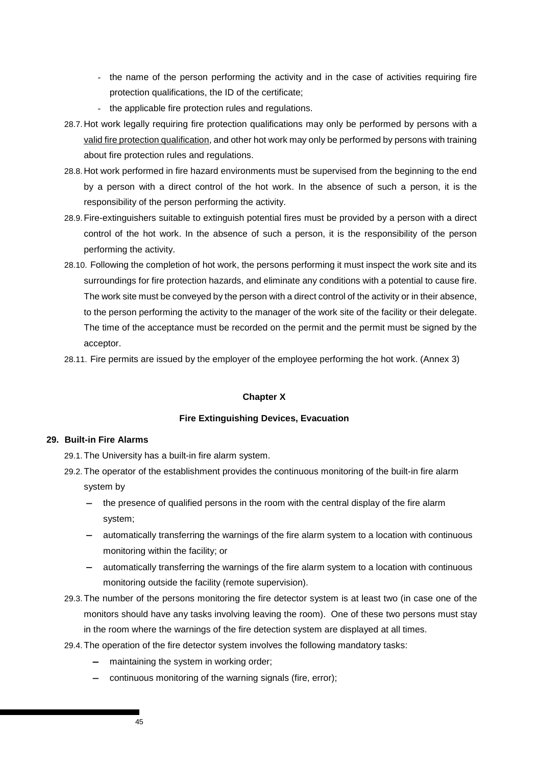- the name of the person performing the activity and in the case of activities requiring fire protection qualifications, the ID of the certificate;
- the applicable fire protection rules and regulations.

28.7. Hot work legally requiring fire protection qualifications may only be performed by persons with a valid fire protection qualification, and other hot work may only be performed by persons with training about fire protection rules and regulations.

28.8. Hot work performed in fire hazard environments must be supervised from the beginning to the end by a person with a direct control of the hot work. In the absence of such a person, it is the responsibility of the person performing the activity.

28.9. Fire-extinguishers suitable to extinguish potential fires must be provided by a person with a direct control of the hot work. In the absence of such a person, it is the responsibility of the person performing the activity.

28.10. Following the completion of hot work, the persons performing it must inspect the work site and its surroundings for fire protection hazards, and eliminate any conditions with a potential to cause fire. The work site must be conveyed by the person with a direct control of the activity or in their absence, to the person performing the activity to the manager of the work site of the facility or their delegate. The time of the acceptance must be recorded on the permit and the permit must be signed by the acceptor.

28.11. Fire permits are issued by the employer of the employee performing the hot work. (Annex 3)

## Chapter X

## Fire Extinguishing Devices, Evacuation

### 29. Built-in Fire Alarms

29.1. The University has a built-in fire alarm system.

29.2. The operator of the establishment provides the continuous monitoring of the built-in fire alarm system by

- the presence of qualified persons in the room with the central display of the fire alarm system;
- automatically transferring the warnings of the fire alarm system to a location with continuous monitoring within the facility; or
- automatically transferring the warnings of the fire alarm system to a location with continuous monitoring outside the facility (remote supervision).

29.3. The number of the persons monitoring the fire detector system is at least two (in case one of the monitors should have any tasks involving leaving the room). One of these two persons must stay in the room where the warnings of the fire detection system are displayed at all times.

29.4. The operation of the fire detector system involves the following mandatory tasks:

- maintaining the system in working order;
- continuous monitoring of the warning signals (fire, error);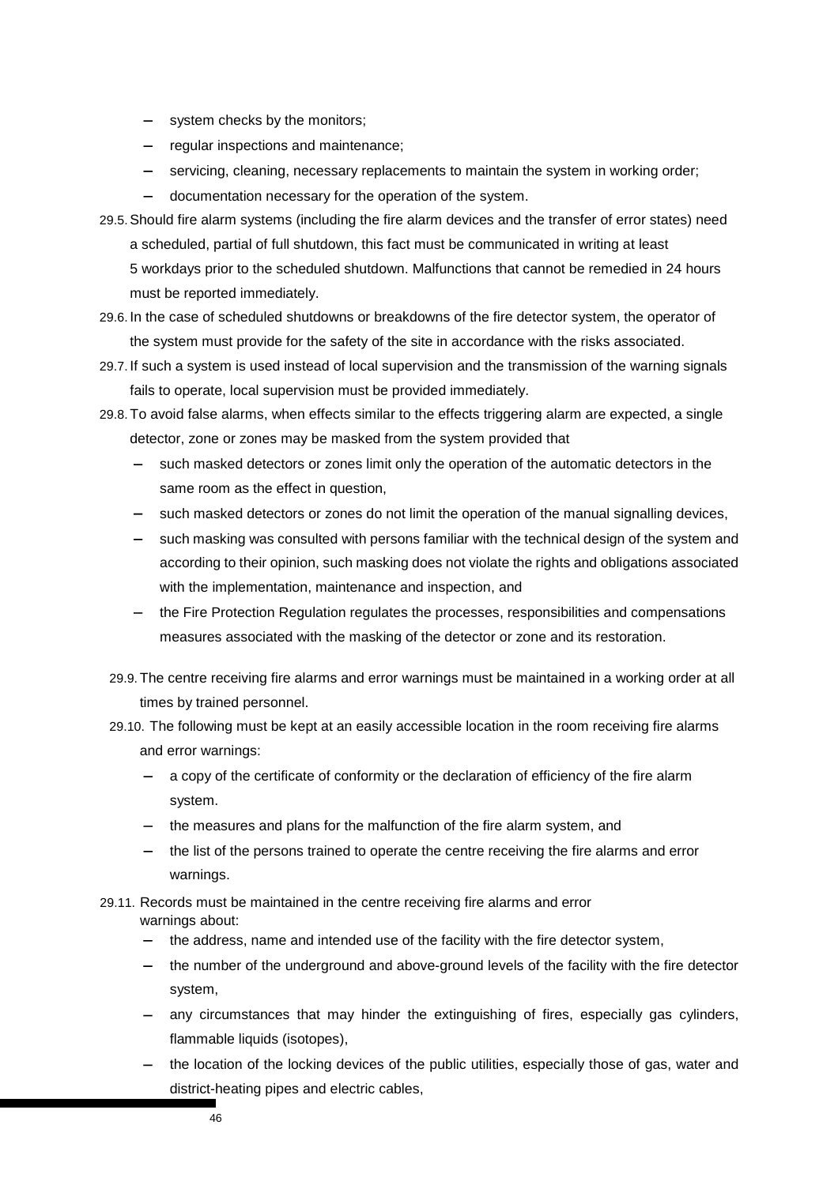- system checks by the monitors;
- regular inspections and maintenance;
- servicing, cleaning, necessary replacements to maintain the system in working order;
- documentation necessary for the operation of the system.

29.5. Should fire alarm systems (including the fire alarm devices and the transfer of error states) need a scheduled, partial of full shutdown, this fact must be communicated in writing at least 5 workdays prior to the scheduled shutdown. Malfunctions that cannot be remedied in 24 hours must be reported immediately.

29.6. In the case of scheduled shutdowns or breakdowns of the fire detector system, the operator of the system must provide for the safety of the site in accordance with the risks associated.

29.7. If such a system is used instead of local supervision and the transmission of the warning signals fails to operate, local supervision must be provided immediately.

29.8. To avoid false alarms, when effects similar to the effects triggering alarm are expected, a single detector, zone or zones may be masked from the system provided that

- such masked detectors or zones limit only the operation of the automatic detectors in the same room as the effect in question,
- such masked detectors or zones do not limit the operation of the manual signalling devices,
- such masking was consulted with persons familiar with the technical design of the system and according to their opinion, such masking does not violate the rights and obligations associated with the implementation, maintenance and inspection, and
- the Fire Protection Regulation regulates the processes, responsibilities and compensations measures associated with the masking of the detector or zone and its restoration.

29.9. The centre receiving fire alarms and error warnings must be maintained in a working order at all times by trained personnel.

29.10. The following must be kept at an easily accessible location in the room receiving fire alarms and error warnings:

- a copy of the certificate of conformity or the declaration of efficiency of the fire alarm system.
- the measures and plans for the malfunction of the fire alarm system, and
- the list of the persons trained to operate the centre receiving the fire alarms and error warnings.

29.11. Records must be maintained in the centre receiving fire alarms and error warnings about:

- the address, name and intended use of the facility with the fire detector system,
- the number of the underground and above-ground levels of the facility with the fire detector system,
- any circumstances that may hinder the extinguishing of fires, especially gas cylinders, flammable liquids (isotopes),
- the location of the locking devices of the public utilities, especially those of gas, water and district-heating pipes and electric cables,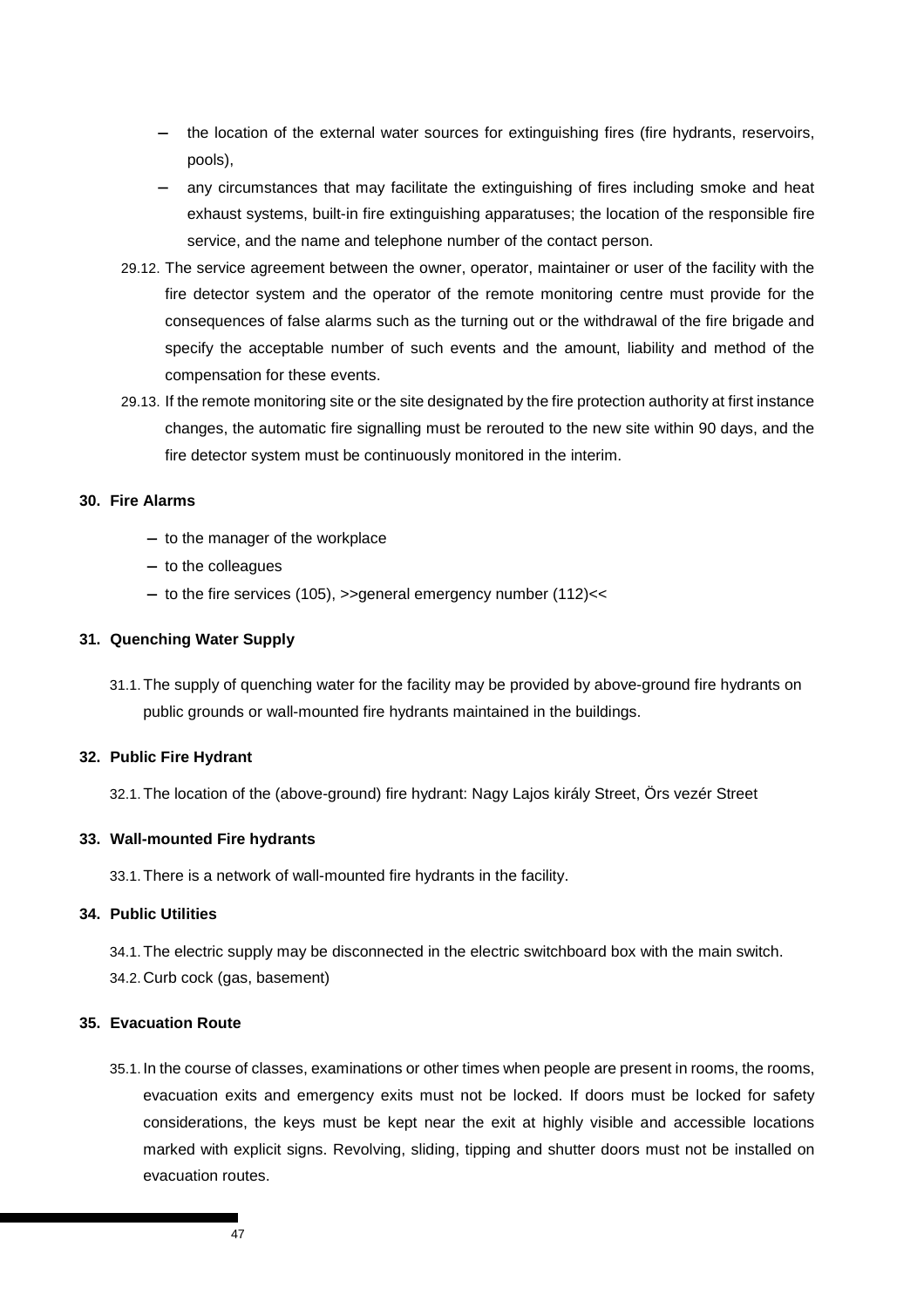- the location of the external water sources for extinguishing fires (fire hydrants, reservoirs, pools),
- any circumstances that may facilitate the extinguishing of fires including smoke and heat exhaust systems, built-in fire extinguishing apparatuses; the location of the responsible fire service, and the name and telephone number of the contact person.

29.12. The service agreement between the owner, operator, maintainer or user of the facility with the fire detector system and the operator of the remote monitoring centre must provide for the consequences of false alarms such as the turning out or the withdrawal of the fire brigade and specify the acceptable number of such events and the amount, liability and method of the compensation for these events.

29.13. If the remote monitoring site or the site designated by the fire protection authority at first instance changes, the automatic fire signalling must be rerouted to the new site within 90 days, and the fire detector system must be continuously monitored in the interim.

### 30. Fire Alarms

- to the manager of the workplace
- to the colleagues
- to the fire services (105), >>general emergency number (112)<<

### 31. Quenching Water Supply

31.1. The supply of quenching water for the facility may be provided by above-ground fire hydrants on public grounds or wall-mounted fire hydrants maintained in the buildings.

### 32. Public Fire Hydrant

32.1. The location of the (above-ground) fire hydrant: Nagy Lajos király Street, Örs vezér Street

### 33. Wall-mounted Fire hydrants

33.1. There is a network of wall-mounted fire hydrants in the facility.

### 34. Public Utilities

34.1. The electric supply may be disconnected in the electric switchboard box with the main switch.

34.2. Curb cock (gas, basement)

### 35. Evacuation Route

35.1. In the course of classes, examinations or other times when people are present in rooms, the rooms, evacuation exits and emergency exits must not be locked. If doors must be locked for safety considerations, the keys must be kept near the exit at highly visible and accessible locations marked with explicit signs. Revolving, sliding, tipping and shutter doors must not be installed on evacuation routes.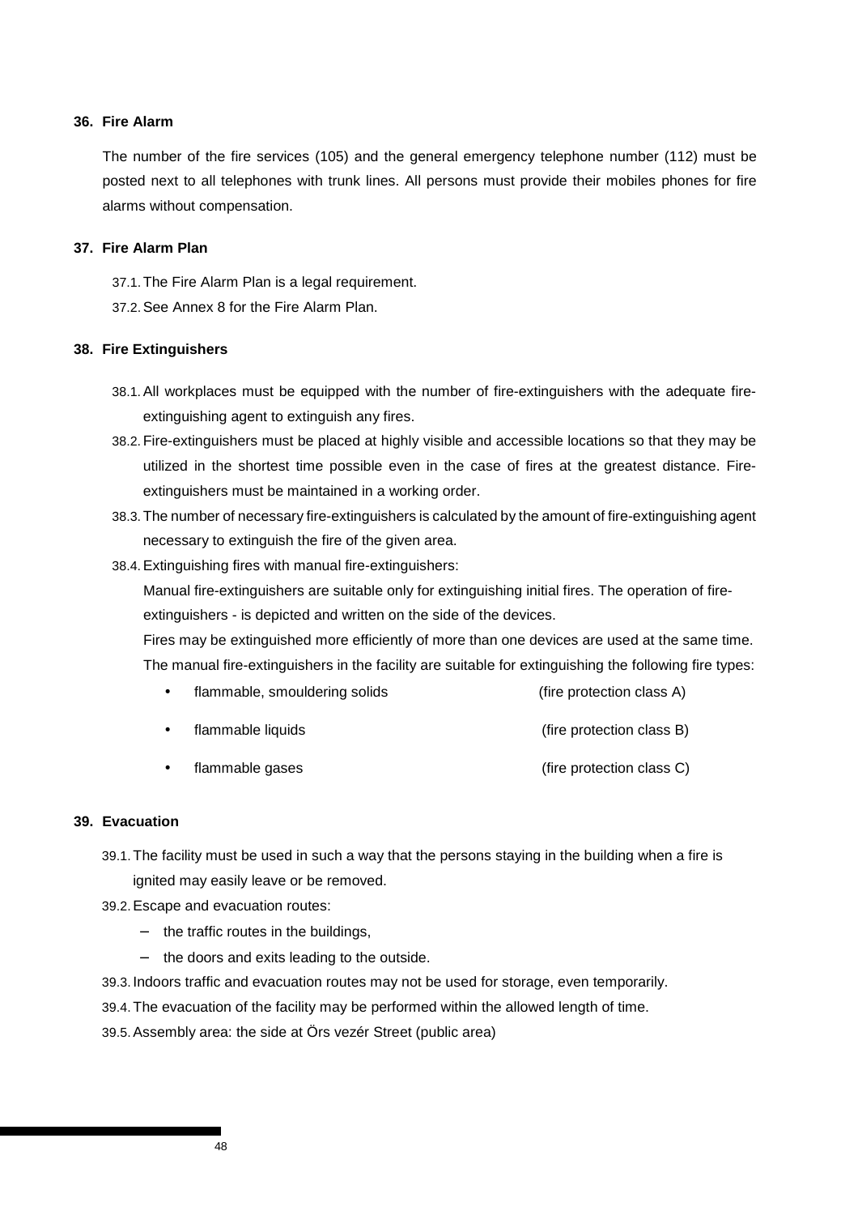### 36. Fire Alarm

The number of the fire services (105) and the general emergency telephone number (112) must be posted next to all telephones with trunk lines. All persons must provide their mobiles phones for fire alarms without compensation.

### 37. Fire Alarm Plan

37.1. The Fire Alarm Plan is a legal requirement.

37.2. See Annex 8 for the Fire Alarm Plan.

### 38. Fire Extinguishers

38.1. All workplaces must be equipped with the number of fire-extinguishers with the adequate fire-extinguishing agent to extinguish any fires.

38.2. Fire-extinguishers must be placed at highly visible and accessible locations so that they may be utilized in the shortest time possible even in the case of fires at the greatest distance. Fire-extinguishers must be maintained in a working order.

38.3. The number of necessary fire-extinguishers is calculated by the amount of fire-extinguishing agent necessary to extinguish the fire of the given area.

38.4. Extinguishing fires with manual fire-extinguishers:

Manual fire-extinguishers are suitable only for extinguishing initial fires. The operation of fire-extinguishers - is depicted and written on the side of the devices.

Fires may be extinguished more efficiently of more than one devices are used at the same time.

The manual fire-extinguishers in the facility are suitable for extinguishing the following fire types:

- flammable, smouldering solids (fire protection class A)
- flammable liquids (fire protection class B)
- flammable gases (fire protection class C)

### 39. Evacuation

39.1. The facility must be used in such a way that the persons staying in the building when a fire is ignited may easily leave or be removed.

39.2. Escape and evacuation routes:

- the traffic routes in the buildings,
- the doors and exits leading to the outside.

39.3. Indoors traffic and evacuation routes may not be used for storage, even temporarily.

39.4. The evacuation of the facility may be performed within the allowed length of time.

39.5. Assembly area: the side at Örs vezér Street (public area)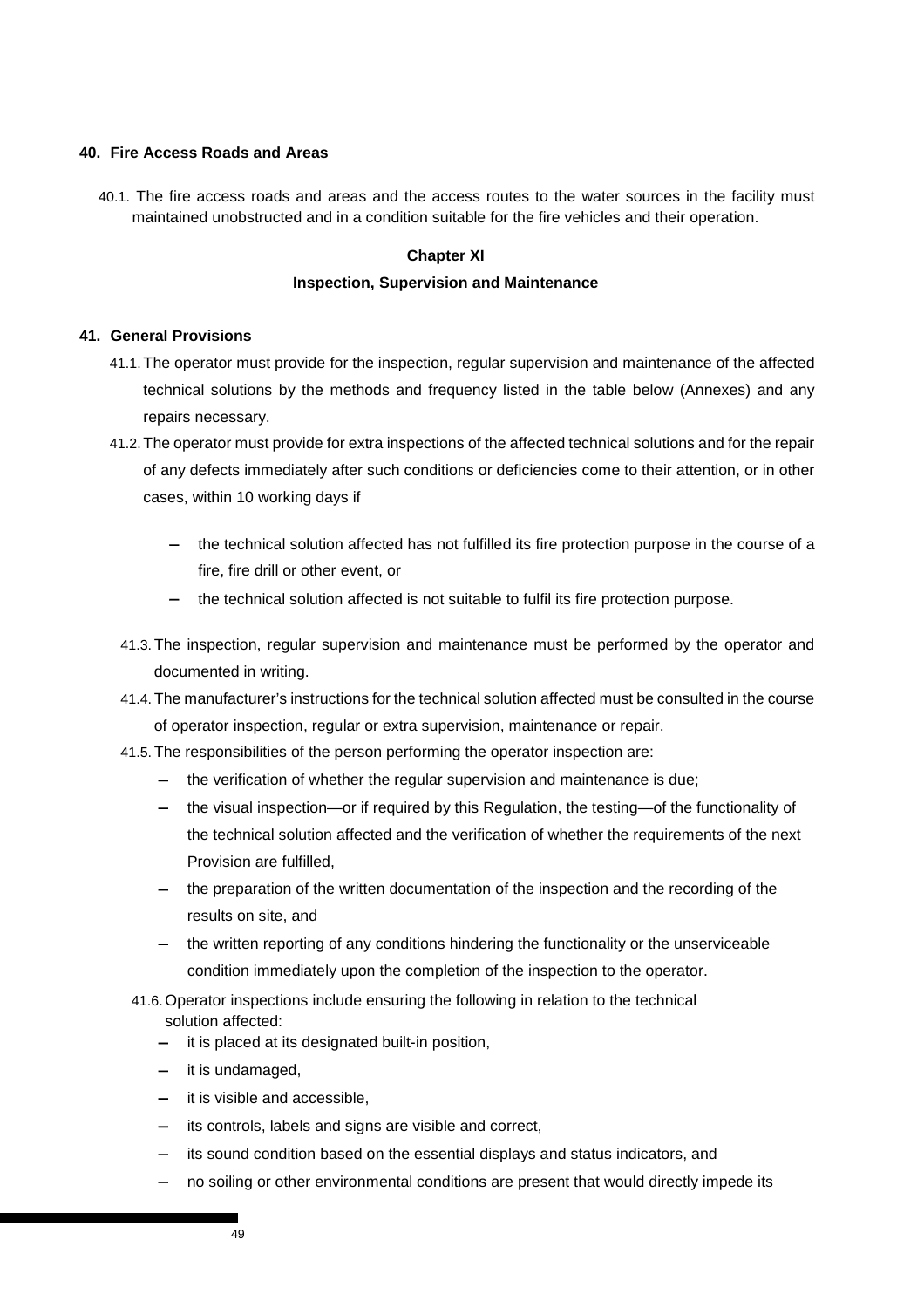## 40. Fire Access Roads and Areas

40.1. The fire access roads and areas and the access routes to the water sources in the facility must maintained unobstructed and in a condition suitable for the fire vehicles and their operation.

### Chapter XI

### Inspection, Supervision and Maintenance

## 41. General Provisions

41.1. The operator must provide for the inspection, regular supervision and maintenance of the affected technical solutions by the methods and frequency listed in the table below (Annexes) and any repairs necessary.

41.2. The operator must provide for extra inspections of the affected technical solutions and for the repair of any defects immediately after such conditions or deficiencies come to their attention, or in other cases, within 10 working days if

- the technical solution affected has not fulfilled its fire protection purpose in the course of a fire, fire drill or other event, or
- the technical solution affected is not suitable to fulfil its fire protection purpose.

41.3. The inspection, regular supervision and maintenance must be performed by the operator and documented in writing.

41.4. The manufacturer's instructions for the technical solution affected must be consulted in the course of operator inspection, regular or extra supervision, maintenance or repair.

41.5. The responsibilities of the person performing the operator inspection are:

- the verification of whether the regular supervision and maintenance is due;
- the visual inspection—or if required by this Regulation, the testing—of the functionality of the technical solution affected and the verification of whether the requirements of the next Provision are fulfilled,
- the preparation of the written documentation of the inspection and the recording of the results on site, and
- the written reporting of any conditions hindering the functionality or the unserviceable condition immediately upon the completion of the inspection to the operator.

41.6. Operator inspections include ensuring the following in relation to the technical solution affected:

- it is placed at its designated built-in position,
- it is undamaged,
- it is visible and accessible,
- its controls, labels and signs are visible and correct,
- its sound condition based on the essential displays and status indicators, and
- no soiling or other environmental conditions are present that would directly impede its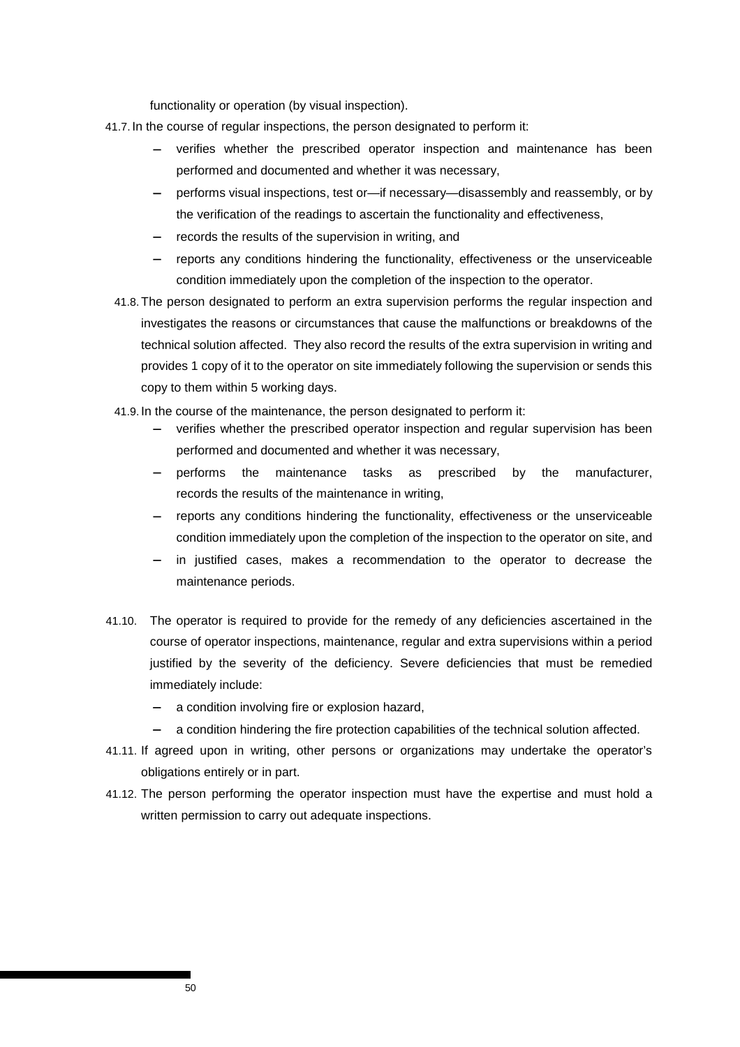functionality or operation (by visual inspection).

41.7. In the course of regular inspections, the person designated to perform it:

- verifies whether the prescribed operator inspection and maintenance has been performed and documented and whether it was necessary,
- performs visual inspections, test or—if necessary—disassembly and reassembly, or by the verification of the readings to ascertain the functionality and effectiveness,
- records the results of the supervision in writing, and
- reports any conditions hindering the functionality, effectiveness or the unserviceable condition immediately upon the completion of the inspection to the operator.

41.8. The person designated to perform an extra supervision performs the regular inspection and investigates the reasons or circumstances that cause the malfunctions or breakdowns of the technical solution affected. They also record the results of the extra supervision in writing and provides 1 copy of it to the operator on site immediately following the supervision or sends this copy to them within 5 working days.

41.9. In the course of the maintenance, the person designated to perform it:

- verifies whether the prescribed operator inspection and regular supervision has been performed and documented and whether it was necessary,
- performs the maintenance tasks as prescribed by the manufacturer, records the results of the maintenance in writing,
- reports any conditions hindering the functionality, effectiveness or the unserviceable condition immediately upon the completion of the inspection to the operator on site, and
- in justified cases, makes a recommendation to the operator to decrease the maintenance periods.

41.10. The operator is required to provide for the remedy of any deficiencies ascertained in the course of operator inspections, maintenance, regular and extra supervisions within a period justified by the severity of the deficiency. Severe deficiencies that must be remedied immediately include:

- a condition involving fire or explosion hazard,
- a condition hindering the fire protection capabilities of the technical solution affected.

41.11. If agreed upon in writing, other persons or organizations may undertake the operator's obligations entirely or in part.

41.12. The person performing the operator inspection must have the expertise and must hold a written permission to carry out adequate inspections.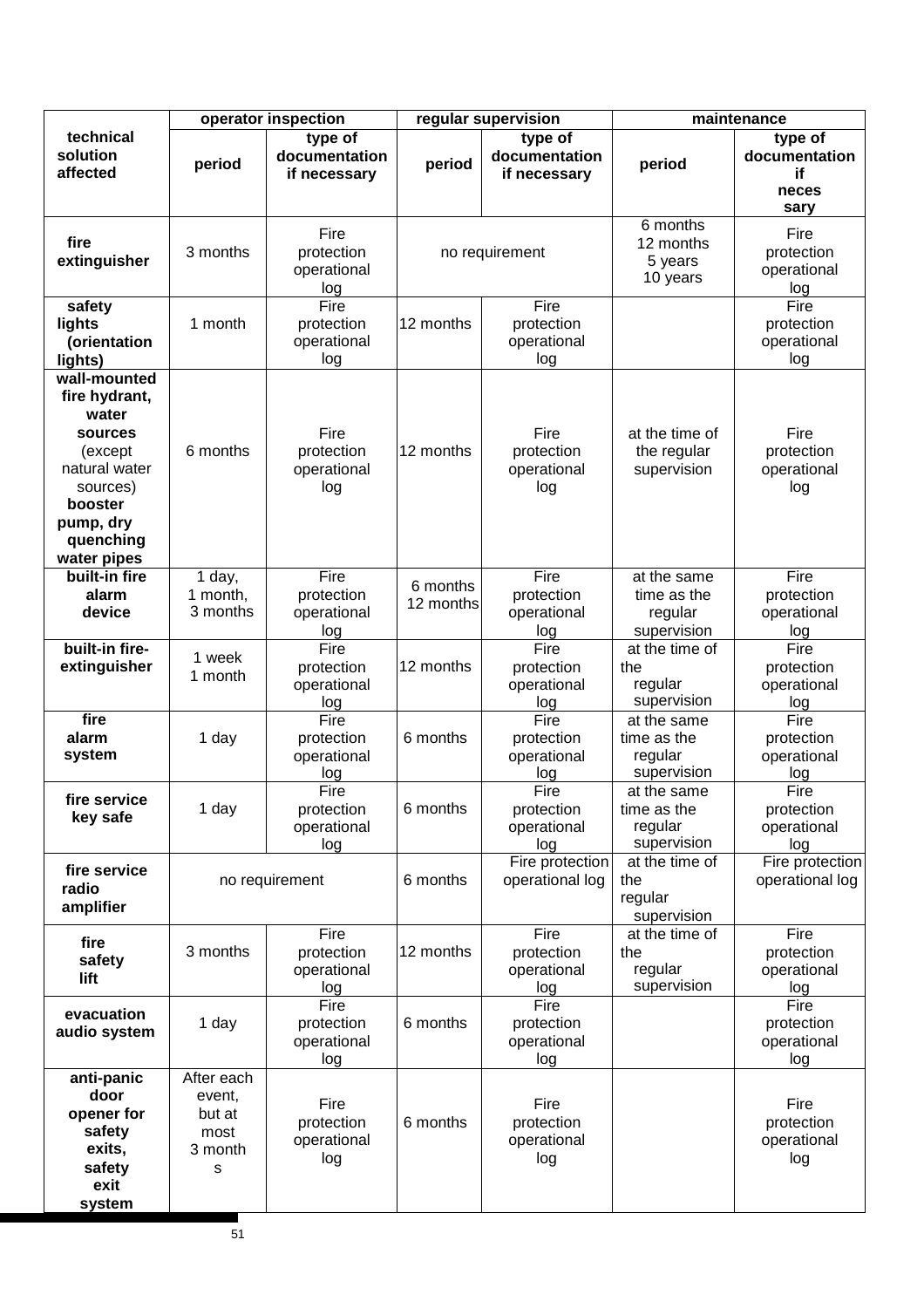| technical solution affected | operator inspection | | regular supervision | | maintenance | |
|---|---|---|---|---|---|---|
| | period | type of documentation if necessary | period | type of documentation if necessary | period | type of documentation if neces sary |
| **fire extinguisher** | 3 months | Fire protection operational log | no requirement | | 6 months 12 months 5 years 10 years | Fire protection operational log |
| **safety lights (orientation lights)** | 1 month | Fire protection operational log | 12 months | Fire protection operational log | | Fire protection operational log |
| **wall-mounted fire hydrant, water sources** (except natural water sources) **booster pump, dry quenching water pipes** | 6 months | Fire protection operational log | 12 months | Fire protection operational log | at the time of the regular supervision | Fire protection operational log |
| **built-in fire alarm device** | 1 day, 1 month, 3 months | Fire protection operational log | 6 months 12 months | Fire protection operational log | at the same time as the regular supervision | Fire protection operational log |
| **built-in fire-extinguisher** | 1 week 1 month | Fire protection operational log | 12 months | Fire protection operational log | at the time of the regular supervision | Fire protection operational log |
| **fire alarm system** | 1 day | Fire protection operational log | 6 months | Fire protection operational log | at the same time as the regular supervision | Fire protection operational log |
| **fire service key safe** | 1 day | Fire protection operational log | 6 months | Fire protection operational log | at the same time as the regular supervision | Fire protection operational log |
| **fire service radio amplifier** | no requirement | | 6 months | Fire protection operational log | at the time of the regular supervision | Fire protection operational log |
| **fire safety lift** | 3 months | Fire protection operational log | 12 months | Fire protection operational log | at the time of the regular supervision | Fire protection operational log |
| **evacuation audio system** | 1 day | Fire protection operational log | 6 months | Fire protection operational log | | Fire protection operational log |
| **anti-panic door opener for safety exits, safety exit system** | After each event, but at most 3 months | Fire protection operational log | 6 months | Fire protection operational log | | Fire protection operational log |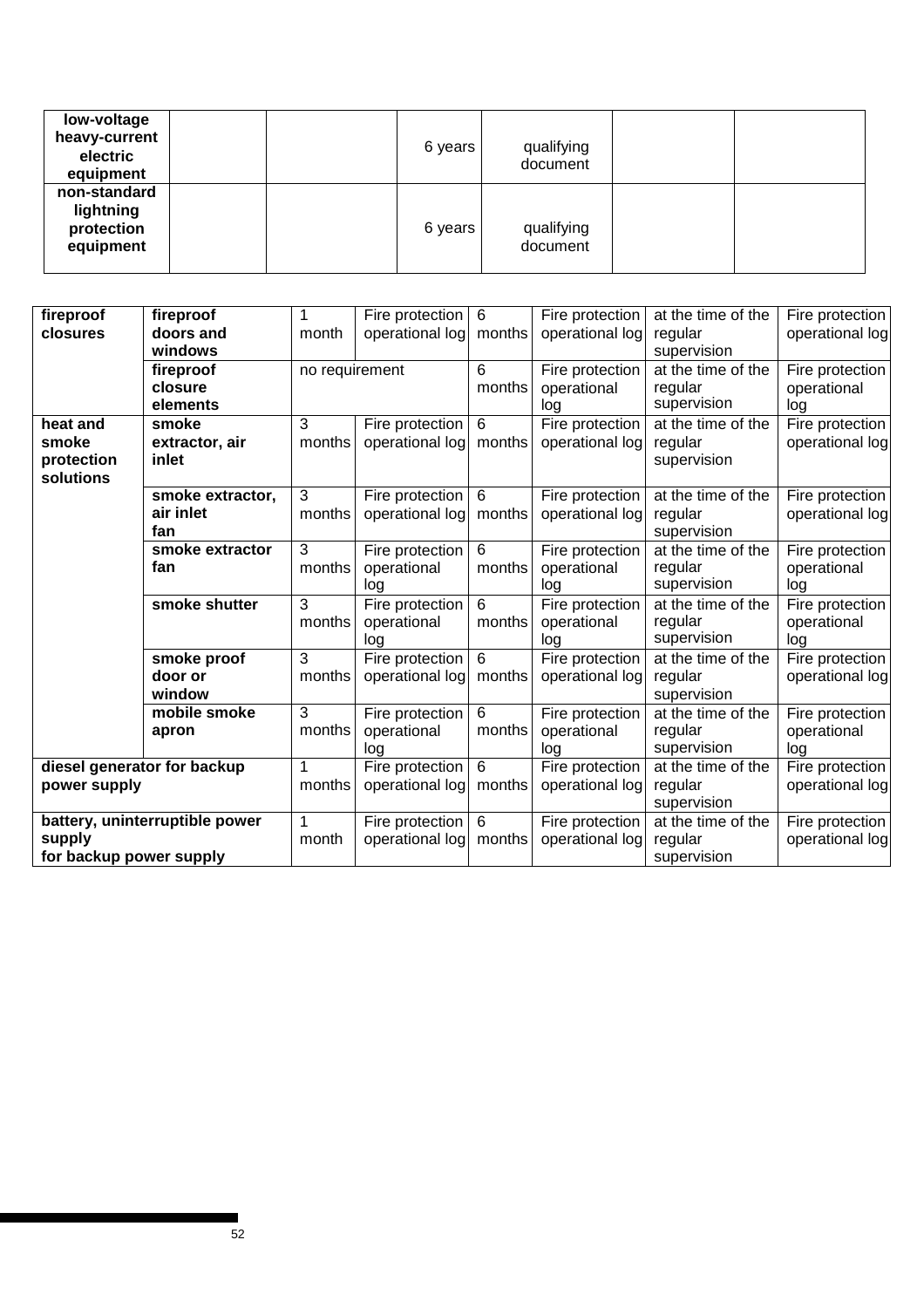| | | | | | | |
|---|---|---|---|---|---|---|
| **low-voltage heavy-current electric equipment** | | | 6 years | qualifying document | | |
| **non-standard lightning protection equipment** | | | 6 years | qualifying document | | |

| | | | | | | | |
|---|---|---|---|---|---|---|---|
| **fireproof closures** | **fireproof doors and windows** | 1 month | Fire protection operational log | 6 months | Fire protection operational log | at the time of the regular supervision | Fire protection operational log |
| | **fireproof closure elements** | no requirement | | 6 months | Fire protection operational log | at the time of the regular supervision | Fire protection operational log |
| **heat and smoke protection solutions** | **smoke extractor, air inlet** | 3 months | Fire protection operational log | 6 months | Fire protection operational log | at the time of the regular supervision | Fire protection operational log |
| | **smoke extractor, air inlet fan** | 3 months | Fire protection operational log | 6 months | Fire protection operational log | at the time of the regular supervision | Fire protection operational log |
| | **smoke extractor fan** | 3 months | Fire protection operational log | 6 months | Fire protection operational log | at the time of the regular supervision | Fire protection operational log |
| | **smoke shutter** | 3 months | Fire protection operational log | 6 months | Fire protection operational log | at the time of the regular supervision | Fire protection operational log |
| | **smoke proof door or window** | 3 months | Fire protection operational log | 6 months | Fire protection operational log | at the time of the regular supervision | Fire protection operational log |
| | **mobile smoke apron** | 3 months | Fire protection operational log | 6 months | Fire protection operational log | at the time of the regular supervision | Fire protection operational log |
| **diesel generator for backup power supply** | | 1 months | Fire protection operational log | 6 months | Fire protection operational log | at the time of the regular supervision | Fire protection operational log |
| **battery, uninterruptible power supply for backup power supply** | | 1 month | Fire protection operational log | 6 months | Fire protection operational log | at the time of the regular supervision | Fire protection operational log |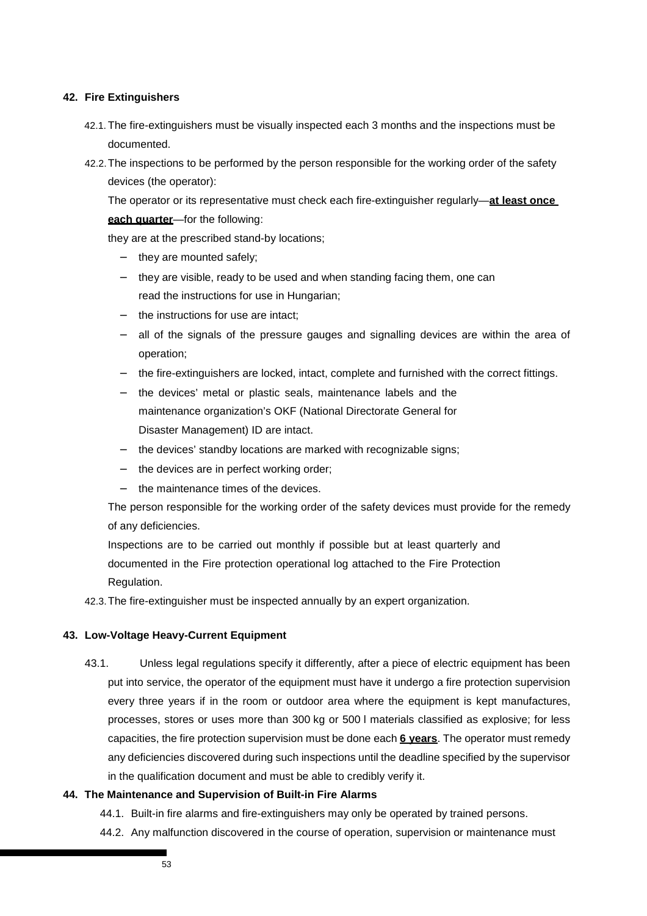## 42. Fire Extinguishers

42.1. The fire-extinguishers must be visually inspected each 3 months and the inspections must be documented.

42.2. The inspections to be performed by the person responsible for the working order of the safety devices (the operator):

The operator or its representative must check each fire-extinguisher regularly—**at least once each quarter**—for the following:

they are at the prescribed stand-by locations;

- they are mounted safely;
- they are visible, ready to be used and when standing facing them, one can read the instructions for use in Hungarian;
- the instructions for use are intact;
- all of the signals of the pressure gauges and signalling devices are within the area of operation;
- the fire-extinguishers are locked, intact, complete and furnished with the correct fittings.
- the devices' metal or plastic seals, maintenance labels and the maintenance organization's OKF (National Directorate General for Disaster Management) ID are intact.
- the devices' standby locations are marked with recognizable signs;
- the devices are in perfect working order;
- the maintenance times of the devices.

The person responsible for the working order of the safety devices must provide for the remedy of any deficiencies.

Inspections are to be carried out monthly if possible but at least quarterly and documented in the Fire protection operational log attached to the Fire Protection Regulation.

42.3. The fire-extinguisher must be inspected annually by an expert organization.

## 43. Low-Voltage Heavy-Current Equipment

43.1. Unless legal regulations specify it differently, after a piece of electric equipment has been put into service, the operator of the equipment must have it undergo a fire protection supervision every three years if in the room or outdoor area where the equipment is kept manufactures, processes, stores or uses more than 300 kg or 500 l materials classified as explosive; for less capacities, the fire protection supervision must be done each **6 years**. The operator must remedy any deficiencies discovered during such inspections until the deadline specified by the supervisor in the qualification document and must be able to credibly verify it.

## 44. The Maintenance and Supervision of Built-in Fire Alarms

44.1. Built-in fire alarms and fire-extinguishers may only be operated by trained persons.

44.2. Any malfunction discovered in the course of operation, supervision or maintenance must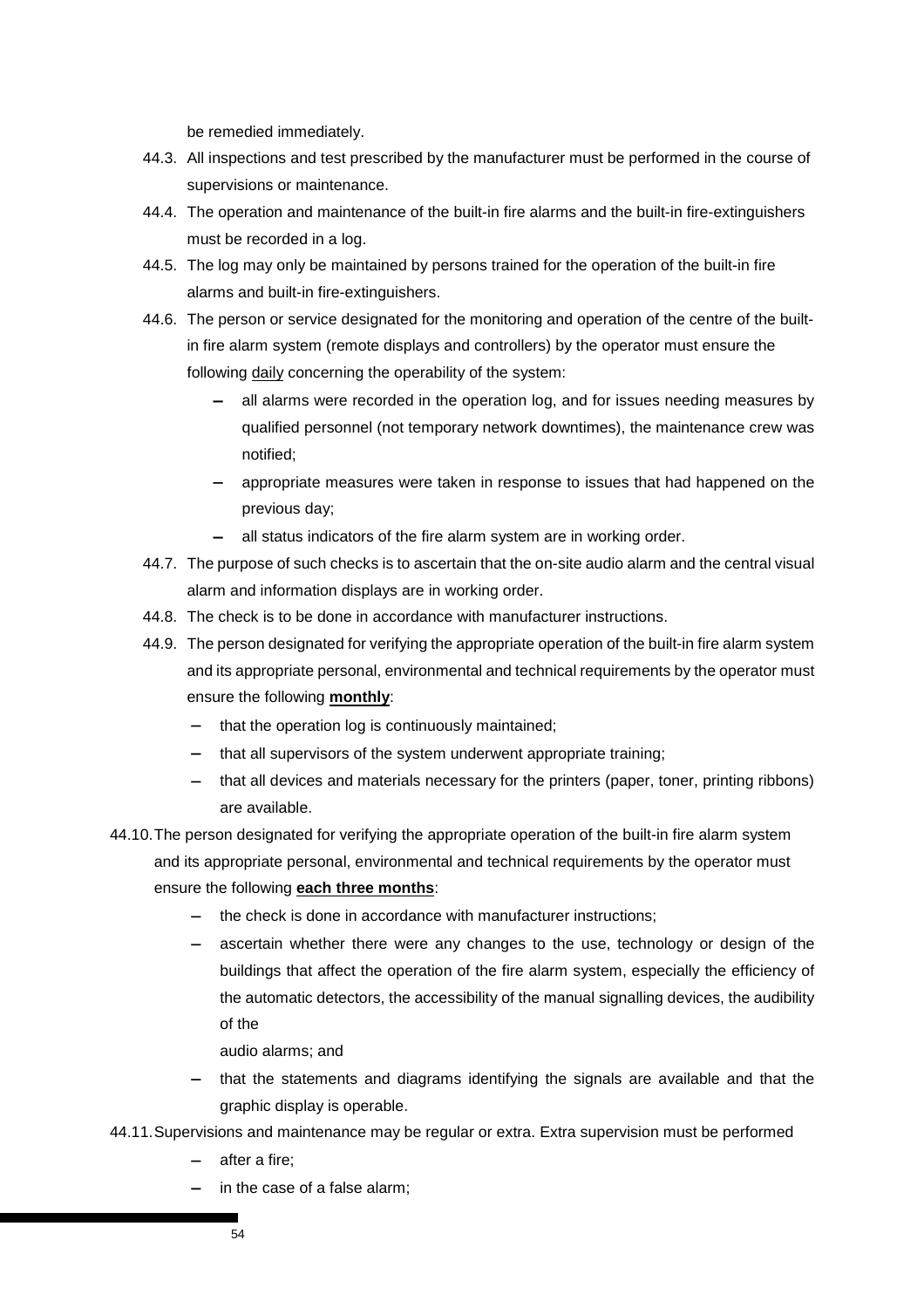be remedied immediately.

44.3. All inspections and test prescribed by the manufacturer must be performed in the course of supervisions or maintenance.

44.4. The operation and maintenance of the built-in fire alarms and the built-in fire-extinguishers must be recorded in a log.

44.5. The log may only be maintained by persons trained for the operation of the built-in fire alarms and built-in fire-extinguishers.

44.6. The person or service designated for the monitoring and operation of the centre of the built-in fire alarm system (remote displays and controllers) by the operator must ensure the following daily concerning the operability of the system:

- all alarms were recorded in the operation log, and for issues needing measures by qualified personnel (not temporary network downtimes), the maintenance crew was notified;
- appropriate measures were taken in response to issues that had happened on the previous day;
- all status indicators of the fire alarm system are in working order.

44.7. The purpose of such checks is to ascertain that the on-site audio alarm and the central visual alarm and information displays are in working order.

44.8. The check is to be done in accordance with manufacturer instructions.

44.9. The person designated for verifying the appropriate operation of the built-in fire alarm system and its appropriate personal, environmental and technical requirements by the operator must ensure the following **monthly**:

- that the operation log is continuously maintained;
- that all supervisors of the system underwent appropriate training;
- that all devices and materials necessary for the printers (paper, toner, printing ribbons) are available.

44.10. The person designated for verifying the appropriate operation of the built-in fire alarm system and its appropriate personal, environmental and technical requirements by the operator must ensure the following **each three months**:

- the check is done in accordance with manufacturer instructions;
- ascertain whether there were any changes to the use, technology or design of the buildings that affect the operation of the fire alarm system, especially the efficiency of the automatic detectors, the accessibility of the manual signalling devices, the audibility of the audio alarms; and
- that the statements and diagrams identifying the signals are available and that the graphic display is operable.

44.11. Supervisions and maintenance may be regular or extra. Extra supervision must be performed

- after a fire;
- in the case of a false alarm;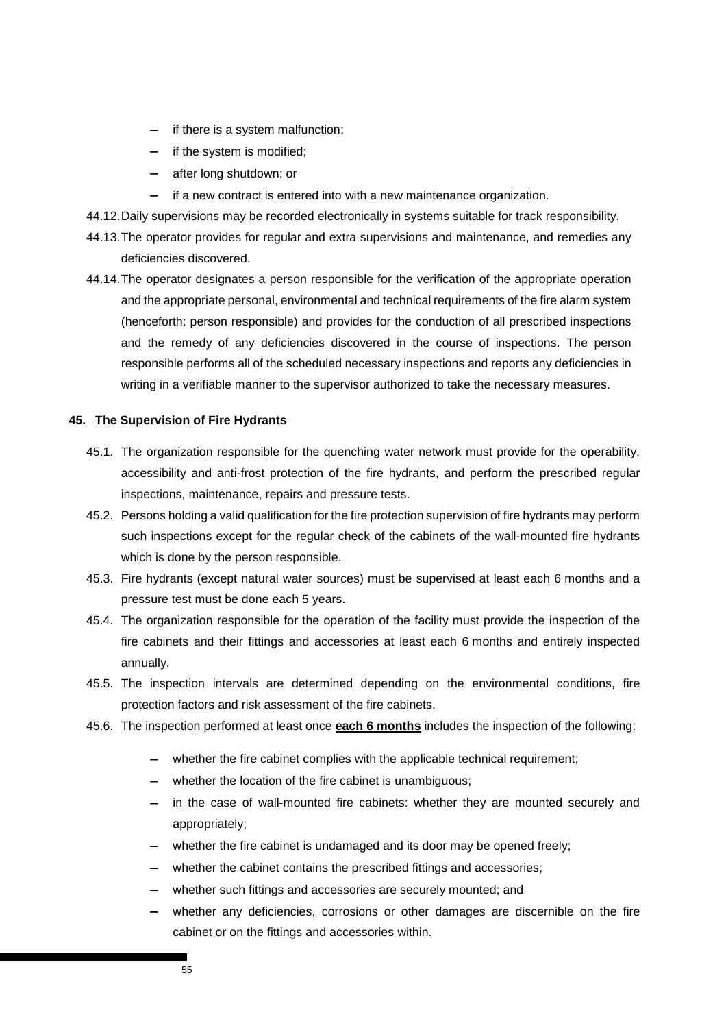- if there is a system malfunction;
- if the system is modified;
- after long shutdown; or
- if a new contract is entered into with a new maintenance organization.

44.12. Daily supervisions may be recorded electronically in systems suitable for track responsibility.

44.13. The operator provides for regular and extra supervisions and maintenance, and remedies any deficiencies discovered.

44.14. The operator designates a person responsible for the verification of the appropriate operation and the appropriate personal, environmental and technical requirements of the fire alarm system (henceforth: person responsible) and provides for the conduction of all prescribed inspections and the remedy of any deficiencies discovered in the course of inspections. The person responsible performs all of the scheduled necessary inspections and reports any deficiencies in writing in a verifiable manner to the supervisor authorized to take the necessary measures.

### 45. The Supervision of Fire Hydrants

45.1. The organization responsible for the quenching water network must provide for the operability, accessibility and anti-frost protection of the fire hydrants, and perform the prescribed regular inspections, maintenance, repairs and pressure tests.

45.2. Persons holding a valid qualification for the fire protection supervision of fire hydrants may perform such inspections except for the regular check of the cabinets of the wall-mounted fire hydrants which is done by the person responsible.

45.3. Fire hydrants (except natural water sources) must be supervised at least each 6 months and a pressure test must be done each 5 years.

45.4. The organization responsible for the operation of the facility must provide the inspection of the fire cabinets and their fittings and accessories at least each 6 months and entirely inspected annually.

45.5. The inspection intervals are determined depending on the environmental conditions, fire protection factors and risk assessment of the fire cabinets.

45.6. The inspection performed at least once **each 6 months** includes the inspection of the following:

- whether the fire cabinet complies with the applicable technical requirement;
- whether the location of the fire cabinet is unambiguous;
- in the case of wall-mounted fire cabinets: whether they are mounted securely and appropriately;
- whether the fire cabinet is undamaged and its door may be opened freely;
- whether the cabinet contains the prescribed fittings and accessories;
- whether such fittings and accessories are securely mounted; and
- whether any deficiencies, corrosions or other damages are discernible on the fire cabinet or on the fittings and accessories within.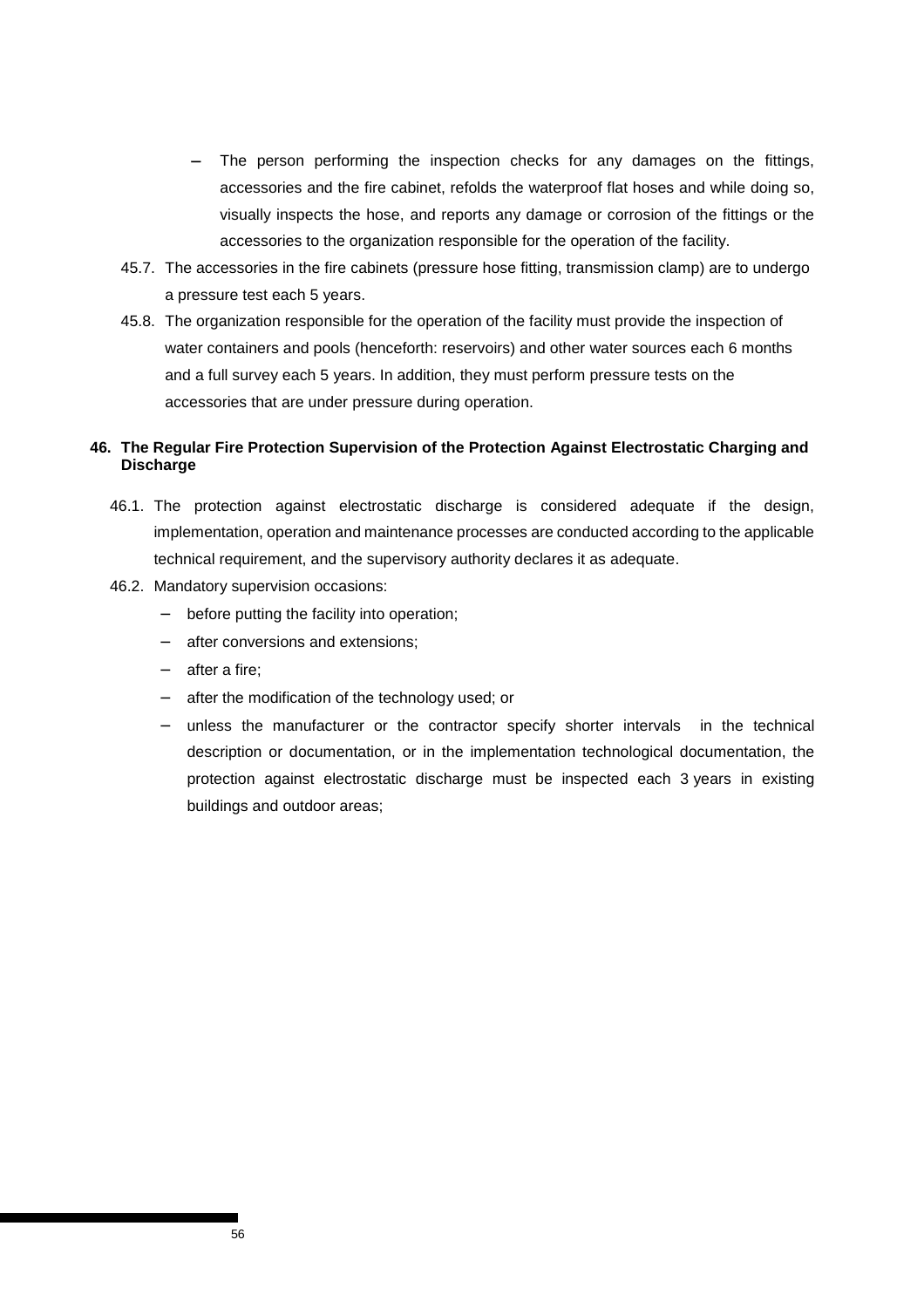- The person performing the inspection checks for any damages on the fittings, accessories and the fire cabinet, refolds the waterproof flat hoses and while doing so, visually inspects the hose, and reports any damage or corrosion of the fittings or the accessories to the organization responsible for the operation of the facility.

45.7. The accessories in the fire cabinets (pressure hose fitting, transmission clamp) are to undergo a pressure test each 5 years.

45.8. The organization responsible for the operation of the facility must provide the inspection of water containers and pools (henceforth: reservoirs) and other water sources each 6 months and a full survey each 5 years. In addition, they must perform pressure tests on the accessories that are under pressure during operation.

## 46. The Regular Fire Protection Supervision of the Protection Against Electrostatic Charging and Discharge

46.1. The protection against electrostatic discharge is considered adequate if the design, implementation, operation and maintenance processes are conducted according to the applicable technical requirement, and the supervisory authority declares it as adequate.

46.2. Mandatory supervision occasions:

- before putting the facility into operation;
- after conversions and extensions;
- after a fire;
- after the modification of the technology used; or
- unless the manufacturer or the contractor specify shorter intervals in the technical description or documentation, or in the implementation technological documentation, the protection against electrostatic discharge must be inspected each 3 years in existing buildings and outdoor areas;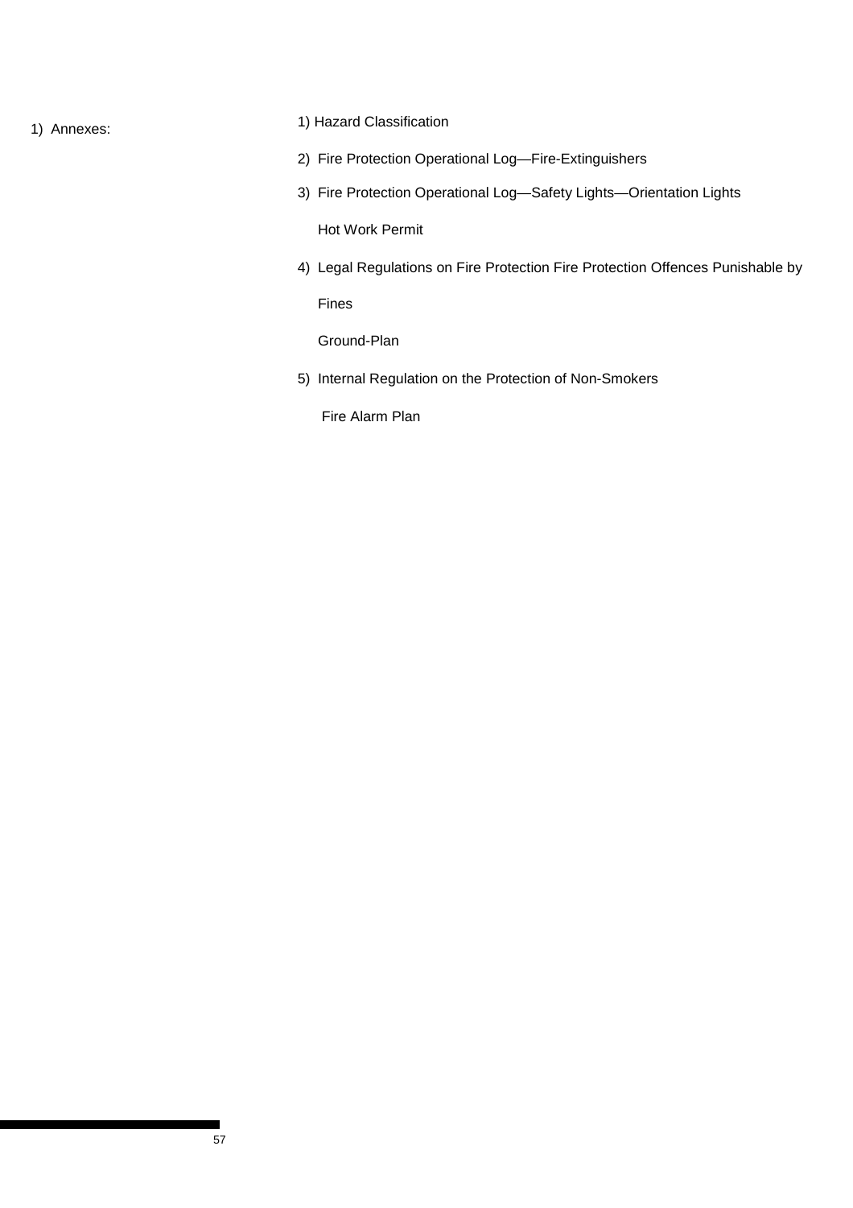1) Annexes:

1) Hazard Classification

2) Fire Protection Operational Log—Fire-Extinguishers

3) Fire Protection Operational Log—Safety Lights—Orientation Lights

Hot Work Permit

4) Legal Regulations on Fire Protection Fire Protection Offences Punishable by Fines

Ground-Plan

5) Internal Regulation on the Protection of Non-Smokers

Fire Alarm Plan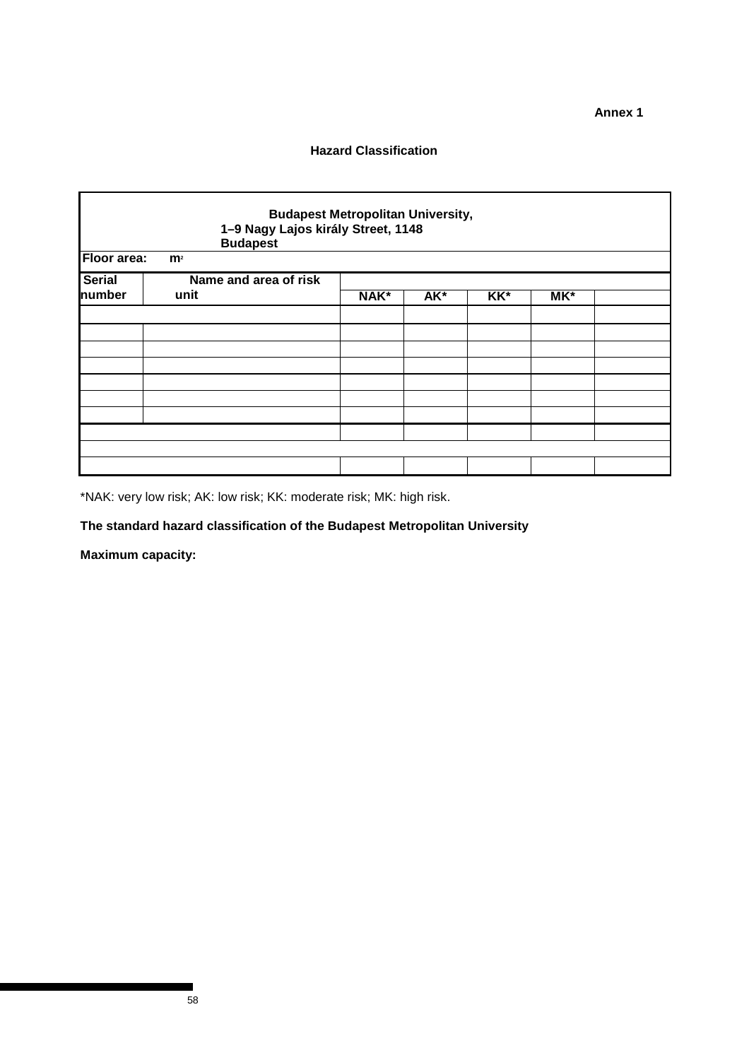**Annex 1**

**Hazard Classification**

| **Budapest Metropolitan University, 1–9 Nagy Lajos király Street, 1148 Budapest** | | | | | | |
|---|---|---|---|---|---|---|
| **Floor area:** m² | | | | | | |
| **Serial number** | **Name and area of risk unit** | | | | | |
| | | **NAK*** | **AK*** | **KK*** | **MK*** | |
| | | | | | | |
| | | | | | | |
| | | | | | | |
| | | | | | | |
| | | | | | | |
| | | | | | | |
| | | | | | | |
| | | | | | | |
| | | | | | | |
| | | | | | | |

*NAK: very low risk; AK: low risk; KK: moderate risk; MK: high risk.

**The standard hazard classification of the Budapest Metropolitan University**

**Maximum capacity:**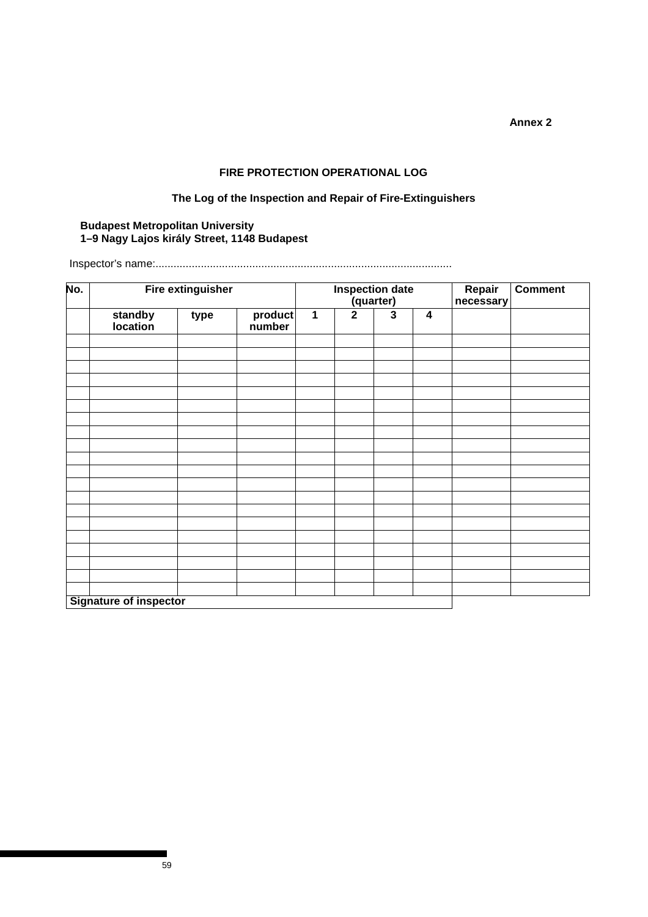**Annex 2**

**FIRE PROTECTION OPERATIONAL LOG**

**The Log of the Inspection and Repair of Fire-Extinguishers**

**Budapest Metropolitan University**
**1–9 Nagy Lajos király Street, 1148 Budapest**

Inspector’s name:.................................................................................................

| No. | Fire extinguisher | | | Inspection date (quarter) | | | | Repair necessary | Comment |
|---|---|---|---|---|---|---|---|---|---|
| | standby location | type | product number | 1 | 2 | 3 | 4 | | |
| | | | | | | | | | |
| | | | | | | | | | |
| | | | | | | | | | |
| | | | | | | | | | |
| | | | | | | | | | |
| | | | | | | | | | |
| | | | | | | | | | |
| | | | | | | | | | |
| | | | | | | | | | |
| | | | | | | | | | |
| | | | | | | | | | |
| | | | | | | | | | |
| | | | | | | | | | |
| | | | | | | | | | |
| | | | | | | | | | |
| | | | | | | | | | |
| | | | | | | | | | |
| | | | | | | | | | |
| | | | | | | | | | |
| | | | | | | | | | |
| **Signature of inspector** | | | | | | | | | |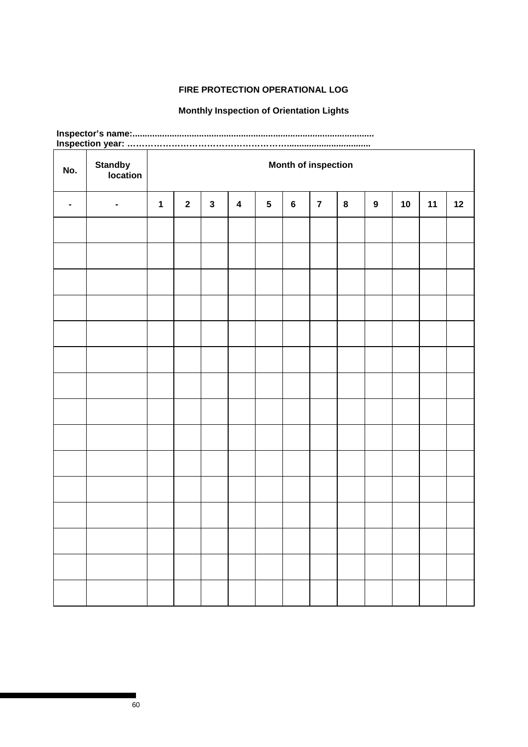**FIRE PROTECTION OPERATIONAL LOG**

**Monthly Inspection of Orientation Lights**

**Inspector's name:................................................................................................**
**Inspection year: ……………………………………………………...............................**

| No. | Standby location | Month of inspection | | | | | | | | | | | |
|---|---|---|---|---|---|---|---|---|---|---|---|---|---|
| - | - | 1 | 2 | 3 | 4 | 5 | 6 | 7 | 8 | 9 | 10 | 11 | 12 |
| | | | | | | | | | | | | | |
| | | | | | | | | | | | | | |
| | | | | | | | | | | | | | |
| | | | | | | | | | | | | | |
| | | | | | | | | | | | | | |
| | | | | | | | | | | | | | |
| | | | | | | | | | | | | | |
| | | | | | | | | | | | | | |
| | | | | | | | | | | | | | |
| | | | | | | | | | | | | | |
| | | | | | | | | | | | | | |
| | | | | | | | | | | | | | |
| | | | | | | | | | | | | | |
| | | | | | | | | | | | | | |
| | | | | | | | | | | | | | |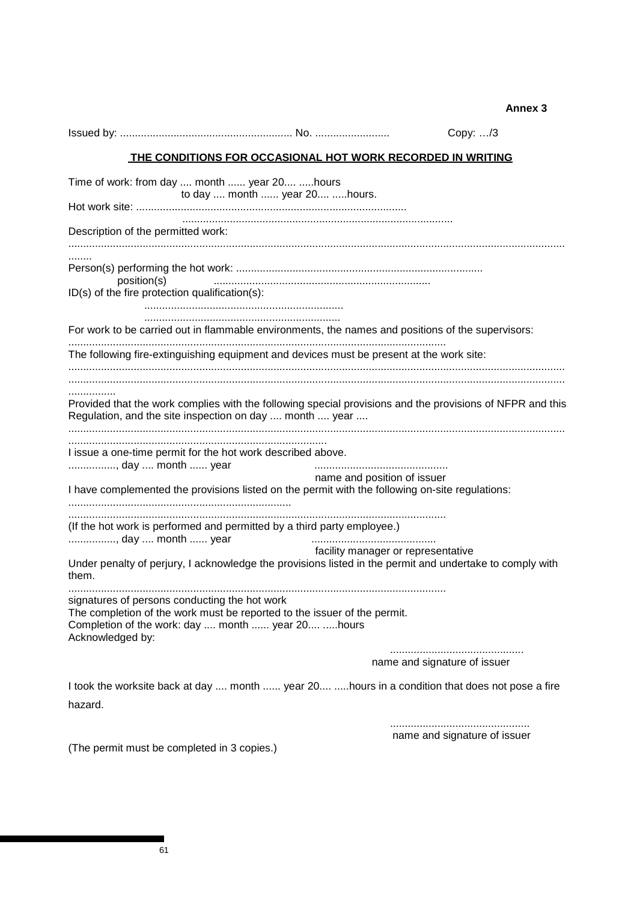**Annex 3**

Issued by: ......................................................... No. ......................... Copy: …/3

**THE CONDITIONS FOR OCCASIONAL HOT WORK RECORDED IN WRITING**

Time of work: from day .... month ...... year 20.... .....hours
to day .... month ...... year 20.... .....hours.

Hot work site: ..........................................................................................
..........................................................................................

Description of the permitted work:
...........................................................................................................................................................
........

Person(s) performing the hot work: ..................................................................................
position(s) .........................................................................

ID(s) of the fire protection qualification(s):
..................................................................
..................................................................

For work to be carried out in flammable environments, the names and positions of the supervisors:
.............................................................................................................................

The following fire-extinguishing equipment and devices must be present at the work site:
...........................................................................................................................................................
...........................................................................................................................................................
................

Provided that the work complies with the following special provisions and the provisions of NFPR and this Regulation, and the site inspection on day .... month .... year ....
...........................................................................................................................................................
.......................................................................

I issue a one-time permit for the hot work described above.

................, day .... month ...... year ............................................
name and position of issuer

I have complemented the provisions listed on the permit with the following on-site regulations:
..........................................................................
.............................................................................................................................

(If the hot work is performed and permitted by a third party employee.)

................, day .... month ...... year ..........................................
facility manager or representative

Under penalty of perjury, I acknowledge the provisions listed in the permit and undertake to comply with them.

.............................................................................................................................
signatures of persons conducting the hot work

The completion of the work must be reported to the issuer of the permit.

Completion of the work: day .... month ...... year 20.... .....hours

Acknowledged by:

............................................
name and signature of issuer

I took the worksite back at day .... month ...... year 20.... .....hours in a condition that does not pose a fire hazard.

..............................................
name and signature of issuer

(The permit must be completed in 3 copies.)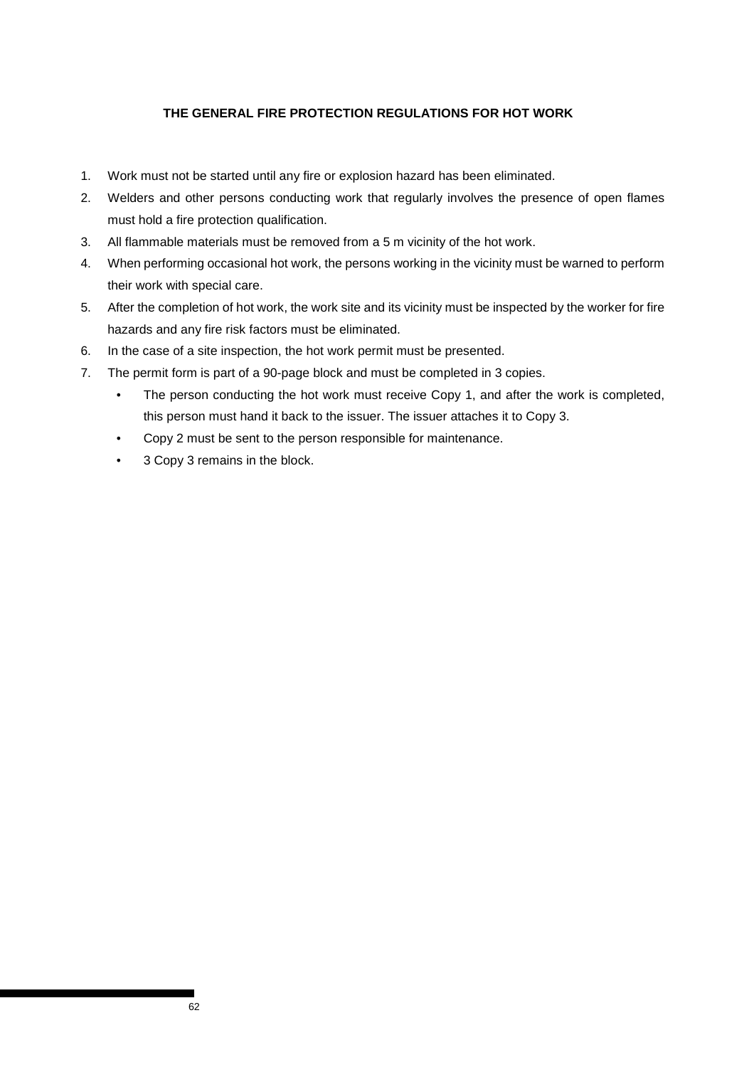**THE GENERAL FIRE PROTECTION REGULATIONS FOR HOT WORK**

1. Work must not be started until any fire or explosion hazard has been eliminated.
2. Welders and other persons conducting work that regularly involves the presence of open flames must hold a fire protection qualification.
3. All flammable materials must be removed from a 5 m vicinity of the hot work.
4. When performing occasional hot work, the persons working in the vicinity must be warned to perform their work with special care.
5. After the completion of hot work, the work site and its vicinity must be inspected by the worker for fire hazards and any fire risk factors must be eliminated.
6. In the case of a site inspection, the hot work permit must be presented.
7. The permit form is part of a 90-page block and must be completed in 3 copies.
   - The person conducting the hot work must receive Copy 1, and after the work is completed, this person must hand it back to the issuer. The issuer attaches it to Copy 3.
   - Copy 2 must be sent to the person responsible for maintenance.
   - 3 Copy 3 remains in the block.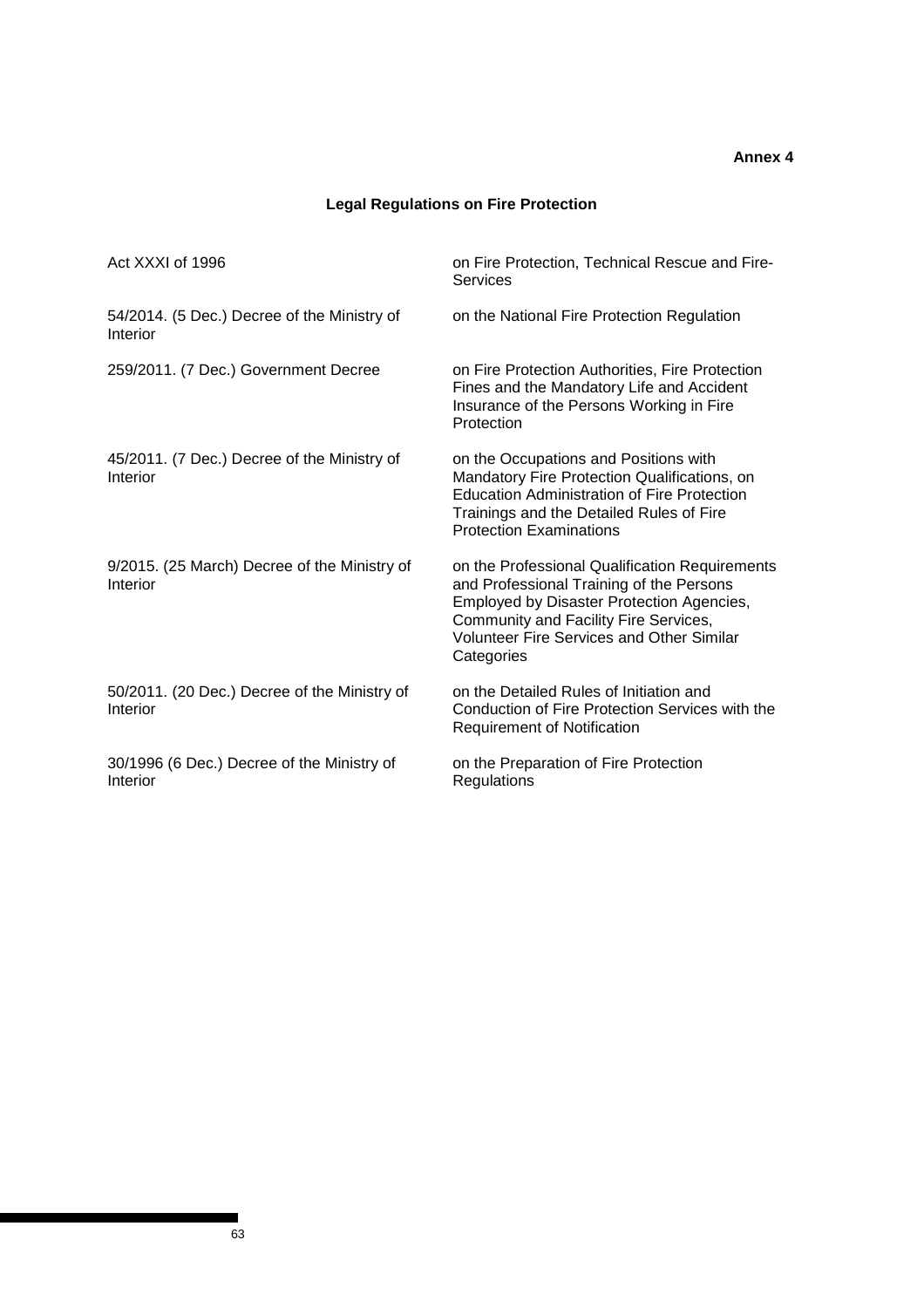**Annex 4**

## Legal Regulations on Fire Protection

| | |
|---|---|
| Act XXXI of 1996 | on Fire Protection, Technical Rescue and Fire-Services |
| 54/2014. (5 Dec.) Decree of the Ministry of Interior | on the National Fire Protection Regulation |
| 259/2011. (7 Dec.) Government Decree | on Fire Protection Authorities, Fire Protection Fines and the Mandatory Life and Accident Insurance of the Persons Working in Fire Protection |
| 45/2011. (7 Dec.) Decree of the Ministry of Interior | on the Occupations and Positions with Mandatory Fire Protection Qualifications, on Education Administration of Fire Protection Trainings and the Detailed Rules of Fire Protection Examinations |
| 9/2015. (25 March) Decree of the Ministry of Interior | on the Professional Qualification Requirements and Professional Training of the Persons Employed by Disaster Protection Agencies, Community and Facility Fire Services, Volunteer Fire Services and Other Similar Categories |
| 50/2011. (20 Dec.) Decree of the Ministry of Interior | on the Detailed Rules of Initiation and Conduction of Fire Protection Services with the Requirement of Notification |
| 30/1996 (6 Dec.) Decree of the Ministry of Interior | on the Preparation of Fire Protection Regulations |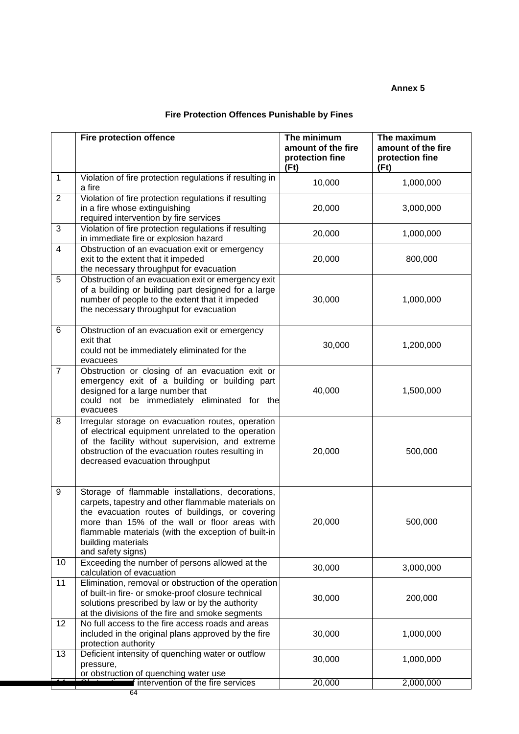**Annex 5**

**Fire Protection Offences Punishable by Fines**

| | Fire protection offence | The minimum amount of the fire protection fine (Ft) | The maximum amount of the fire protection fine (Ft) |
|---|---|---|---|
| 1 | Violation of fire protection regulations if resulting in a fire | 10,000 | 1,000,000 |
| 2 | Violation of fire protection regulations if resulting in a fire whose extinguishing required intervention by fire services | 20,000 | 3,000,000 |
| 3 | Violation of fire protection regulations if resulting in immediate fire or explosion hazard | 20,000 | 1,000,000 |
| 4 | Obstruction of an evacuation exit or emergency exit to the extent that it impeded the necessary throughput for evacuation | 20,000 | 800,000 |
| 5 | Obstruction of an evacuation exit or emergency exit of a building or building part designed for a large number of people to the extent that it impeded the necessary throughput for evacuation | 30,000 | 1,000,000 |
| 6 | Obstruction of an evacuation exit or emergency exit that could not be immediately eliminated for the evacuees | 30,000 | 1,200,000 |
| 7 | Obstruction or closing of an evacuation exit or emergency exit of a building or building part designed for a large number that could not be immediately eliminated for the evacuees | 40,000 | 1,500,000 |
| 8 | Irregular storage on evacuation routes, operation of electrical equipment unrelated to the operation of the facility without supervision, and extreme obstruction of the evacuation routes resulting in decreased evacuation throughput | 20,000 | 500,000 |
| 9 | Storage of flammable installations, decorations, carpets, tapestry and other flammable materials on the evacuation routes of buildings, or covering more than 15% of the wall or floor areas with flammable materials (with the exception of built-in building materials and safety signs) | 20,000 | 500,000 |
| 10 | Exceeding the number of persons allowed at the calculation of evacuation | 30,000 | 3,000,000 |
| 11 | Elimination, removal or obstruction of the operation of built-in fire- or smoke-proof closure technical solutions prescribed by law or by the authority at the divisions of the fire and smoke segments | 30,000 | 200,000 |
| 12 | No full access to the fire access roads and areas included in the original plans approved by the fire protection authority | 30,000 | 1,000,000 |
| 13 | Deficient intensity of quenching water or outflow pressure, or obstruction of quenching water use | 30,000 | 1,000,000 |
| 14 | Obstruction of intervention of the fire services | 20,000 | 2,000,000 |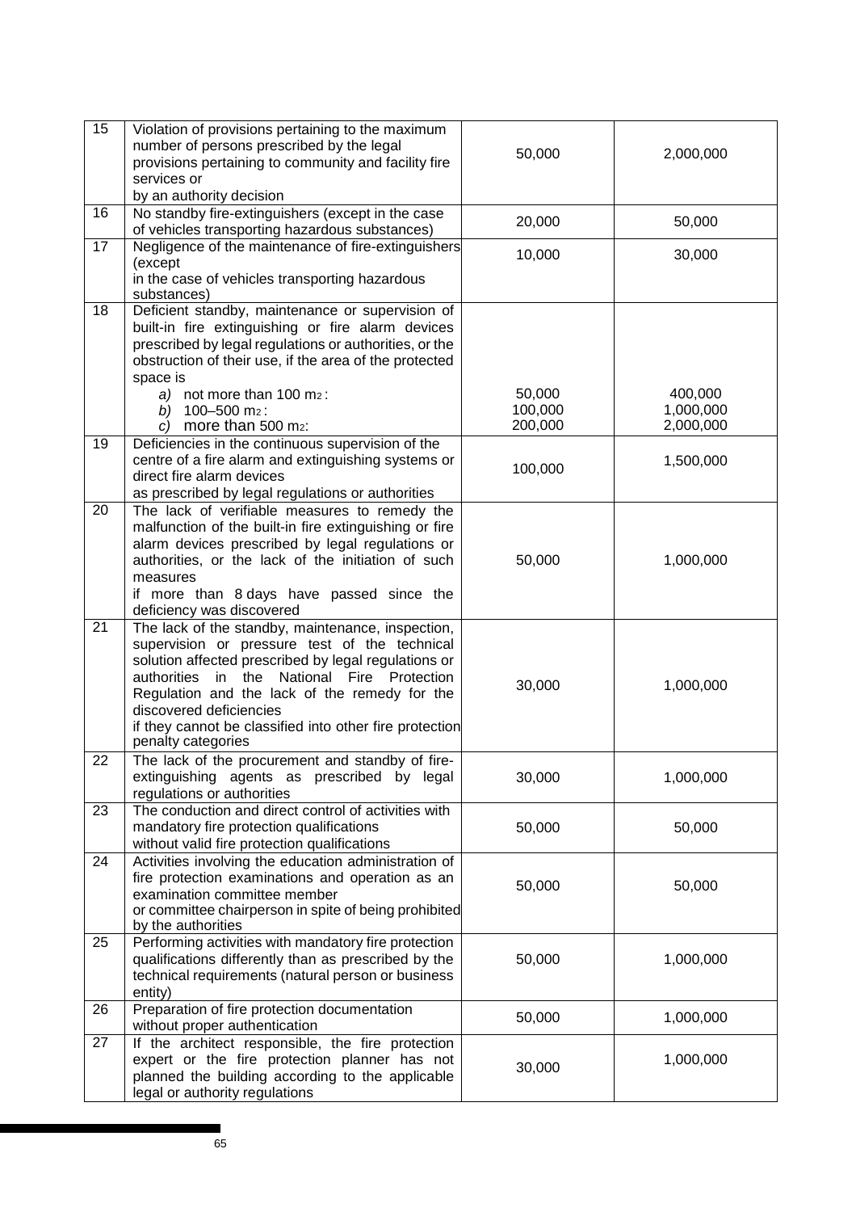| 15 | Violation of provisions pertaining to the maximum number of persons prescribed by the legal provisions pertaining to community and facility fire services or by an authority decision | 50,000 | 2,000,000 |
|---|---|---|---|
| 16 | No standby fire-extinguishers (except in the case of vehicles transporting hazardous substances) | 20,000 | 50,000 |
| 17 | Negligence of the maintenance of fire-extinguishers (except in the case of vehicles transporting hazardous substances) | 10,000 | 30,000 |
| 18 | Deficient standby, maintenance or supervision of built-in fire extinguishing or fire alarm devices prescribed by legal regulations or authorities, or the obstruction of their use, if the area of the protected space is<br>*a)* not more than 100 $m^2$:<br>*b)* 100–500 $m^2$:<br>*c)* more than 500 $m^2$: | <br><br><br>50,000<br>100,000<br>200,000 | <br><br><br>400,000<br>1,000,000<br>2,000,000 |
| 19 | Deficiencies in the continuous supervision of the centre of a fire alarm and extinguishing systems or direct fire alarm devices as prescribed by legal regulations or authorities | 100,000 | 1,500,000 |
| 20 | The lack of verifiable measures to remedy the malfunction of the built-in fire extinguishing or fire alarm devices prescribed by legal regulations or authorities, or the lack of the initiation of such measures if more than 8 days have passed since the deficiency was discovered | 50,000 | 1,000,000 |
| 21 | The lack of the standby, maintenance, inspection, supervision or pressure test of the technical solution affected prescribed by legal regulations or authorities in the National Fire Protection Regulation and the lack of the remedy for the discovered deficiencies if they cannot be classified into other fire protection penalty categories | 30,000 | 1,000,000 |
| 22 | The lack of the procurement and standby of fire-extinguishing agents as prescribed by legal regulations or authorities | 30,000 | 1,000,000 |
| 23 | The conduction and direct control of activities with mandatory fire protection qualifications without valid fire protection qualifications | 50,000 | 50,000 |
| 24 | Activities involving the education administration of fire protection examinations and operation as an examination committee member or committee chairperson in spite of being prohibited by the authorities | 50,000 | 50,000 |
| 25 | Performing activities with mandatory fire protection qualifications differently than as prescribed by the technical requirements (natural person or business entity) | 50,000 | 1,000,000 |
| 26 | Preparation of fire protection documentation without proper authentication | 50,000 | 1,000,000 |
| 27 | If the architect responsible, the fire protection expert or the fire protection planner has not planned the building according to the applicable legal or authority regulations | 30,000 | 1,000,000 |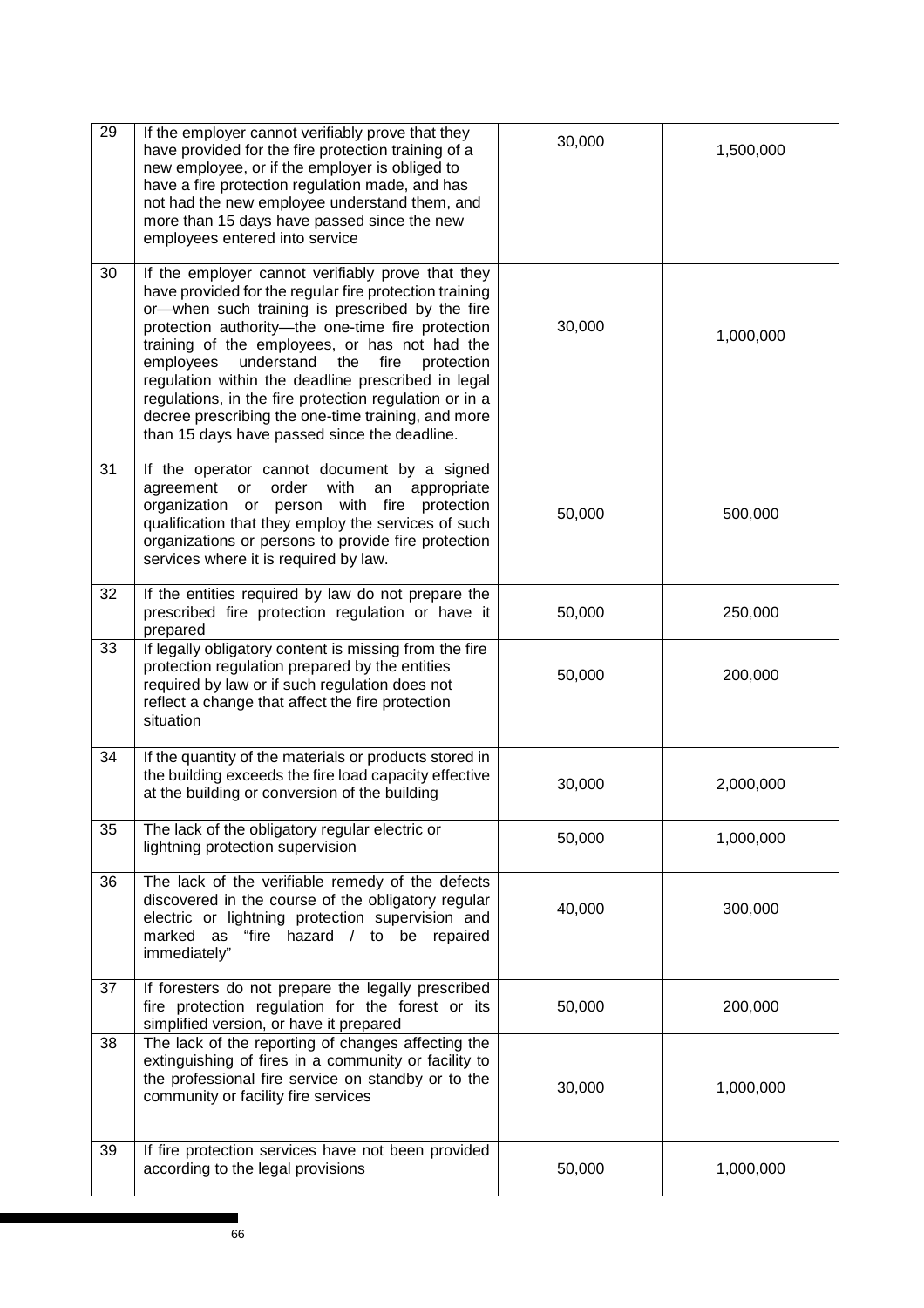| | | | |
|---|---|---|---|
| 29 | If the employer cannot verifiably prove that they have provided for the fire protection training of a new employee, or if the employer is obliged to have a fire protection regulation made, and has not had the new employee understand them, and more than 15 days have passed since the new employees entered into service | 30,000 | 1,500,000 |
| 30 | If the employer cannot verifiably prove that they have provided for the regular fire protection training or—when such training is prescribed by the fire protection authority—the one-time fire protection training of the employees, or has not had the employees understand the fire protection regulation within the deadline prescribed in legal regulations, in the fire protection regulation or in a decree prescribing the one-time training, and more than 15 days have passed since the deadline. | 30,000 | 1,000,000 |
| 31 | If the operator cannot document by a signed agreement or order with an appropriate organization or person with fire protection qualification that they employ the services of such organizations or persons to provide fire protection services where it is required by law. | 50,000 | 500,000 |
| 32 | If the entities required by law do not prepare the prescribed fire protection regulation or have it prepared | 50,000 | 250,000 |
| 33 | If legally obligatory content is missing from the fire protection regulation prepared by the entities required by law or if such regulation does not reflect a change that affect the fire protection situation | 50,000 | 200,000 |
| 34 | If the quantity of the materials or products stored in the building exceeds the fire load capacity effective at the building or conversion of the building | 30,000 | 2,000,000 |
| 35 | The lack of the obligatory regular electric or lightning protection supervision | 50,000 | 1,000,000 |
| 36 | The lack of the verifiable remedy of the defects discovered in the course of the obligatory regular electric or lightning protection supervision and marked as "fire hazard / to be repaired immediately" | 40,000 | 300,000 |
| 37 | If foresters do not prepare the legally prescribed fire protection regulation for the forest or its simplified version, or have it prepared | 50,000 | 200,000 |
| 38 | The lack of the reporting of changes affecting the extinguishing of fires in a community or facility to the professional fire service on standby or to the community or facility fire services | 30,000 | 1,000,000 |
| 39 | If fire protection services have not been provided according to the legal provisions | 50,000 | 1,000,000 |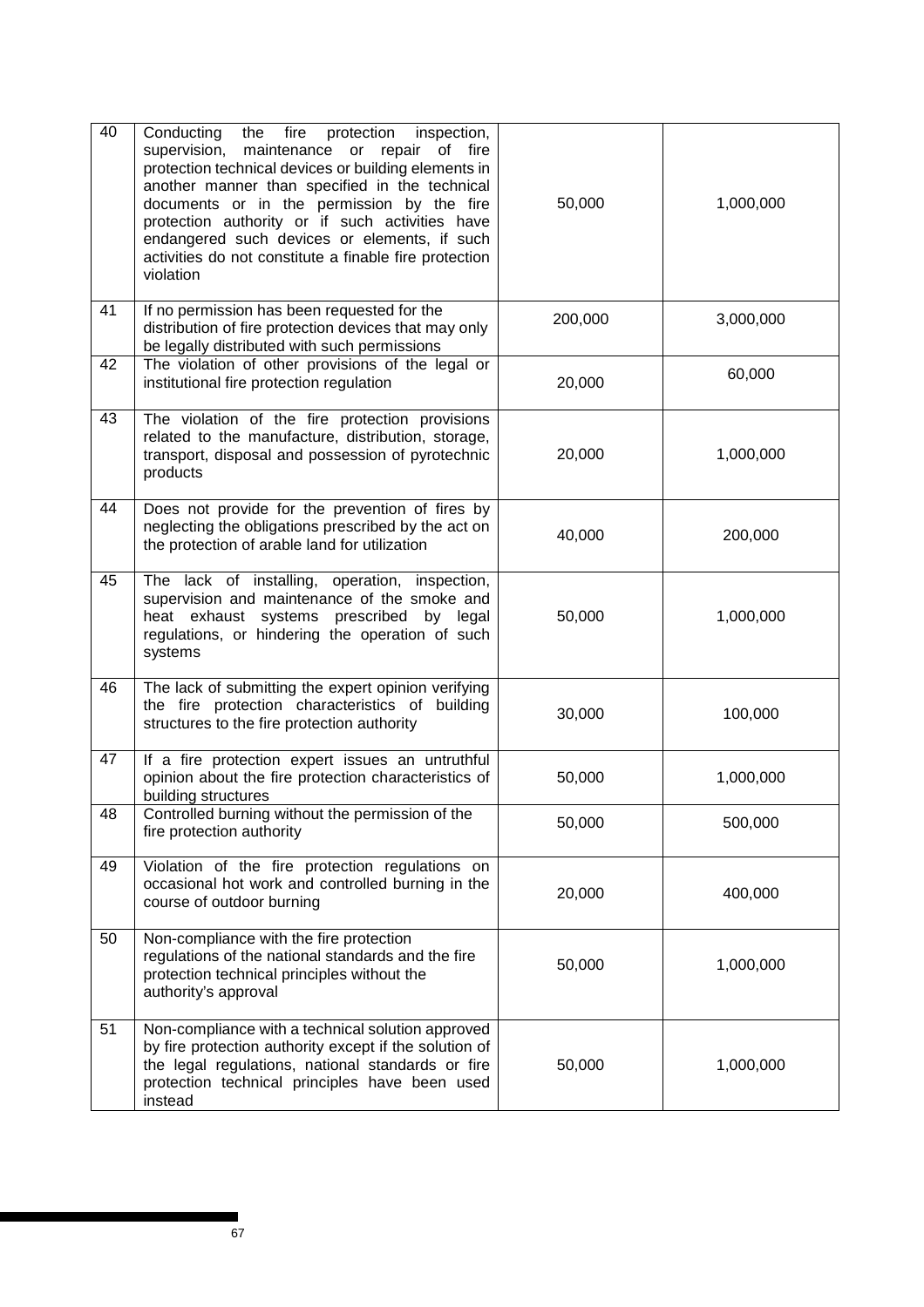| 40 | Conducting the fire protection inspection, supervision, maintenance or repair of fire protection technical devices or building elements in another manner than specified in the technical documents or in the permission by the fire protection authority or if such activities have endangered such devices or elements, if such activities do not constitute a finable fire protection violation | 50,000 | 1,000,000 |
|---|---|---|---|
| 41 | If no permission has been requested for the distribution of fire protection devices that may only be legally distributed with such permissions | 200,000 | 3,000,000 |
| 42 | The violation of other provisions of the legal or institutional fire protection regulation | 20,000 | 60,000 |
| 43 | The violation of the fire protection provisions related to the manufacture, distribution, storage, transport, disposal and possession of pyrotechnic products | 20,000 | 1,000,000 |
| 44 | Does not provide for the prevention of fires by neglecting the obligations prescribed by the act on the protection of arable land for utilization | 40,000 | 200,000 |
| 45 | The lack of installing, operation, inspection, supervision and maintenance of the smoke and heat exhaust systems prescribed by legal regulations, or hindering the operation of such systems | 50,000 | 1,000,000 |
| 46 | The lack of submitting the expert opinion verifying the fire protection characteristics of building structures to the fire protection authority | 30,000 | 100,000 |
| 47 | If a fire protection expert issues an untruthful opinion about the fire protection characteristics of building structures | 50,000 | 1,000,000 |
| 48 | Controlled burning without the permission of the fire protection authority | 50,000 | 500,000 |
| 49 | Violation of the fire protection regulations on occasional hot work and controlled burning in the course of outdoor burning | 20,000 | 400,000 |
| 50 | Non-compliance with the fire protection regulations of the national standards and the fire protection technical principles without the authority's approval | 50,000 | 1,000,000 |
| 51 | Non-compliance with a technical solution approved by fire protection authority except if the solution of the legal regulations, national standards or fire protection technical principles have been used instead | 50,000 | 1,000,000 |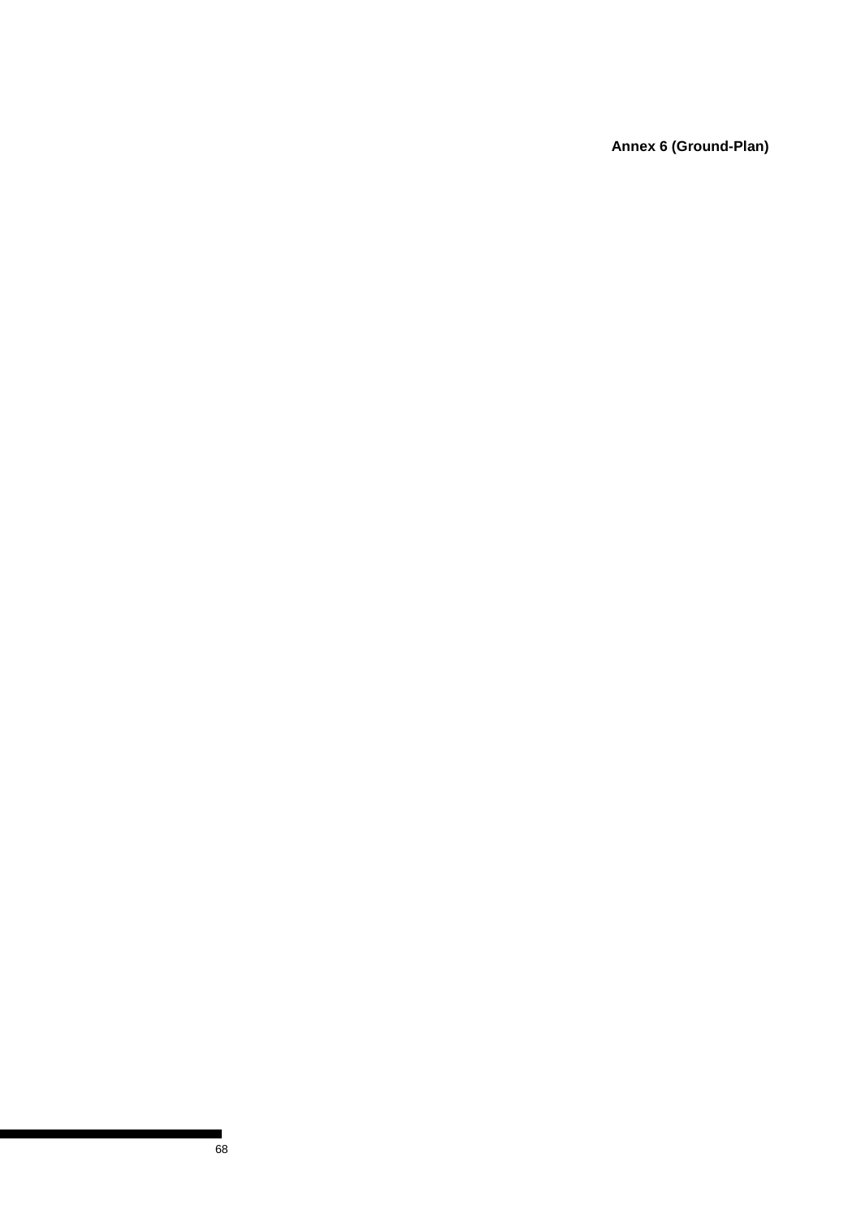**Annex 6 (Ground-Plan)**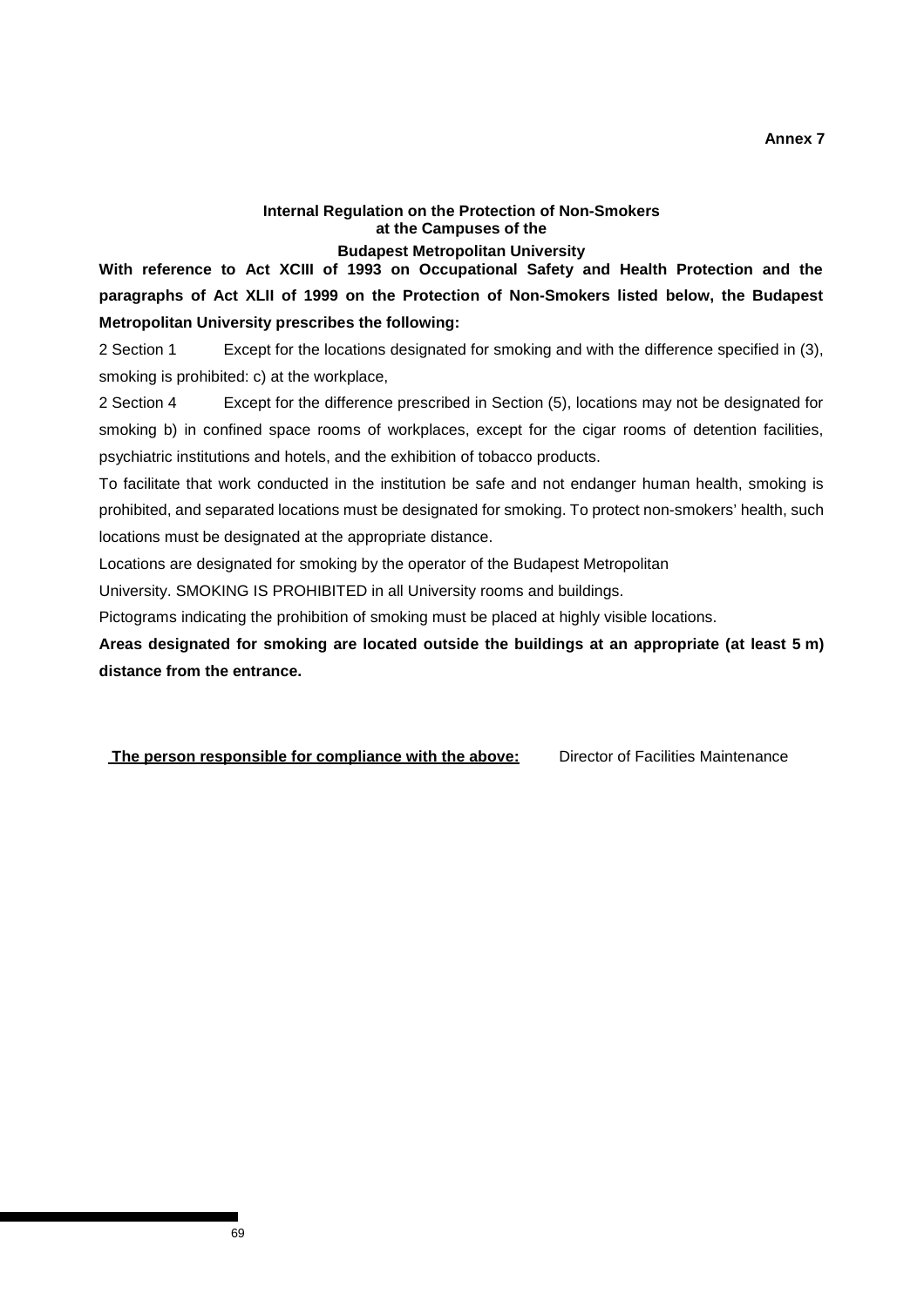**Annex 7**

## Internal Regulation on the Protection of Non-Smokers at the Campuses of the Budapest Metropolitan University

**With reference to Act XCIII of 1993 on Occupational Safety and Health Protection and the paragraphs of Act XLII of 1999 on the Protection of Non-Smokers listed below, the Budapest Metropolitan University prescribes the following:**

2 Section 1 Except for the locations designated for smoking and with the difference specified in (3), smoking is prohibited: c) at the workplace,

2 Section 4 Except for the difference prescribed in Section (5), locations may not be designated for smoking b) in confined space rooms of workplaces, except for the cigar rooms of detention facilities, psychiatric institutions and hotels, and the exhibition of tobacco products.

To facilitate that work conducted in the institution be safe and not endanger human health, smoking is prohibited, and separated locations must be designated for smoking. To protect non-smokers' health, such locations must be designated at the appropriate distance.

Locations are designated for smoking by the operator of the Budapest Metropolitan University. SMOKING IS PROHIBITED in all University rooms and buildings.

Pictograms indicating the prohibition of smoking must be placed at highly visible locations.

**Areas designated for smoking are located outside the buildings at an appropriate (at least 5 m) distance from the entrance.**

**The person responsible for compliance with the above:** Director of Facilities Maintenance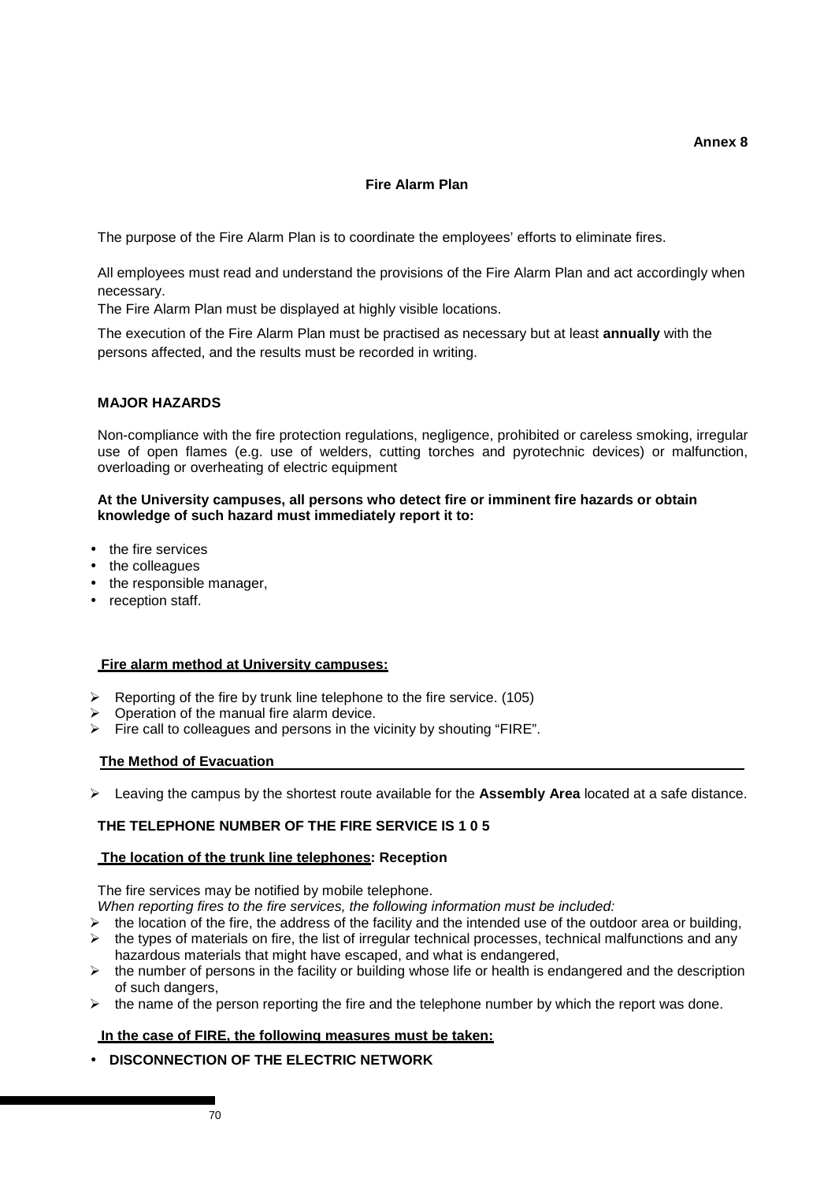**Annex 8**

## Fire Alarm Plan

The purpose of the Fire Alarm Plan is to coordinate the employees' efforts to eliminate fires.

All employees must read and understand the provisions of the Fire Alarm Plan and act accordingly when necessary.

The Fire Alarm Plan must be displayed at highly visible locations.

The execution of the Fire Alarm Plan must be practised as necessary but at least **annually** with the persons affected, and the results must be recorded in writing.

### MAJOR HAZARDS

Non-compliance with the fire protection regulations, negligence, prohibited or careless smoking, irregular use of open flames (e.g. use of welders, cutting torches and pyrotechnic devices) or malfunction, overloading or overheating of electric equipment

**At the University campuses, all persons who detect fire or imminent fire hazards or obtain knowledge of such hazard must immediately report it to:**

- the fire services
- the colleagues
- the responsible manager,
- reception staff.

**Fire alarm method at University campuses:**

- Reporting of the fire by trunk line telephone to the fire service. (105)
- Operation of the manual fire alarm device.
- Fire call to colleagues and persons in the vicinity by shouting "FIRE".

**The Method of Evacuation**

- Leaving the campus by the shortest route available for the **Assembly Area** located at a safe distance.

**THE TELEPHONE NUMBER OF THE FIRE SERVICE IS 1 0 5**

**The location of the trunk line telephones: Reception**

The fire services may be notified by mobile telephone.

*When reporting fires to the fire services, the following information must be included:*

- the location of the fire, the address of the facility and the intended use of the outdoor area or building,
- the types of materials on fire, the list of irregular technical processes, technical malfunctions and any hazardous materials that might have escaped, and what is endangered,
- the number of persons in the facility or building whose life or health is endangered and the description of such dangers,
- the name of the person reporting the fire and the telephone number by which the report was done.

**In the case of FIRE, the following measures must be taken:**

- **DISCONNECTION OF THE ELECTRIC NETWORK**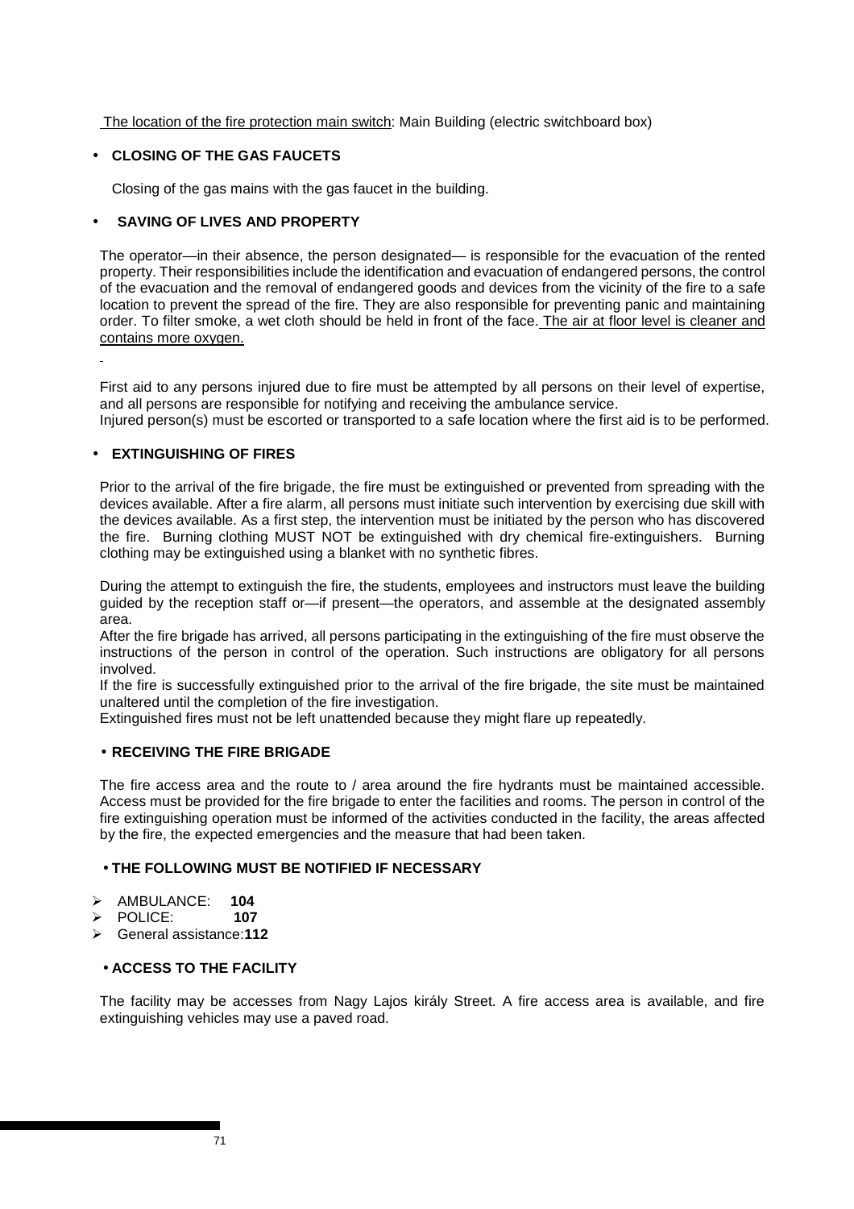The location of the fire protection main switch: Main Building (electric switchboard box)

- **CLOSING OF THE GAS FAUCETS**

Closing of the gas mains with the gas faucet in the building.

- **SAVING OF LIVES AND PROPERTY**

The operator—in their absence, the person designated— is responsible for the evacuation of the rented property. Their responsibilities include the identification and evacuation of endangered persons, the control of the evacuation and the removal of endangered goods and devices from the vicinity of the fire to a safe location to prevent the spread of the fire. They are also responsible for preventing panic and maintaining order. To filter smoke, a wet cloth should be held in front of the face. The air at floor level is cleaner and contains more oxygen.

First aid to any persons injured due to fire must be attempted by all persons on their level of expertise, and all persons are responsible for notifying and receiving the ambulance service.
Injured person(s) must be escorted or transported to a safe location where the first aid is to be performed.

- **EXTINGUISHING OF FIRES**

Prior to the arrival of the fire brigade, the fire must be extinguished or prevented from spreading with the devices available. After a fire alarm, all persons must initiate such intervention by exercising due skill with the devices available. As a first step, the intervention must be initiated by the person who has discovered the fire. Burning clothing MUST NOT be extinguished with dry chemical fire-extinguishers. Burning clothing may be extinguished using a blanket with no synthetic fibres.

During the attempt to extinguish the fire, the students, employees and instructors must leave the building guided by the reception staff or—if present—the operators, and assemble at the designated assembly area.
After the fire brigade has arrived, all persons participating in the extinguishing of the fire must observe the instructions of the person in control of the operation. Such instructions are obligatory for all persons involved.
If the fire is successfully extinguished prior to the arrival of the fire brigade, the site must be maintained unaltered until the completion of the fire investigation.
Extinguished fires must not be left unattended because they might flare up repeatedly.

- **RECEIVING THE FIRE BRIGADE**

The fire access area and the route to / area around the fire hydrants must be maintained accessible. Access must be provided for the fire brigade to enter the facilities and rooms. The person in control of the fire extinguishing operation must be informed of the activities conducted in the facility, the areas affected by the fire, the expected emergencies and the measure that had been taken.

- **THE FOLLOWING MUST BE NOTIFIED IF NECESSARY**

- AMBULANCE: **104**
- POLICE: **107**
- General assistance: **112**

- **ACCESS TO THE FACILITY**

The facility may be accesses from Nagy Lajos király Street. A fire access area is available, and fire extinguishing vehicles may use a paved road.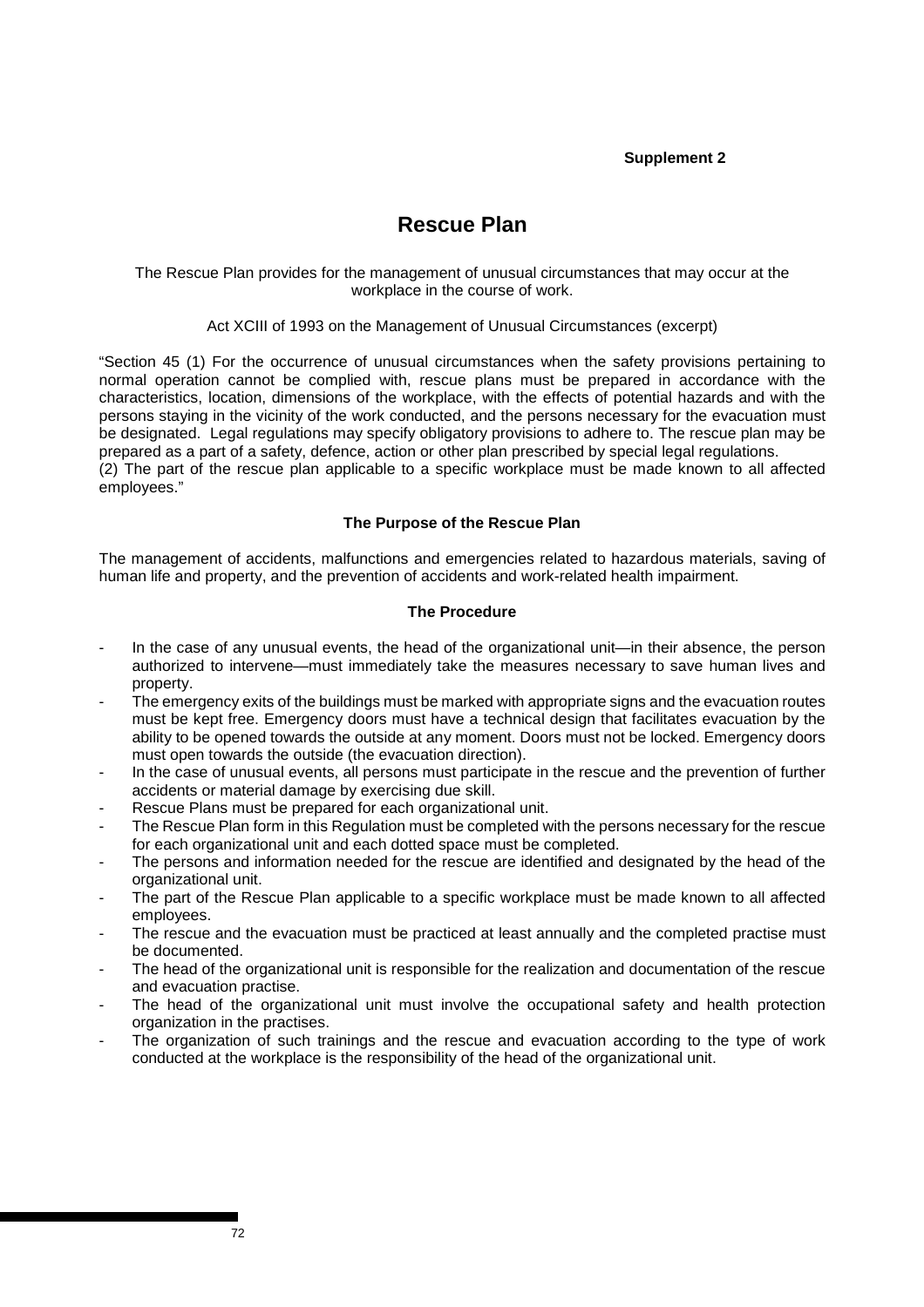**Supplement 2**

# Rescue Plan

The Rescue Plan provides for the management of unusual circumstances that may occur at the workplace in the course of work.

Act XCIII of 1993 on the Management of Unusual Circumstances (excerpt)

"Section 45 (1) For the occurrence of unusual circumstances when the safety provisions pertaining to normal operation cannot be complied with, rescue plans must be prepared in accordance with the characteristics, location, dimensions of the workplace, with the effects of potential hazards and with the persons staying in the vicinity of the work conducted, and the persons necessary for the evacuation must be designated. Legal regulations may specify obligatory provisions to adhere to. The rescue plan may be prepared as a part of a safety, defence, action or other plan prescribed by special legal regulations.
(2) The part of the rescue plan applicable to a specific workplace must be made known to all affected employees."

**The Purpose of the Rescue Plan**

The management of accidents, malfunctions and emergencies related to hazardous materials, saving of human life and property, and the prevention of accidents and work-related health impairment.

**The Procedure**

- In the case of any unusual events, the head of the organizational unit—in their absence, the person authorized to intervene—must immediately take the measures necessary to save human lives and property.
- The emergency exits of the buildings must be marked with appropriate signs and the evacuation routes must be kept free. Emergency doors must have a technical design that facilitates evacuation by the ability to be opened towards the outside at any moment. Doors must not be locked. Emergency doors must open towards the outside (the evacuation direction).
- In the case of unusual events, all persons must participate in the rescue and the prevention of further accidents or material damage by exercising due skill.
- Rescue Plans must be prepared for each organizational unit.
- The Rescue Plan form in this Regulation must be completed with the persons necessary for the rescue for each organizational unit and each dotted space must be completed.
- The persons and information needed for the rescue are identified and designated by the head of the organizational unit.
- The part of the Rescue Plan applicable to a specific workplace must be made known to all affected employees.
- The rescue and the evacuation must be practiced at least annually and the completed practise must be documented.
- The head of the organizational unit is responsible for the realization and documentation of the rescue and evacuation practise.
- The head of the organizational unit must involve the occupational safety and health protection organization in the practises.
- The organization of such trainings and the rescue and evacuation according to the type of work conducted at the workplace is the responsibility of the head of the organizational unit.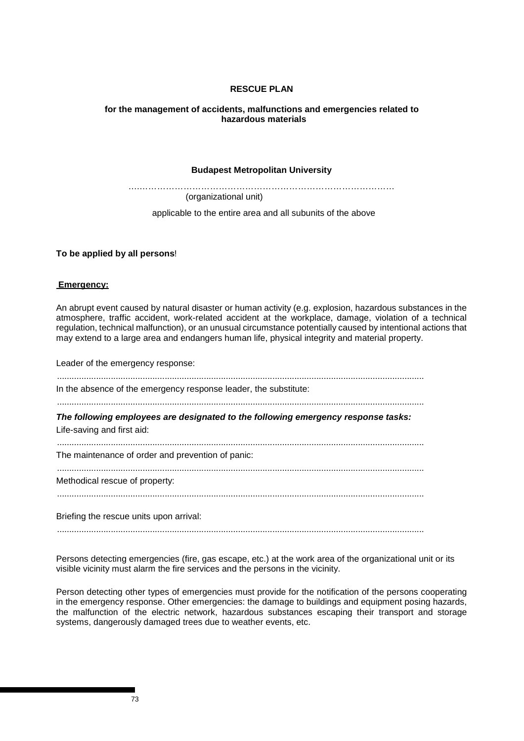**RESCUE PLAN**

**for the management of accidents, malfunctions and emergencies related to hazardous materials**

**Budapest Metropolitan University**

………………………………………………………………………………

(organizational unit)

applicable to the entire area and all subunits of the above

**To be applied by all persons**!

**Emergency:**

An abrupt event caused by natural disaster or human activity (e.g. explosion, hazardous substances in the atmosphere, traffic accident, work-related accident at the workplace, damage, violation of a technical regulation, technical malfunction), or an unusual circumstance potentially caused by intentional actions that may extend to a large area and endangers human life, physical integrity and material property.

Leader of the emergency response:

......................................................................................................................................................

In the absence of the emergency response leader, the substitute:

......................................................................................................................................................

***The following employees are designated to the following emergency response tasks:***

Life-saving and first aid:

......................................................................................................................................................

The maintenance of order and prevention of panic:

......................................................................................................................................................

Methodical rescue of property:

......................................................................................................................................................

Briefing the rescue units upon arrival:

......................................................................................................................................................

Persons detecting emergencies (fire, gas escape, etc.) at the work area of the organizational unit or its visible vicinity must alarm the fire services and the persons in the vicinity.

Person detecting other types of emergencies must provide for the notification of the persons cooperating in the emergency response. Other emergencies: the damage to buildings and equipment posing hazards, the malfunction of the electric network, hazardous substances escaping their transport and storage systems, dangerously damaged trees due to weather events, etc.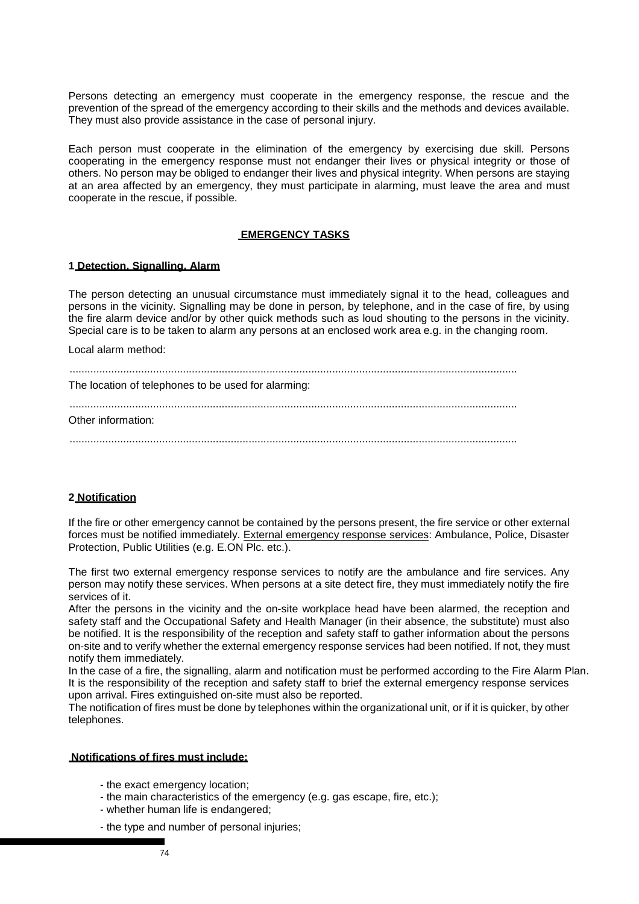Persons detecting an emergency must cooperate in the emergency response, the rescue and the prevention of the spread of the emergency according to their skills and the methods and devices available. They must also provide assistance in the case of personal injury.

Each person must cooperate in the elimination of the emergency by exercising due skill. Persons cooperating in the emergency response must not endanger their lives or physical integrity or those of others. No person may be obliged to endanger their lives and physical integrity. When persons are staying at an area affected by an emergency, they must participate in alarming, must leave the area and must cooperate in the rescue, if possible.

## EMERGENCY TASKS

### 1 Detection, Signalling, Alarm

The person detecting an unusual circumstance must immediately signal it to the head, colleagues and persons in the vicinity. Signalling may be done in person, by telephone, and in the case of fire, by using the fire alarm device and/or by other quick methods such as loud shouting to the persons in the vicinity. Special care is to be taken to alarm any persons at an enclosed work area e.g. in the changing room.

Local alarm method:

.....................................................................................................................................................

The location of telephones to be used for alarming:

.....................................................................................................................................................

Other information:

.....................................................................................................................................................

### 2 Notification

If the fire or other emergency cannot be contained by the persons present, the fire service or other external forces must be notified immediately. External emergency response services: Ambulance, Police, Disaster Protection, Public Utilities (e.g. E.ON Plc. etc.).

The first two external emergency response services to notify are the ambulance and fire services. Any person may notify these services. When persons at a site detect fire, they must immediately notify the fire services of it.

After the persons in the vicinity and the on-site workplace head have been alarmed, the reception and safety staff and the Occupational Safety and Health Manager (in their absence, the substitute) must also be notified. It is the responsibility of the reception and safety staff to gather information about the persons on-site and to verify whether the external emergency response services had been notified. If not, they must notify them immediately.

In the case of a fire, the signalling, alarm and notification must be performed according to the Fire Alarm Plan. It is the responsibility of the reception and safety staff to brief the external emergency response services upon arrival. Fires extinguished on-site must also be reported.

The notification of fires must be done by telephones within the organizational unit, or if it is quicker, by other telephones.

#### Notifications of fires must include:

- the exact emergency location;
- the main characteristics of the emergency (e.g. gas escape, fire, etc.);
- whether human life is endangered;
- the type and number of personal injuries;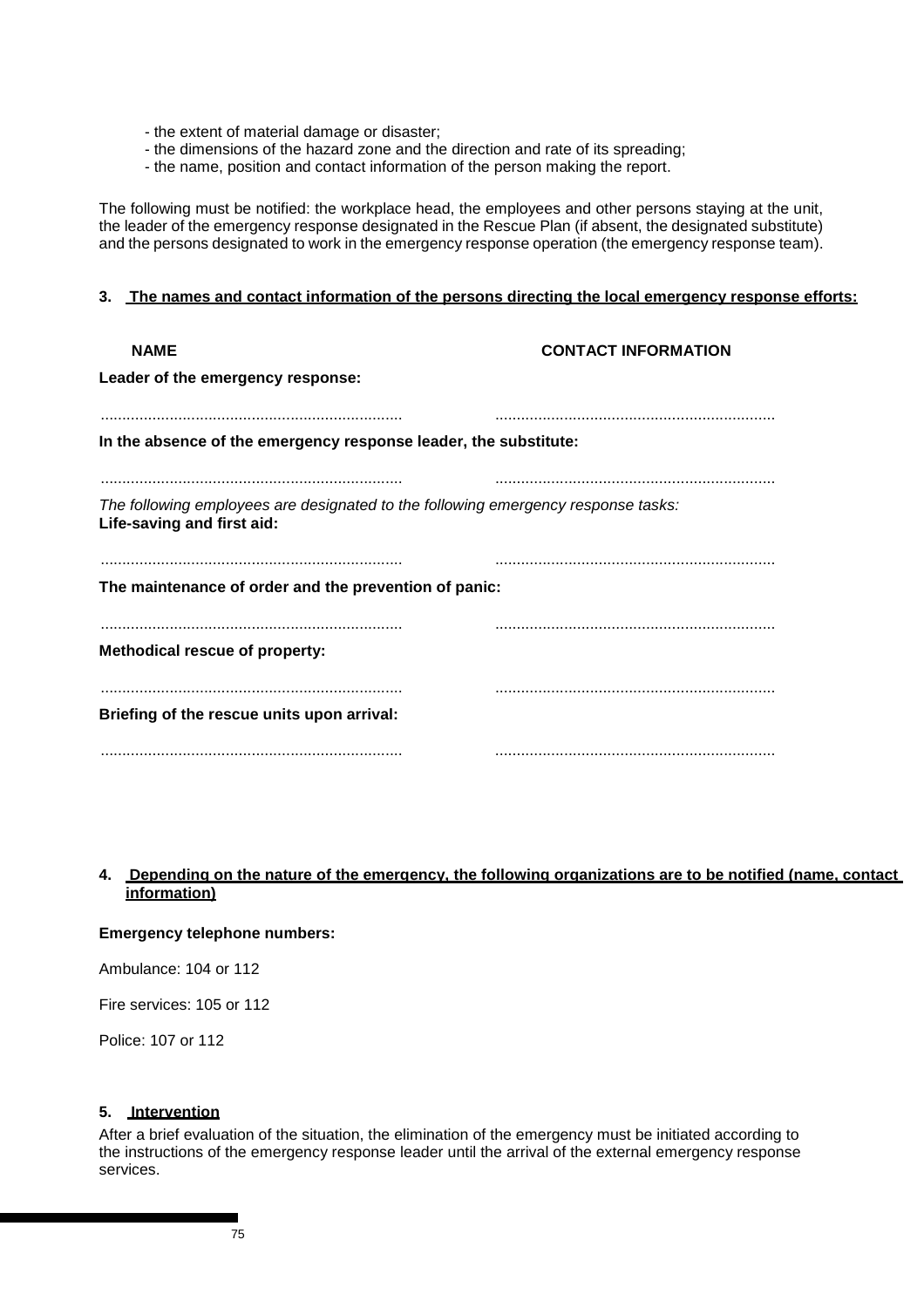- the extent of material damage or disaster;
- the dimensions of the hazard zone and the direction and rate of its spreading;
- the name, position and contact information of the person making the report.

The following must be notified: the workplace head, the employees and other persons staying at the unit, the leader of the emergency response designated in the Rescue Plan (if absent, the designated substitute) and the persons designated to work in the emergency response operation (the emergency response team).

**3. The names and contact information of the persons directing the local emergency response efforts:**

| NAME | CONTACT INFORMATION |
|---|---|
| **Leader of the emergency response:** | |
| ..................................................................... | ................................................................ |
| **In the absence of the emergency response leader, the substitute:** | |
| ..................................................................... | ................................................................ |

*The following employees are designated to the following emergency response tasks:*

**Life-saving and first aid:**

..................................................................... ................................................................

**The maintenance of order and the prevention of panic:**

..................................................................... ................................................................

**Methodical rescue of property:**

..................................................................... ................................................................

**Briefing of the rescue units upon arrival:**

..................................................................... ................................................................

**4. Depending on the nature of the emergency, the following organizations are to be notified (name, contact information)**

**Emergency telephone numbers:**

Ambulance: 104 or 112

Fire services: 105 or 112

Police: 107 or 112

**5. Intervention**

After a brief evaluation of the situation, the elimination of the emergency must be initiated according to the instructions of the emergency response leader until the arrival of the external emergency response services.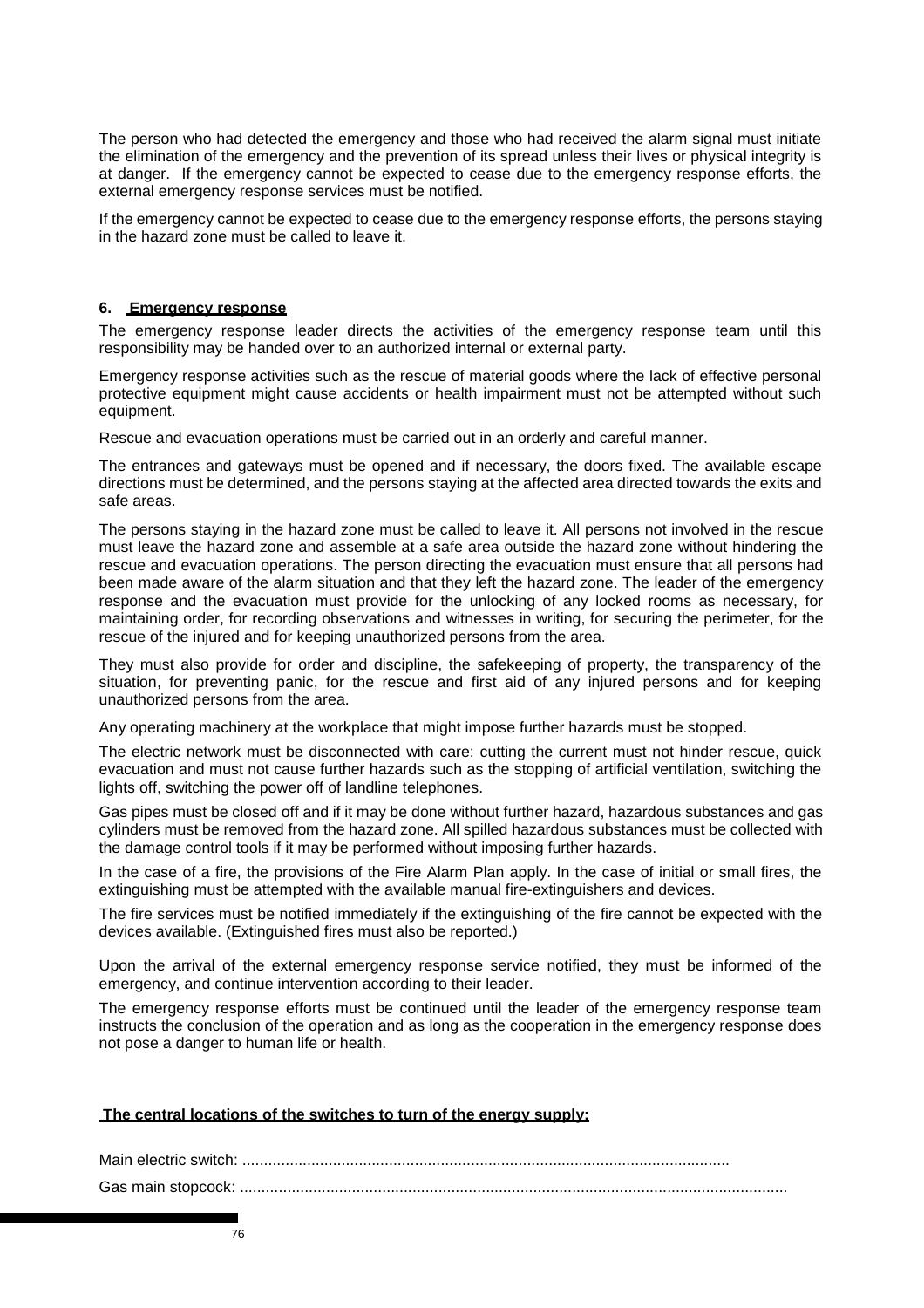The person who had detected the emergency and those who had received the alarm signal must initiate the elimination of the emergency and the prevention of its spread unless their lives or physical integrity is at danger. If the emergency cannot be expected to cease due to the emergency response efforts, the external emergency response services must be notified.

If the emergency cannot be expected to cease due to the emergency response efforts, the persons staying in the hazard zone must be called to leave it.

## 6. Emergency response

The emergency response leader directs the activities of the emergency response team until this responsibility may be handed over to an authorized internal or external party.

Emergency response activities such as the rescue of material goods where the lack of effective personal protective equipment might cause accidents or health impairment must not be attempted without such equipment.

Rescue and evacuation operations must be carried out in an orderly and careful manner.

The entrances and gateways must be opened and if necessary, the doors fixed. The available escape directions must be determined, and the persons staying at the affected area directed towards the exits and safe areas.

The persons staying in the hazard zone must be called to leave it. All persons not involved in the rescue must leave the hazard zone and assemble at a safe area outside the hazard zone without hindering the rescue and evacuation operations. The person directing the evacuation must ensure that all persons had been made aware of the alarm situation and that they left the hazard zone. The leader of the emergency response and the evacuation must provide for the unlocking of any locked rooms as necessary, for maintaining order, for recording observations and witnesses in writing, for securing the perimeter, for the rescue of the injured and for keeping unauthorized persons from the area.

They must also provide for order and discipline, the safekeeping of property, the transparency of the situation, for preventing panic, for the rescue and first aid of any injured persons and for keeping unauthorized persons from the area.

Any operating machinery at the workplace that might impose further hazards must be stopped.

The electric network must be disconnected with care: cutting the current must not hinder rescue, quick evacuation and must not cause further hazards such as the stopping of artificial ventilation, switching the lights off, switching the power off of landline telephones.

Gas pipes must be closed off and if it may be done without further hazard, hazardous substances and gas cylinders must be removed from the hazard zone. All spilled hazardous substances must be collected with the damage control tools if it may be performed without imposing further hazards.

In the case of a fire, the provisions of the Fire Alarm Plan apply. In the case of initial or small fires, the extinguishing must be attempted with the available manual fire-extinguishers and devices.

The fire services must be notified immediately if the extinguishing of the fire cannot be expected with the devices available. (Extinguished fires must also be reported.)

Upon the arrival of the external emergency response service notified, they must be informed of the emergency, and continue intervention according to their leader.

The emergency response efforts must be continued until the leader of the emergency response team instructs the conclusion of the operation and as long as the cooperation in the emergency response does not pose a danger to human life or health.

**The central locations of the switches to turn of the energy supply:**

Main electric switch: ................................................................................................................

Gas main stopcock: ..............................................................................................................................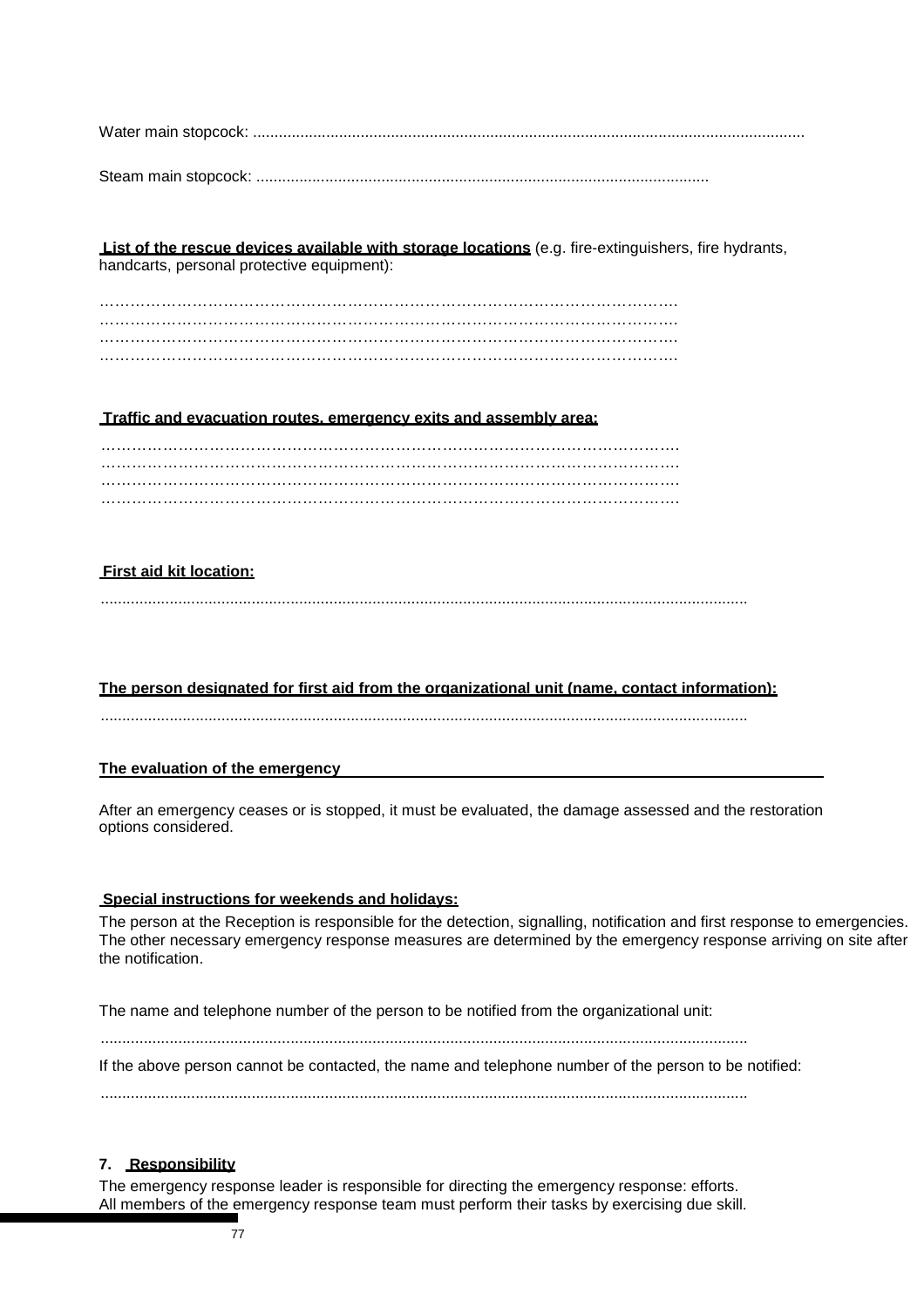Water main stopcock: ..............................................................................................................................

Steam main stopcock: .......................................................................................................

**List of the rescue devices available with storage locations** (e.g. fire-extinguishers, fire hydrants, handcarts, personal protective equipment):

………………………………………………………………………………………………….
………………………………………………………………………………………………….
………………………………………………………………………………………………….
………………………………………………………………………………………………….

**Traffic and evacuation routes, emergency exits and assembly area:**

………………………………………………………………………………………………….
………………………………………………………………………………………………….
………………………………………………………………………………………………….
………………………………………………………………………………………………….

**First aid kit location:**

...................................................................................................................................................

**The person designated for first aid from the organizational unit (name, contact information):**

...................................................................................................................................................

**The evaluation of the emergency**

After an emergency ceases or is stopped, it must be evaluated, the damage assessed and the restoration options considered.

**Special instructions for weekends and holidays:**

The person at the Reception is responsible for the detection, signalling, notification and first response to emergencies. The other necessary emergency response measures are determined by the emergency response arriving on site after the notification.

The name and telephone number of the person to be notified from the organizational unit:

...................................................................................................................................................

If the above person cannot be contacted, the name and telephone number of the person to be notified:

...................................................................................................................................................

## 7. Responsibility

The emergency response leader is responsible for directing the emergency response: efforts.
All members of the emergency response team must perform their tasks by exercising due skill.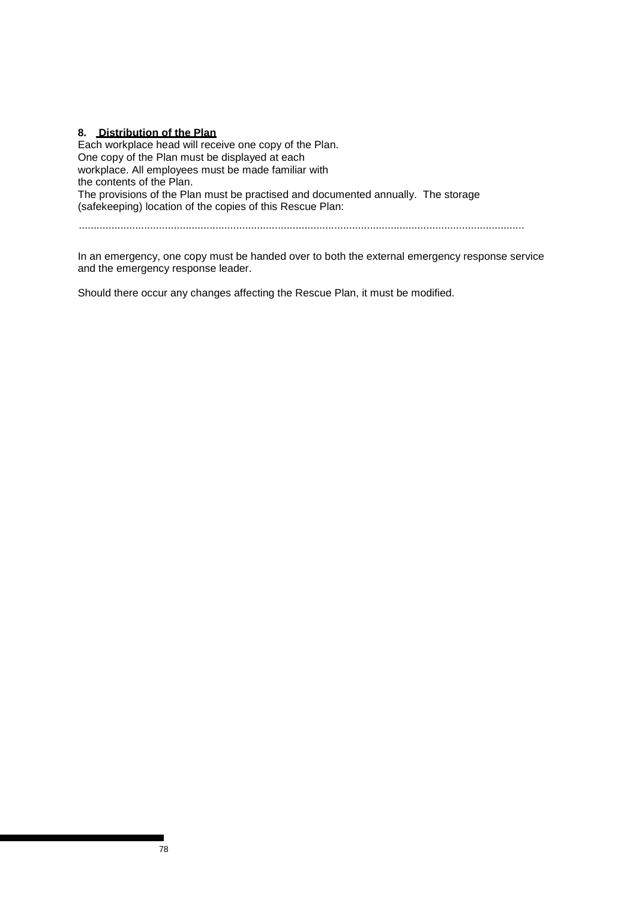## 8. Distribution of the Plan

Each workplace head will receive one copy of the Plan.
One copy of the Plan must be displayed at each workplace. All employees must be made familiar with the contents of the Plan.
The provisions of the Plan must be practised and documented annually. The storage (safekeeping) location of the copies of this Rescue Plan:

.......................................................................................................................................................

In an emergency, one copy must be handed over to both the external emergency response service and the emergency response leader.

Should there occur any changes affecting the Rescue Plan, it must be modified.